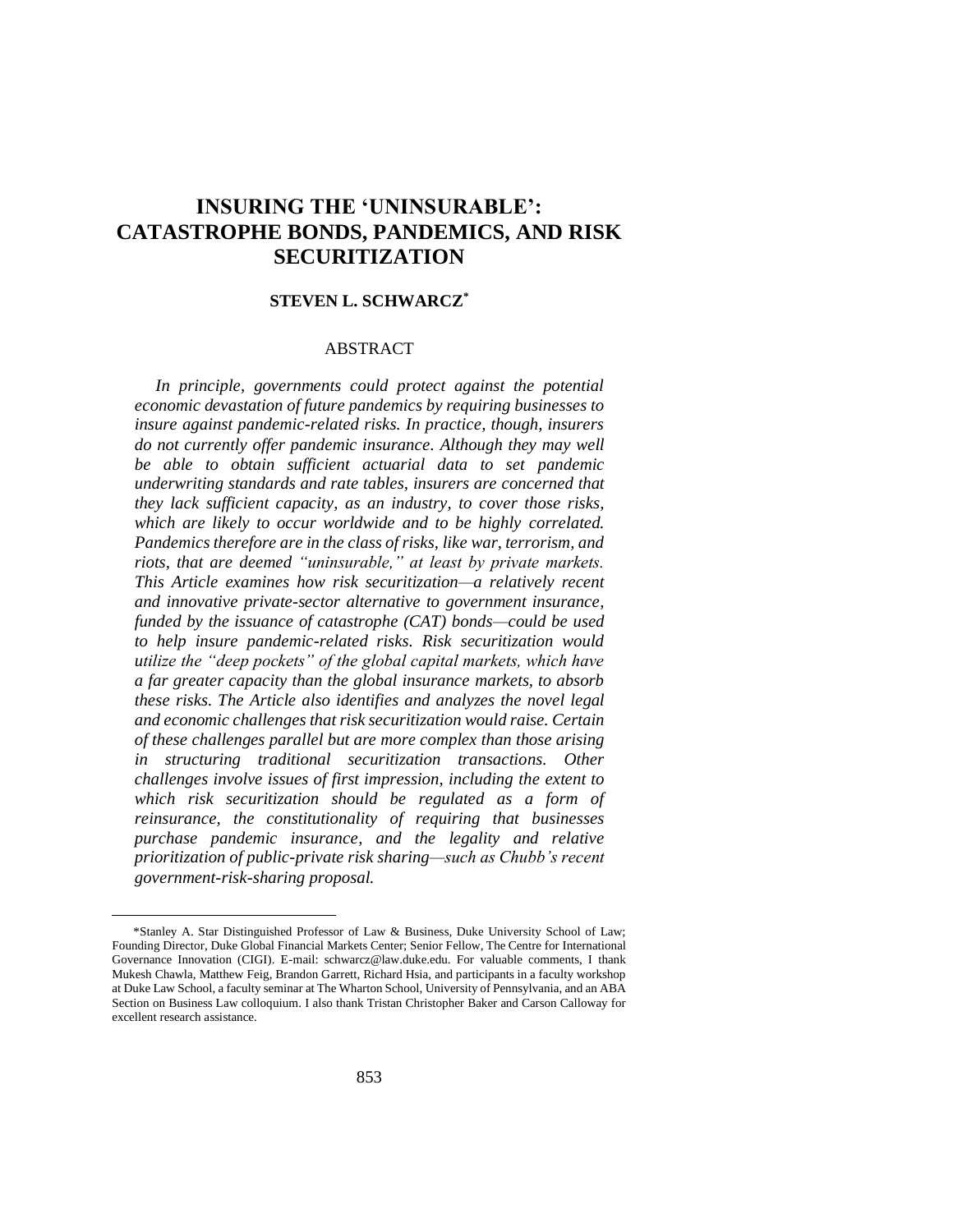# INSURING THE 'UNINSURABLE': CATASTROPHE BONDS, PANDEMICS, AND RISK SECURITIZATION

**STEVEN L. SCHWARCZ***

## ABSTRACT

*In principle, governments could protect against the potential economic devastation of future pandemics by requiring businesses to insure against pandemic-related risks. In practice, though, insurers do not currently offer pandemic insurance. Although they may well be able to obtain sufficient actuarial data to set pandemic underwriting standards and rate tables, insurers are concerned that they lack sufficient capacity, as an industry, to cover those risks, which are likely to occur worldwide and to be highly correlated. Pandemics therefore are in the class of risks, like war, terrorism, and riots, that are deemed "uninsurable," at least by private markets. This Article examines how risk securitization—a relatively recent and innovative private-sector alternative to government insurance, funded by the issuance of catastrophe (CAT) bonds—could be used to help insure pandemic-related risks. Risk securitization would utilize the "deep pockets" of the global capital markets, which have a far greater capacity than the global insurance markets, to absorb these risks. The Article also identifies and analyzes the novel legal and economic challenges that risk securitization would raise. Certain of these challenges parallel but are more complex than those arising in structuring traditional securitization transactions. Other challenges involve issues of first impression, including the extent to which risk securitization should be regulated as a form of reinsurance, the constitutionality of requiring that businesses purchase pandemic insurance, and the legality and relative prioritization of public-private risk sharing—such as Chubb's recent government-risk-sharing proposal.*

---

*Stanley A. Star Distinguished Professor of Law & Business, Duke University School of Law; Founding Director, Duke Global Financial Markets Center; Senior Fellow, The Centre for International Governance Innovation (CIGI). E-mail: schwarcz@law.duke.edu. For valuable comments, I thank Mukesh Chawla, Matthew Feig, Brandon Garrett, Richard Hsia, and participants in a faculty workshop at Duke Law School, a faculty seminar at The Wharton School, University of Pennsylvania, and an ABA Section on Business Law colloquium. I also thank Tristan Christopher Baker and Carson Calloway for excellent research assistance.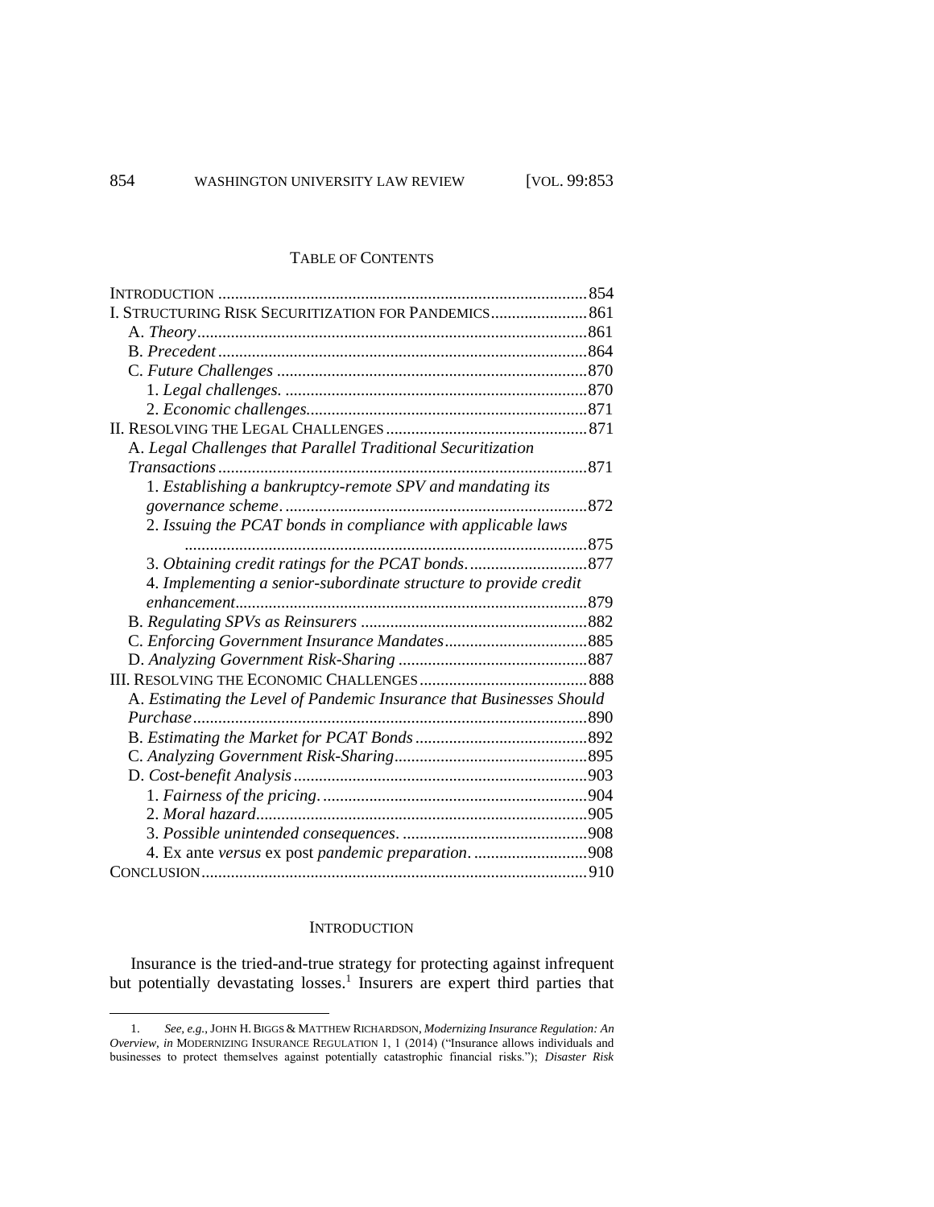## TABLE OF CONTENTS

INTRODUCTION ........................................................................................854
I. STRUCTURING RISK SECURITIZATION FOR PANDEMICS.......................861
  A. *Theory*............................................................................................861
  B. *Precedent*.......................................................................................864
  C. *Future Challenges* .........................................................................870
    1. *Legal challenges.* ........................................................................870
    2. *Economic challenges*...................................................................871
II. RESOLVING THE LEGAL CHALLENGES ................................................871
  A. *Legal Challenges that Parallel Traditional Securitization Transactions*........................................................................................871
    1. *Establishing a bankruptcy-remote SPV and mandating its governance scheme*. .......................................................................872
    2. *Issuing the PCAT bonds in compliance with applicable laws* ................................................................................................875
    3. *Obtaining credit ratings for the PCAT bonds*. ............................877
    4. *Implementing a senior-subordinate structure to provide credit enhancement*...................................................................................879
  B. *Regulating SPVs as Reinsurers* ......................................................882
  C. *Enforcing Government Insurance Mandates*..................................885
  D. *Analyzing Government Risk-Sharing* .............................................887
III. RESOLVING THE ECONOMIC CHALLENGES........................................888
  A. *Estimating the Level of Pandemic Insurance that Businesses Should Purchase*............................................................................................890
  B. *Estimating the Market for PCAT Bonds* .........................................892
  C. *Analyzing Government Risk-Sharing*.............................................895
  D. *Cost-benefit Analysis*......................................................................903
    1. *Fairness of the pricing*. ..............................................................904
    2. *Moral hazard*...............................................................................905
    3. *Possible unintended consequences*. ............................................908
    4. Ex ante *versus* ex post *pandemic preparation*. ...........................908
CONCLUSION...........................................................................................910

## INTRODUCTION

Insurance is the tried-and-true strategy for protecting against infrequent but potentially devastating losses.[1] Insurers are expert third parties that

1. *See, e.g.*, JOHN H. BIGGS & MATTHEW RICHARDSON, *Modernizing Insurance Regulation: An Overview*, *in* MODERNIZING INSURANCE REGULATION 1, 1 (2014) ("Insurance allows individuals and businesses to protect themselves against potentially catastrophic financial risks."); *Disaster Risk*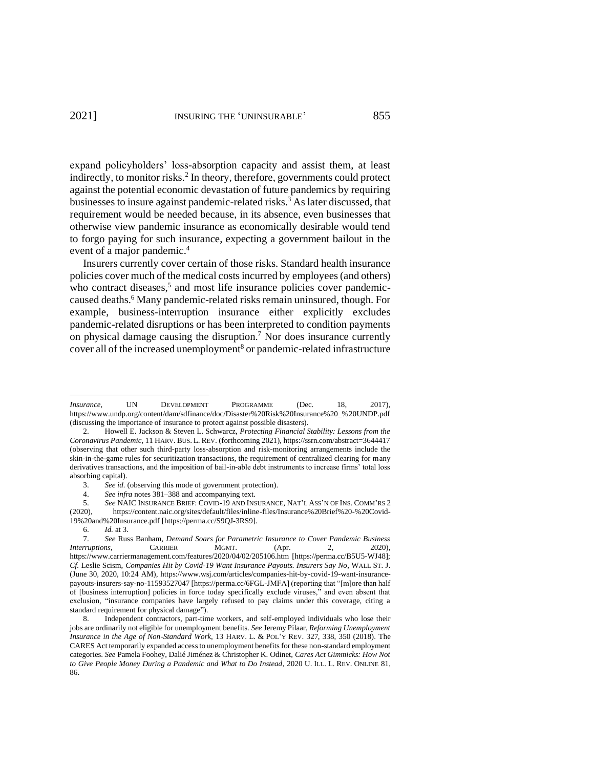expand policyholders' loss-absorption capacity and assist them, at least indirectly, to monitor risks.[2] In theory, therefore, governments could protect against the potential economic devastation of future pandemics by requiring businesses to insure against pandemic-related risks.[3] As later discussed, that requirement would be needed because, in its absence, even businesses that otherwise view pandemic insurance as economically desirable would tend to forgo paying for such insurance, expecting a government bailout in the event of a major pandemic.[4]

Insurers currently cover certain of those risks. Standard health insurance policies cover much of the medical costs incurred by employees (and others) who contract diseases,[5] and most life insurance policies cover pandemic-caused deaths.[6] Many pandemic-related risks remain uninsured, though. For example, business-interruption insurance either explicitly excludes pandemic-related disruptions or has been interpreted to condition payments on physical damage causing the disruption.[7] Nor does insurance currently cover all of the increased unemployment[8] or pandemic-related infrastructure

---

*Insurance*, UN DEVELOPMENT PROGRAMME (Dec. 18, 2017), https://www.undp.org/content/dam/sdfinance/doc/Disaster%20Risk%20Insurance%20_%20UNDP.pdf (discussing the importance of insurance to protect against possible disasters).

2. Howell E. Jackson & Steven L. Schwarcz, *Protecting Financial Stability: Lessons from the Coronavirus Pandemic*, 11 HARV. BUS. L. REV. (forthcoming 2021), https://ssrn.com/abstract=3644417 (observing that other such third-party loss-absorption and risk-monitoring arrangements include the skin-in-the-game rules for securitization transactions, the requirement of centralized clearing for many derivatives transactions, and the imposition of bail-in-able debt instruments to increase firms' total loss absorbing capital).

3. *See id.* (observing this mode of government protection).

4. *See infra* notes 381–388 and accompanying text.

5. *See* NAIC INSURANCE BRIEF: COVID-19 AND INSURANCE, NAT'L ASS'N OF INS. COMM'RS 2 (2020), https://content.naic.org/sites/default/files/inline-files/Insurance%20Brief%20-%20Covid-19%20and%20Insurance.pdf [https://perma.cc/S9QJ-3RS9].

6. *Id.* at 3.

7. *See* Russ Banham, *Demand Soars for Parametric Insurance to Cover Pandemic Business Interruptions*, CARRIER MGMT. (Apr. 2, 2020), https://www.carriermanagement.com/features/2020/04/02/205106.htm [https://perma.cc/B5U5-WJ48]; *Cf.* Leslie Scism, *Companies Hit by Covid-19 Want Insurance Payouts. Insurers Say No*, WALL ST. J. (June 30, 2020, 10:24 AM), https://www.wsj.com/articles/companies-hit-by-covid-19-want-insurance-payouts-insurers-say-no-11593527047 [https://perma.cc/6FGL-JMFA] (reporting that "[m]ore than half of [business interruption] policies in force today specifically exclude viruses," and even absent that exclusion, "insurance companies have largely refused to pay claims under this coverage, citing a standard requirement for physical damage").

8. Independent contractors, part-time workers, and self-employed individuals who lose their jobs are ordinarily not eligible for unemployment benefits. *See* Jeremy Pilaar, *Reforming Unemployment Insurance in the Age of Non-Standard Work*, 13 HARV. L. & POL'Y REV. 327, 338, 350 (2018). The CARES Act temporarily expanded access to unemployment benefits for these non-standard employment categories. *See* Pamela Foohey, Dalié Jiménez & Christopher K. Odinet, *Cares Act Gimmicks: How Not to Give People Money During a Pandemic and What to Do Instead*, 2020 U. ILL. L. REV. ONLINE 81, 86.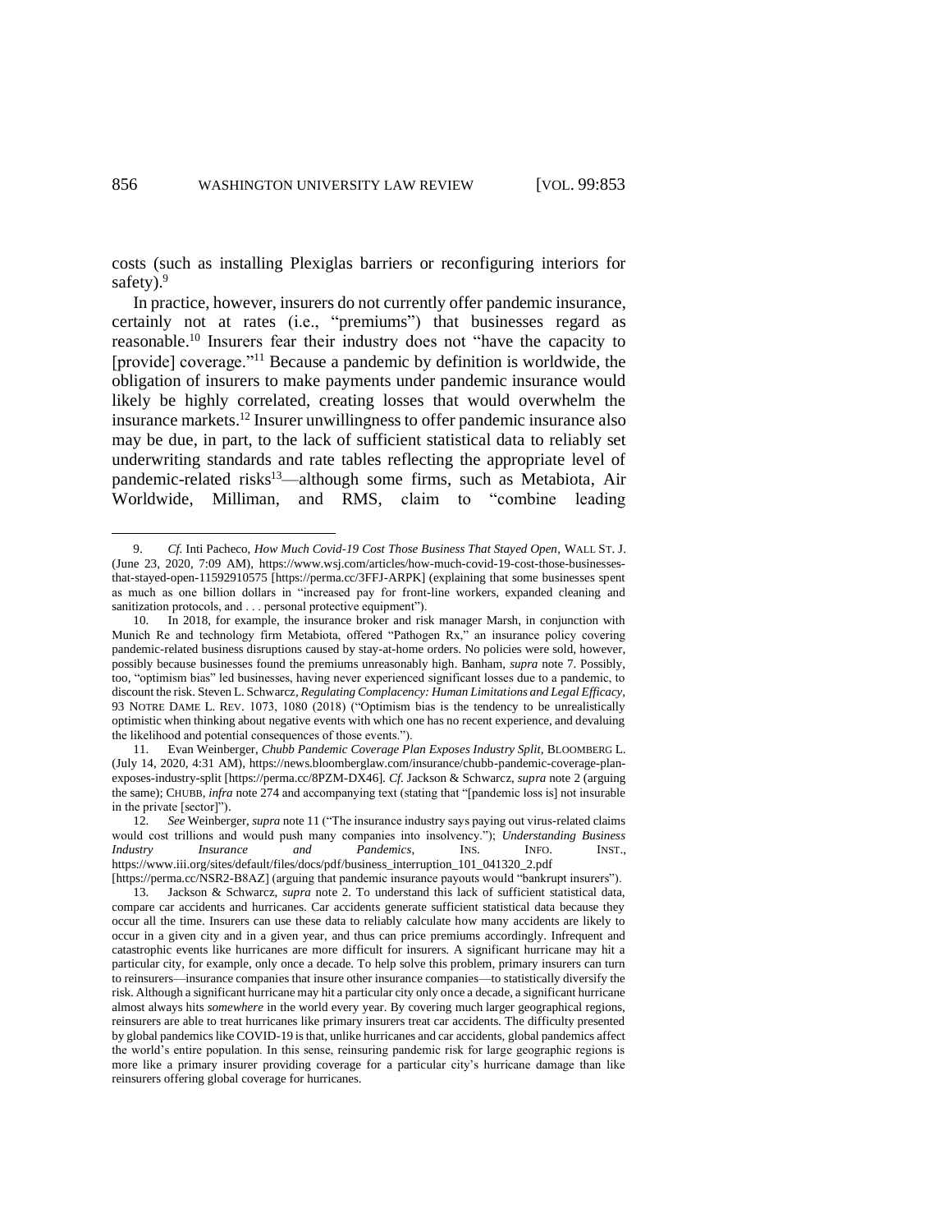costs (such as installing Plexiglas barriers or reconfiguring interiors for safety).[9]

In practice, however, insurers do not currently offer pandemic insurance, certainly not at rates (i.e., "premiums") that businesses regard as reasonable.[10] Insurers fear their industry does not "have the capacity to [provide] coverage."[11] Because a pandemic by definition is worldwide, the obligation of insurers to make payments under pandemic insurance would likely be highly correlated, creating losses that would overwhelm the insurance markets.[12] Insurer unwillingness to offer pandemic insurance also may be due, in part, to the lack of sufficient statistical data to reliably set underwriting standards and rate tables reflecting the appropriate level of pandemic-related risks[13]—although some firms, such as Metabiota, Air Worldwide, Milliman, and RMS, claim to "combine leading

---

9. *Cf.* Inti Pacheco, *How Much Covid-19 Cost Those Business That Stayed Open*, WALL ST. J. (June 23, 2020, 7:09 AM), https://www.wsj.com/articles/how-much-covid-19-cost-those-businesses-that-stayed-open-11592910575 [https://perma.cc/3FFJ-ARPK] (explaining that some businesses spent as much as one billion dollars in "increased pay for front-line workers, expanded cleaning and sanitization protocols, and . . . personal protective equipment").

10. In 2018, for example, the insurance broker and risk manager Marsh, in conjunction with Munich Re and technology firm Metabiota, offered "Pathogen Rx," an insurance policy covering pandemic-related business disruptions caused by stay-at-home orders. No policies were sold, however, possibly because businesses found the premiums unreasonably high. Banham, *supra* note 7. Possibly, too, "optimism bias" led businesses, having never experienced significant losses due to a pandemic, to discount the risk. Steven L. Schwarcz, *Regulating Complacency: Human Limitations and Legal Efficacy*, 93 NOTRE DAME L. REV. 1073, 1080 (2018) ("Optimism bias is the tendency to be unrealistically optimistic when thinking about negative events with which one has no recent experience, and devaluing the likelihood and potential consequences of those events.").

11. Evan Weinberger, *Chubb Pandemic Coverage Plan Exposes Industry Split*, BLOOMBERG L. (July 14, 2020, 4:31 AM), https://news.bloomberglaw.com/insurance/chubb-pandemic-coverage-plan-exposes-industry-split [https://perma.cc/8PZM-DX46]. *Cf.* Jackson & Schwarcz, *supra* note 2 (arguing the same); CHUBB, *infra* note 274 and accompanying text (stating that "[pandemic loss is] not insurable in the private [sector]").

12. *See* Weinberger, *supra* note 11 ("The insurance industry says paying out virus-related claims would cost trillions and would push many companies into insolvency."); *Understanding Business Industry Insurance and Pandemics*, INS. INFO. INST., https://www.iii.org/sites/default/files/docs/pdf/business_interruption_101_041320_2.pdf [https://perma.cc/NSR2-B8AZ] (arguing that pandemic insurance payouts would "bankrupt insurers").

13. Jackson & Schwarcz, *supra* note 2. To understand this lack of sufficient statistical data, compare car accidents and hurricanes. Car accidents generate sufficient statistical data because they occur all the time. Insurers can use these data to reliably calculate how many accidents are likely to occur in a given city and in a given year, and thus can price premiums accordingly. Infrequent and catastrophic events like hurricanes are more difficult for insurers. A significant hurricane may hit a particular city, for example, only once a decade. To help solve this problem, primary insurers can turn to reinsurers—insurance companies that insure other insurance companies—to statistically diversify the risk. Although a significant hurricane may hit a particular city only once a decade, a significant hurricane almost always hits *somewhere* in the world every year. By covering much larger geographical regions, reinsurers are able to treat hurricanes like primary insurers treat car accidents. The difficulty presented by global pandemics like COVID-19 is that, unlike hurricanes and car accidents, global pandemics affect the world's entire population. In this sense, reinsuring pandemic risk for large geographic regions is more like a primary insurer providing coverage for a particular city's hurricane damage than like reinsurers offering global coverage for hurricanes.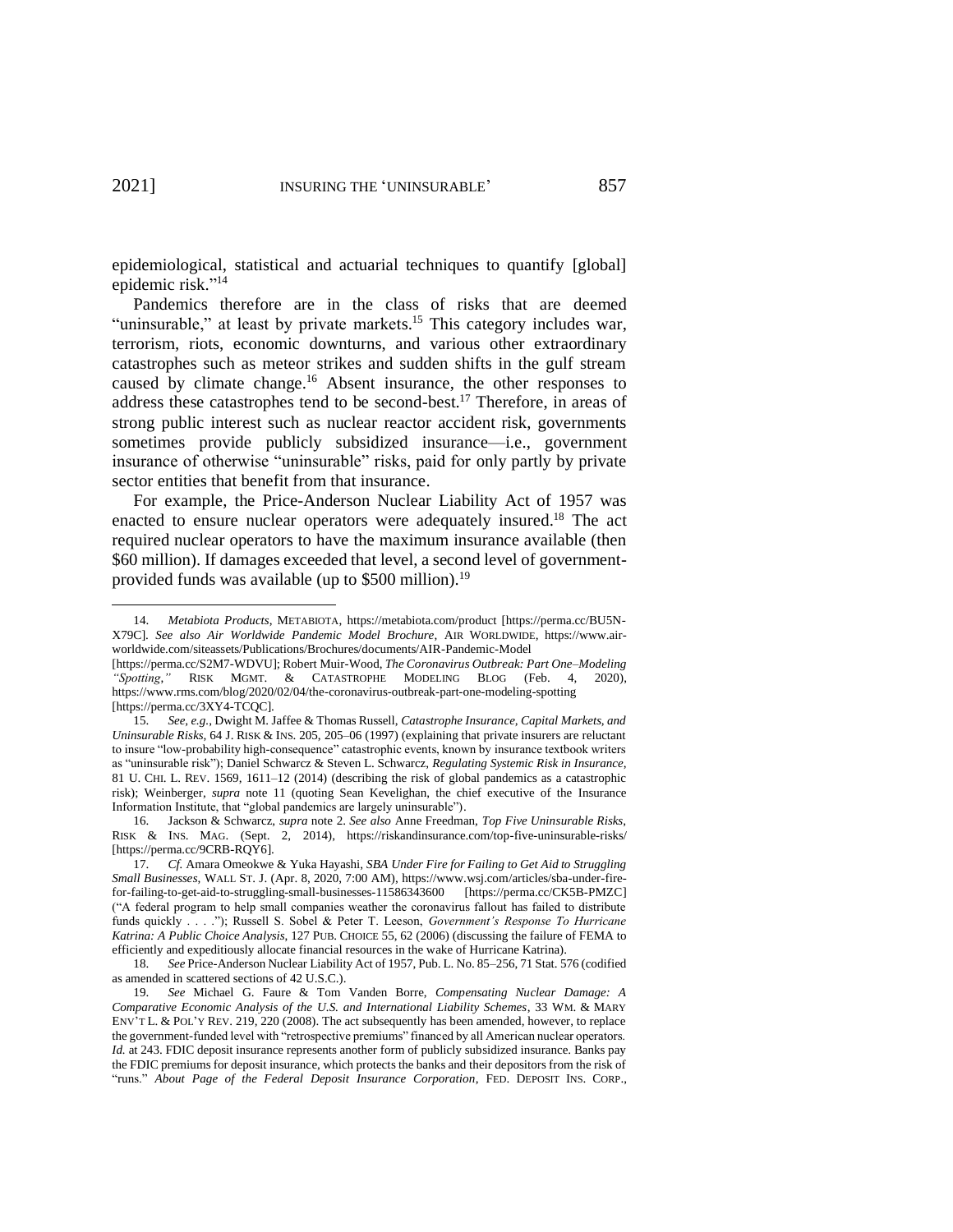epidemiological, statistical and actuarial techniques to quantify [global] epidemic risk."[14]

Pandemics therefore are in the class of risks that are deemed "uninsurable," at least by private markets.[15] This category includes war, terrorism, riots, economic downturns, and various other extraordinary catastrophes such as meteor strikes and sudden shifts in the gulf stream caused by climate change.[16] Absent insurance, the other responses to address these catastrophes tend to be second-best.[17] Therefore, in areas of strong public interest such as nuclear reactor accident risk, governments sometimes provide publicly subsidized insurance—i.e., government insurance of otherwise "uninsurable" risks, paid for only partly by private sector entities that benefit from that insurance.

For example, the Price-Anderson Nuclear Liability Act of 1957 was enacted to ensure nuclear operators were adequately insured.[18] The act required nuclear operators to have the maximum insurance available (then $60 million). If damages exceeded that level, a second level of government-provided funds was available (up to $500 million).[19]

---

14. *Metabiota Products*, METABIOTA, https://metabiota.com/product [https://perma.cc/BU5N-X79C]. *See also Air Worldwide Pandemic Model Brochure*, AIR WORLDWIDE, https://www.air-worldwide.com/siteassets/Publications/Brochures/documents/AIR-Pandemic-Model [https://perma.cc/S2M7-WDVU]; Robert Muir-Wood, *The Coronavirus Outbreak: Part One–Modeling "Spotting*,*"* RISK MGMT. & CATASTROPHE MODELING BLOG (Feb. 4, 2020), https://www.rms.com/blog/2020/02/04/the-coronavirus-outbreak-part-one-modeling-spotting [https://perma.cc/3XY4-TCQC].

15. *See, e.g.*, Dwight M. Jaffee & Thomas Russell, *Catastrophe Insurance, Capital Markets, and Uninsurable Risks*, 64 J. RISK & INS. 205, 205–06 (1997) (explaining that private insurers are reluctant to insure "low-probability high-consequence" catastrophic events, known by insurance textbook writers as "uninsurable risk"); Daniel Schwarcz & Steven L. Schwarcz, *Regulating Systemic Risk in Insurance*, 81 U. CHI. L. REV. 1569, 1611–12 (2014) (describing the risk of global pandemics as a catastrophic risk); Weinberger, *supra* note 11 (quoting Sean Kevelighan, the chief executive of the Insurance Information Institute, that "global pandemics are largely uninsurable").

16. Jackson & Schwarcz, *supra* note 2. *See also* Anne Freedman, *Top Five Uninsurable Risks*, RISK & INS. MAG. (Sept. 2, 2014), https://riskandinsurance.com/top-five-uninsurable-risks/ [https://perma.cc/9CRB-RQY6].

17. *Cf.* Amara Omeokwe & Yuka Hayashi, *SBA Under Fire for Failing to Get Aid to Struggling Small Businesses*, WALL ST. J. (Apr. 8, 2020, 7:00 AM), https://www.wsj.com/articles/sba-under-fire-for-failing-to-get-aid-to-struggling-small-businesses-11586343600 [https://perma.cc/CK5B-PMZC] ("A federal program to help small companies weather the coronavirus fallout has failed to distribute funds quickly . . . ."); Russell S. Sobel & Peter T. Leeson, *Government's Response To Hurricane Katrina: A Public Choice Analysis*, 127 PUB. CHOICE 55, 62 (2006) (discussing the failure of FEMA to efficiently and expeditiously allocate financial resources in the wake of Hurricane Katrina).

18. *See* Price-Anderson Nuclear Liability Act of 1957, Pub. L. No. 85–256, 71 Stat. 576 (codified as amended in scattered sections of 42 U.S.C.).

19. *See* Michael G. Faure & Tom Vanden Borre, *Compensating Nuclear Damage: A Comparative Economic Analysis of the U.S. and International Liability Schemes*, 33 WM. & MARY ENV'T L. & POL'Y REV. 219, 220 (2008). The act subsequently has been amended, however, to replace the government-funded level with "retrospective premiums" financed by all American nuclear operators. *Id.* at 243. FDIC deposit insurance represents another form of publicly subsidized insurance. Banks pay the FDIC premiums for deposit insurance, which protects the banks and their depositors from the risk of "runs." *About Page of the Federal Deposit Insurance Corporation*, FED. DEPOSIT INS. CORP.,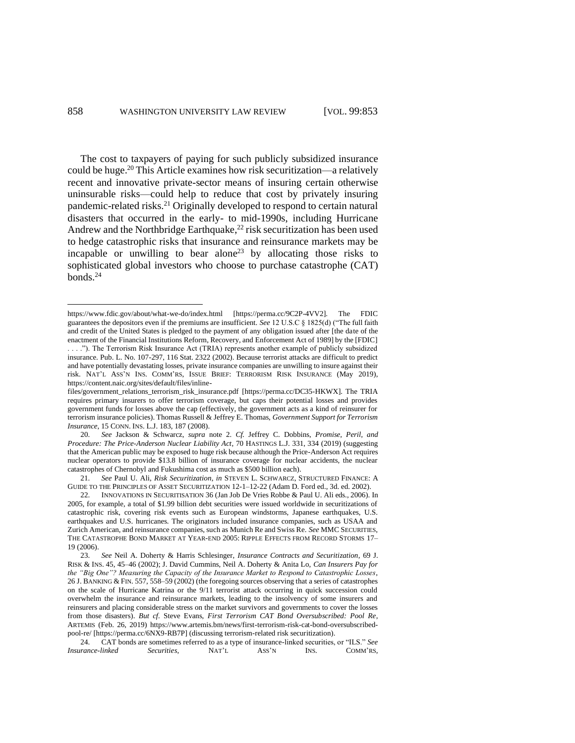The cost to taxpayers of paying for such publicly subsidized insurance could be huge.[20] This Article examines how risk securitization—a relatively recent and innovative private-sector means of insuring certain otherwise uninsurable risks—could help to reduce that cost by privately insuring pandemic-related risks.[21] Originally developed to respond to certain natural disasters that occurred in the early- to mid-1990s, including Hurricane Andrew and the Northbridge Earthquake,[22] risk securitization has been used to hedge catastrophic risks that insurance and reinsurance markets may be incapable or unwilling to bear alone[23] by allocating those risks to sophisticated global investors who choose to purchase catastrophe (CAT) bonds.[24]

---

https://www.fdic.gov/about/what-we-do/index.html [https://perma.cc/9C2P-4VV2]. The FDIC guarantees the depositors even if the premiums are insufficient. *See* 12 U.S.C § 1825(d) ("The full faith and credit of the United States is pledged to the payment of any obligation issued after [the date of the enactment of the Financial Institutions Reform, Recovery, and Enforcement Act of 1989] by the [FDIC] . . . ."). The Terrorism Risk Insurance Act (TRIA) represents another example of publicly subsidized insurance. Pub. L. No. 107-297, 116 Stat. 2322 (2002). Because terrorist attacks are difficult to predict and have potentially devastating losses, private insurance companies are unwilling to insure against their risk. NAT'L ASS'N INS. COMM'RS, ISSUE BRIEF: TERRORISM RISK INSURANCE (May 2019), https://content.naic.org/sites/default/files/inline-files/government_relations_terrorism_risk_insurance.pdf [https://perma.cc/DC35-HKWX]. The TRIA requires primary insurers to offer terrorism coverage, but caps their potential losses and provides government funds for losses above the cap (effectively, the government acts as a kind of reinsurer for terrorism insurance policies). Thomas Russell & Jeffrey E. Thomas, *Government Support for Terrorism Insurance*, 15 CONN. INS. L.J. 183, 187 (2008).

20. *See* Jackson & Schwarcz, *supra* note 2. *Cf.* Jeffrey C. Dobbins, *Promise, Peril, and Procedure: The Price-Anderson Nuclear Liability Act*, 70 HASTINGS L.J. 331, 334 (2019) (suggesting that the American public may be exposed to huge risk because although the Price-Anderson Act requires nuclear operators to provide $13.8 billion of insurance coverage for nuclear accidents, the nuclear catastrophes of Chernobyl and Fukushima cost as much as $500 billion each).

21. *See* Paul U. Ali, *Risk Securitization*, *in* STEVEN L. SCHWARCZ, STRUCTURED FINANCE: A GUIDE TO THE PRINCIPLES OF ASSET SECURITIZATION 12-1–12-22 (Adam D. Ford ed., 3d. ed. 2002).

22. INNOVATIONS IN SECURITISATION 36 (Jan Job De Vries Robbe & Paul U. Ali eds., 2006). In 2005, for example, a total of $1.99 billion debt securities were issued worldwide in securitizations of catastrophic risk, covering risk events such as European windstorms, Japanese earthquakes, U.S. earthquakes and U.S. hurricanes. The originators included insurance companies, such as USAA and Zurich American, and reinsurance companies, such as Munich Re and Swiss Re. *See* MMC SECURITIES, THE CATASTROPHE BOND MARKET AT YEAR-END 2005: RIPPLE EFFECTS FROM RECORD STORMS 17–19 (2006).

23. *See* Neil A. Doherty & Harris Schlesinger, *Insurance Contracts and Securitization*, 69 J. RISK & INS. 45, 45–46 (2002); J. David Cummins, Neil A. Doherty & Anita Lo, *Can Insurers Pay for the "Big One"? Measuring the Capacity of the Insurance Market to Respond to Catastrophic Losses*, 26 J. BANKING & FIN. 557, 558–59 (2002) (the foregoing sources observing that a series of catastrophes on the scale of Hurricane Katrina or the 9/11 terrorist attack occurring in quick succession could overwhelm the insurance and reinsurance markets, leading to the insolvency of some insurers and reinsurers and placing considerable stress on the market survivors and governments to cover the losses from those disasters). *But cf.* Steve Evans, *First Terrorism CAT Bond Oversubscribed: Pool Re*, ARTEMIS (Feb. 26, 2019) https://www.artemis.bm/news/first-terrorism-risk-cat-bond-oversubscribed-pool-re/ [https://perma.cc/6NX9-RB7P] (discussing terrorism-related risk securitization).

24. CAT bonds are sometimes referred to as a type of insurance-linked securities, or "ILS." *See* *Insurance-linked Securities*, NAT'L ASS'N INS. COMM'RS,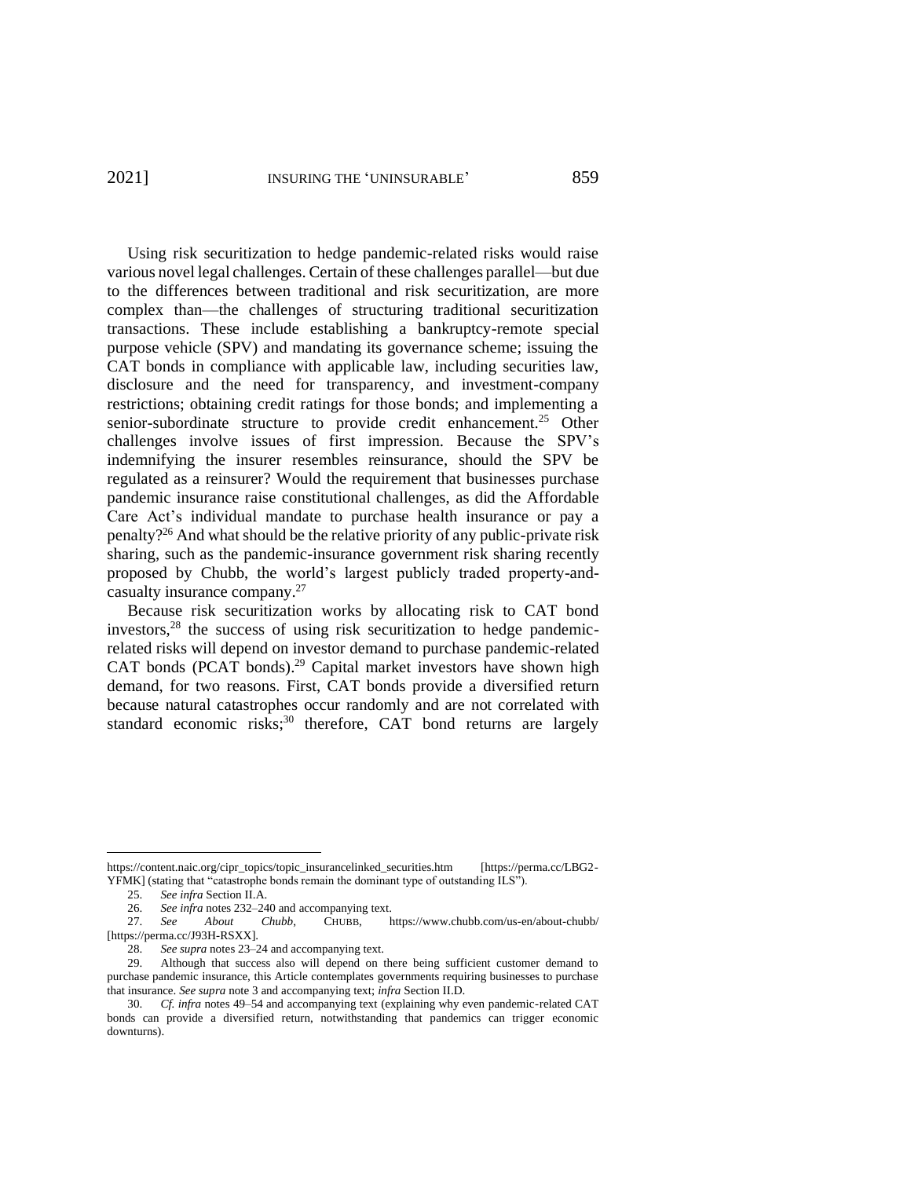Using risk securitization to hedge pandemic-related risks would raise various novel legal challenges. Certain of these challenges parallel—but due to the differences between traditional and risk securitization, are more complex than—the challenges of structuring traditional securitization transactions. These include establishing a bankruptcy-remote special purpose vehicle (SPV) and mandating its governance scheme; issuing the CAT bonds in compliance with applicable law, including securities law, disclosure and the need for transparency, and investment-company restrictions; obtaining credit ratings for those bonds; and implementing a senior-subordinate structure to provide credit enhancement.[25] Other challenges involve issues of first impression. Because the SPV's indemnifying the insurer resembles reinsurance, should the SPV be regulated as a reinsurer? Would the requirement that businesses purchase pandemic insurance raise constitutional challenges, as did the Affordable Care Act's individual mandate to purchase health insurance or pay a penalty?[26] And what should be the relative priority of any public-private risk sharing, such as the pandemic-insurance government risk sharing recently proposed by Chubb, the world's largest publicly traded property-and-casualty insurance company.[27]

Because risk securitization works by allocating risk to CAT bond investors,[28] the success of using risk securitization to hedge pandemic-related risks will depend on investor demand to purchase pandemic-related CAT bonds (PCAT bonds).[29] Capital market investors have shown high demand, for two reasons. First, CAT bonds provide a diversified return because natural catastrophes occur randomly and are not correlated with standard economic risks;[30] therefore, CAT bond returns are largely

---

https://content.naic.org/cipr_topics/topic_insurancelinked_securities.htm [https://perma.cc/LBG2-YFMK] (stating that "catastrophe bonds remain the dominant type of outstanding ILS").

25. *See infra* Section II.A.

26. *See infra* notes 232–240 and accompanying text.

27. *See About Chubb*, CHUBB, https://www.chubb.com/us-en/about-chubb/ [https://perma.cc/J93H-RSXX].

28. *See supra* notes 23–24 and accompanying text.

29. Although that success also will depend on there being sufficient customer demand to purchase pandemic insurance, this Article contemplates governments requiring businesses to purchase that insurance. *See supra* note 3 and accompanying text; *infra* Section II.D.

30. *Cf. infra* notes 49–54 and accompanying text (explaining why even pandemic-related CAT bonds can provide a diversified return, notwithstanding that pandemics can trigger economic downturns).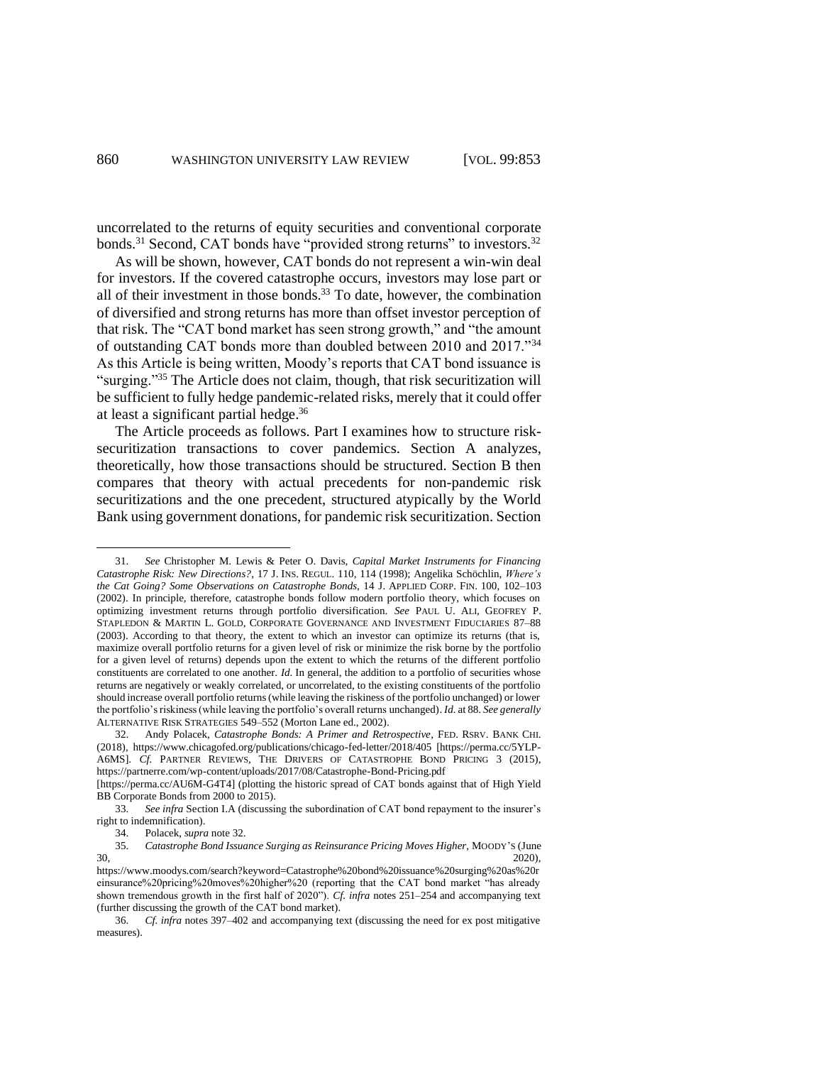uncorrelated to the returns of equity securities and conventional corporate bonds.[31] Second, CAT bonds have "provided strong returns" to investors.[32]

As will be shown, however, CAT bonds do not represent a win-win deal for investors. If the covered catastrophe occurs, investors may lose part or all of their investment in those bonds.[33] To date, however, the combination of diversified and strong returns has more than offset investor perception of that risk. The "CAT bond market has seen strong growth," and "the amount of outstanding CAT bonds more than doubled between 2010 and 2017."[34] As this Article is being written, Moody's reports that CAT bond issuance is "surging."[35] The Article does not claim, though, that risk securitization will be sufficient to fully hedge pandemic-related risks, merely that it could offer at least a significant partial hedge.[36]

The Article proceeds as follows. Part I examines how to structure risk-securitization transactions to cover pandemics. Section A analyzes, theoretically, how those transactions should be structured. Section B then compares that theory with actual precedents for non-pandemic risk securitizations and the one precedent, structured atypically by the World Bank using government donations, for pandemic risk securitization. Section

---

31. *See* Christopher M. Lewis & Peter O. Davis, *Capital Market Instruments for Financing Catastrophe Risk: New Directions?*, 17 J. INS. REGUL. 110, 114 (1998); Angelika Schöchlin, *Where's the Cat Going? Some Observations on Catastrophe Bonds*, 14 J. APPLIED CORP. FIN. 100, 102–103 (2002). In principle, therefore, catastrophe bonds follow modern portfolio theory, which focuses on optimizing investment returns through portfolio diversification. *See* PAUL U. ALI, GEOFFREY P. STAPLEDON & MARTIN L. GOLD, CORPORATE GOVERNANCE AND INVESTMENT FIDUCIARIES 87–88 (2003). According to that theory, the extent to which an investor can optimize its returns (that is, maximize overall portfolio returns for a given level of risk or minimize the risk borne by the portfolio for a given level of returns) depends upon the extent to which the returns of the different portfolio constituents are correlated to one another. *Id.* In general, the addition to a portfolio of securities whose returns are negatively or weakly correlated, or uncorrelated, to the existing constituents of the portfolio should increase overall portfolio returns (while leaving the riskiness of the portfolio unchanged) or lower the portfolio's riskiness (while leaving the portfolio's overall returns unchanged). *Id.* at 88. *See generally* ALTERNATIVE RISK STRATEGIES 549–552 (Morton Lane ed., 2002).

32. Andy Polacek, *Catastrophe Bonds: A Primer and Retrospective*, FED. RSRV. BANK CHI. (2018), https://www.chicagofed.org/publications/chicago-fed-letter/2018/405 [https://perma.cc/5YLP-A6MS]. *Cf.* PARTNER REVIEWS, THE DRIVERS OF CATASTROPHE BOND PRICING 3 (2015), https://partnerre.com/wp-content/uploads/2017/08/Catastrophe-Bond-Pricing.pdf [https://perma.cc/AU6M-G4T4] (plotting the historic spread of CAT bonds against that of High Yield BB Corporate Bonds from 2000 to 2015).

33. *See infra* Section I.A (discussing the subordination of CAT bond repayment to the insurer's right to indemnification).

34. Polacek, *supra* note 32.

35. *Catastrophe Bond Issuance Surging as Reinsurance Pricing Moves Higher*, MOODY'S (June 30, 2020), https://www.moodys.com/search?keyword=Catastrophe%20bond%20issuance%20surging%20as%20reinsurance%20pricing%20moves%20higher%20 (reporting that the CAT bond market "has already shown tremendous growth in the first half of 2020"). *Cf. infra* notes 251–254 and accompanying text (further discussing the growth of the CAT bond market).

36. *Cf. infra* notes 397–402 and accompanying text (discussing the need for ex post mitigative measures).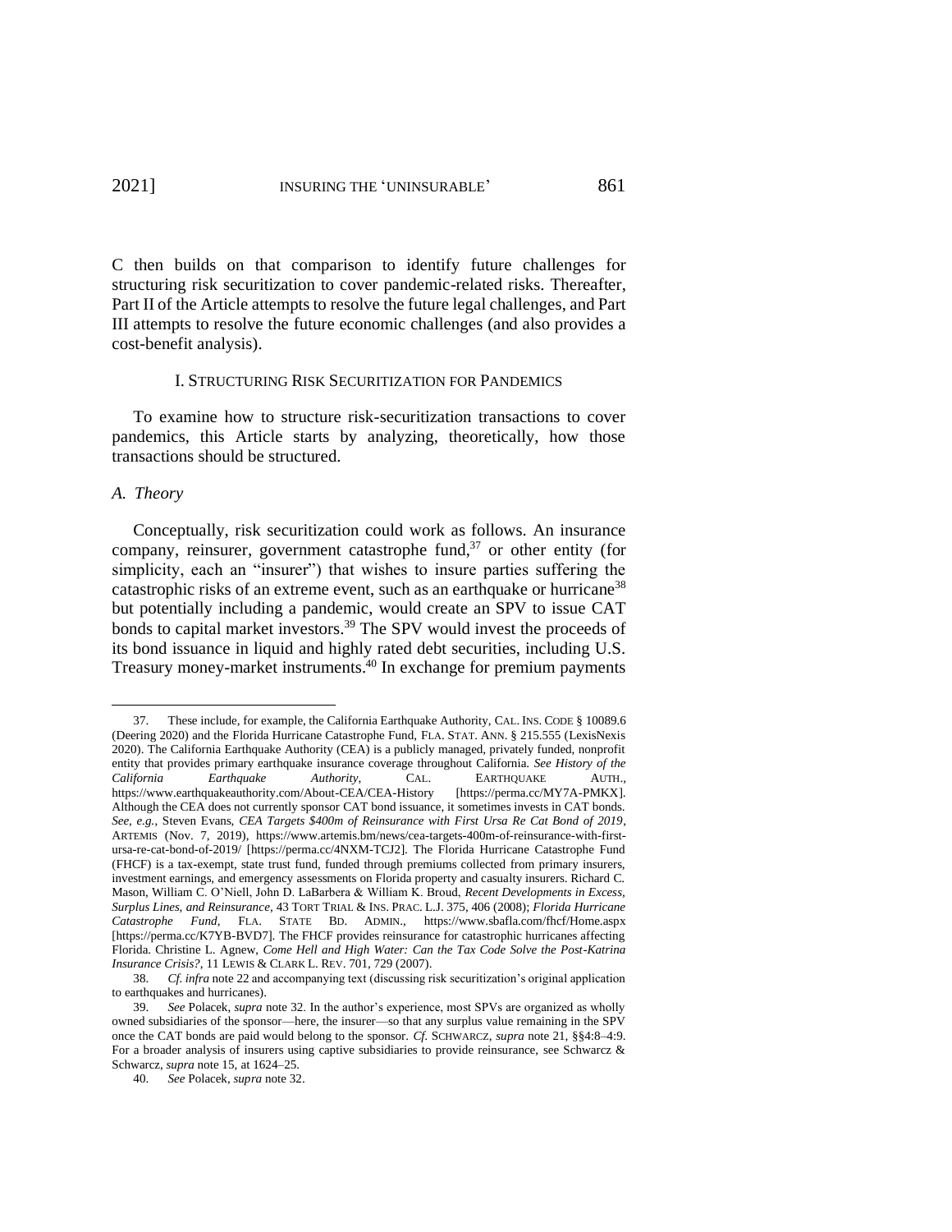C then builds on that comparison to identify future challenges for structuring risk securitization to cover pandemic-related risks. Thereafter, Part II of the Article attempts to resolve the future legal challenges, and Part III attempts to resolve the future economic challenges (and also provides a cost-benefit analysis).

## I. STRUCTURING RISK SECURITIZATION FOR PANDEMICS

To examine how to structure risk-securitization transactions to cover pandemics, this Article starts by analyzing, theoretically, how those transactions should be structured.

### *A. Theory*

Conceptually, risk securitization could work as follows. An insurance company, reinsurer, government catastrophe fund,[37] or other entity (for simplicity, each an "insurer") that wishes to insure parties suffering the catastrophic risks of an extreme event, such as an earthquake or hurricane[38] but potentially including a pandemic, would create an SPV to issue CAT bonds to capital market investors.[39] The SPV would invest the proceeds of its bond issuance in liquid and highly rated debt securities, including U.S. Treasury money-market instruments.[40] In exchange for premium payments

---

37. These include, for example, the California Earthquake Authority, CAL. INS. CODE § 10089.6 (Deering 2020) and the Florida Hurricane Catastrophe Fund, FLA. STAT. ANN. § 215.555 (LexisNexis 2020). The California Earthquake Authority (CEA) is a publicly managed, privately funded, nonprofit entity that provides primary earthquake insurance coverage throughout California. *See History of the California Earthquake Authority*, CAL. EARTHQUAKE AUTH., https://www.earthquakeauthority.com/About-CEA/CEA-History [https://perma.cc/MY7A-PMKX]. Although the CEA does not currently sponsor CAT bond issuance, it sometimes invests in CAT bonds. *See, e.g.*, Steven Evans, *CEA Targets $400m of Reinsurance with First Ursa Re Cat Bond of 2019*, ARTEMIS (Nov. 7, 2019), https://www.artemis.bm/news/cea-targets-400m-of-reinsurance-with-first-ursa-re-cat-bond-of-2019/ [https://perma.cc/4NXM-TCJ2]. The Florida Hurricane Catastrophe Fund (FHCF) is a tax-exempt, state trust fund, funded through premiums collected from primary insurers, investment earnings, and emergency assessments on Florida property and casualty insurers. Richard C. Mason, William C. O'Niell, John D. LaBarbera & William K. Broud, *Recent Developments in Excess, Surplus Lines, and Reinsurance*, 43 TORT TRIAL & INS. PRAC. L.J. 375, 406 (2008); *Florida Hurricane Catastrophe Fund*, FLA. STATE BD. ADMIN., https://www.sbafla.com/fhcf/Home.aspx [https://perma.cc/K7YB-BVD7]. The FHCF provides reinsurance for catastrophic hurricanes affecting Florida. Christine L. Agnew, *Come Hell and High Water: Can the Tax Code Solve the Post-Katrina Insurance Crisis?*, 11 LEWIS & CLARK L. REV. 701, 729 (2007).

38. *Cf. infra* note 22 and accompanying text (discussing risk securitization's original application to earthquakes and hurricanes).

39. *See* Polacek, *supra* note 32. In the author's experience, most SPVs are organized as wholly owned subsidiaries of the sponsor—here, the insurer—so that any surplus value remaining in the SPV once the CAT bonds are paid would belong to the sponsor. *Cf.* SCHWARCZ, *supra* note 21, §§4:8–4:9. For a broader analysis of insurers using captive subsidiaries to provide reinsurance, see Schwarcz & Schwarcz, *supra* note 15, at 1624–25.

40. *See* Polacek, *supra* note 32.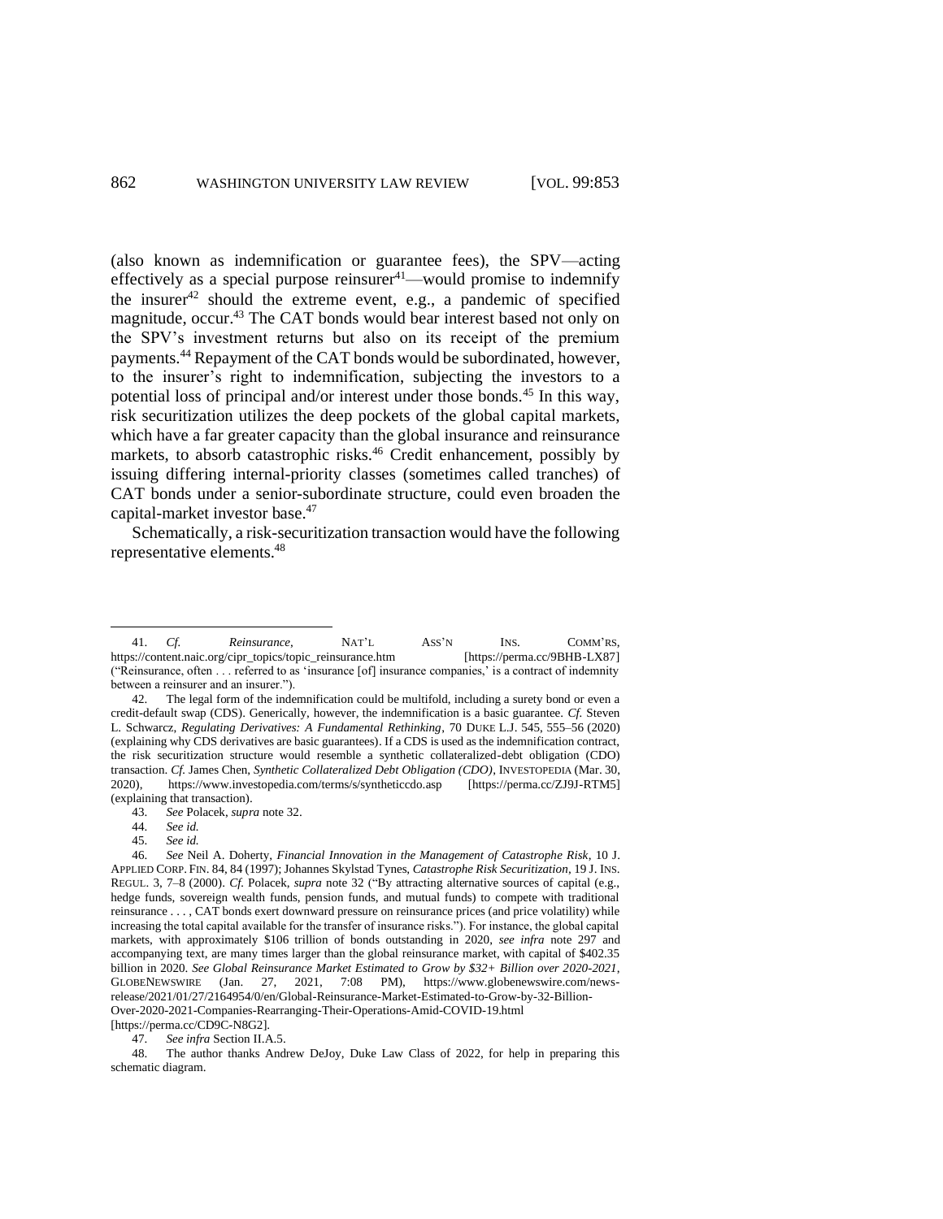(also known as indemnification or guarantee fees), the SPV—acting effectively as a special purpose reinsurer[41]—would promise to indemnify the insurer[42] should the extreme event, e.g., a pandemic of specified magnitude, occur.[43] The CAT bonds would bear interest based not only on the SPV's investment returns but also on its receipt of the premium payments.[44] Repayment of the CAT bonds would be subordinated, however, to the insurer's right to indemnification, subjecting the investors to a potential loss of principal and/or interest under those bonds.[45] In this way, risk securitization utilizes the deep pockets of the global capital markets, which have a far greater capacity than the global insurance and reinsurance markets, to absorb catastrophic risks.[46] Credit enhancement, possibly by issuing differing internal-priority classes (sometimes called tranches) of CAT bonds under a senior-subordinate structure, could even broaden the capital-market investor base.[47]

Schematically, a risk-securitization transaction would have the following representative elements.[48]

---

41. *Cf.* *Reinsurance*, NAT'L ASS'N INS. COMM'RS, https://content.naic.org/cipr_topics/topic_reinsurance.htm [https://perma.cc/9BHB-LX87] ("Reinsurance, often . . . referred to as 'insurance [of] insurance companies,' is a contract of indemnity between a reinsurer and an insurer.").

42. The legal form of the indemnification could be multifold, including a surety bond or even a credit-default swap (CDS). Generically, however, the indemnification is a basic guarantee. *Cf.* Steven L. Schwarcz, *Regulating Derivatives: A Fundamental Rethinking*, 70 DUKE L.J. 545, 555–56 (2020) (explaining why CDS derivatives are basic guarantees). If a CDS is used as the indemnification contract, the risk securitization structure would resemble a synthetic collateralized-debt obligation (CDO) transaction. *Cf.* James Chen, *Synthetic Collateralized Debt Obligation (CDO)*, INVESTOPEDIA (Mar. 30, 2020), https://www.investopedia.com/terms/s/syntheticcdo.asp [https://perma.cc/ZJ9J-RTM5] (explaining that transaction).

43. *See* Polacek, *supra* note 32.

44. *See id.*

45. *See id.*

46. *See* Neil A. Doherty, *Financial Innovation in the Management of Catastrophe Risk*, 10 J. APPLIED CORP. FIN. 84, 84 (1997); Johannes Skylstad Tynes, *Catastrophe Risk Securitization*, 19 J. INS. REGUL. 3, 7–8 (2000). *Cf.* Polacek, *supra* note 32 ("By attracting alternative sources of capital (e.g., hedge funds, sovereign wealth funds, pension funds, and mutual funds) to compete with traditional reinsurance . . . , CAT bonds exert downward pressure on reinsurance prices (and price volatility) while increasing the total capital available for the transfer of insurance risks."). For instance, the global capital markets, with approximately $106 trillion of bonds outstanding in 2020, *see infra* note 297 and accompanying text, are many times larger than the global reinsurance market, with capital of $402.35 billion in 2020. *See Global Reinsurance Market Estimated to Grow by $32+ Billion over 2020-2021*, GLOBENEWSWIRE (Jan. 27, 2021, 7:08 PM), https://www.globenewswire.com/news-release/2021/01/27/2164954/0/en/Global-Reinsurance-Market-Estimated-to-Grow-by-32-Billion-Over-2020-2021-Companies-Rearranging-Their-Operations-Amid-COVID-19.html [https://perma.cc/CD9C-N8G2].

47. *See infra* Section II.A.5.

48. The author thanks Andrew DeJoy, Duke Law Class of 2022, for help in preparing this schematic diagram.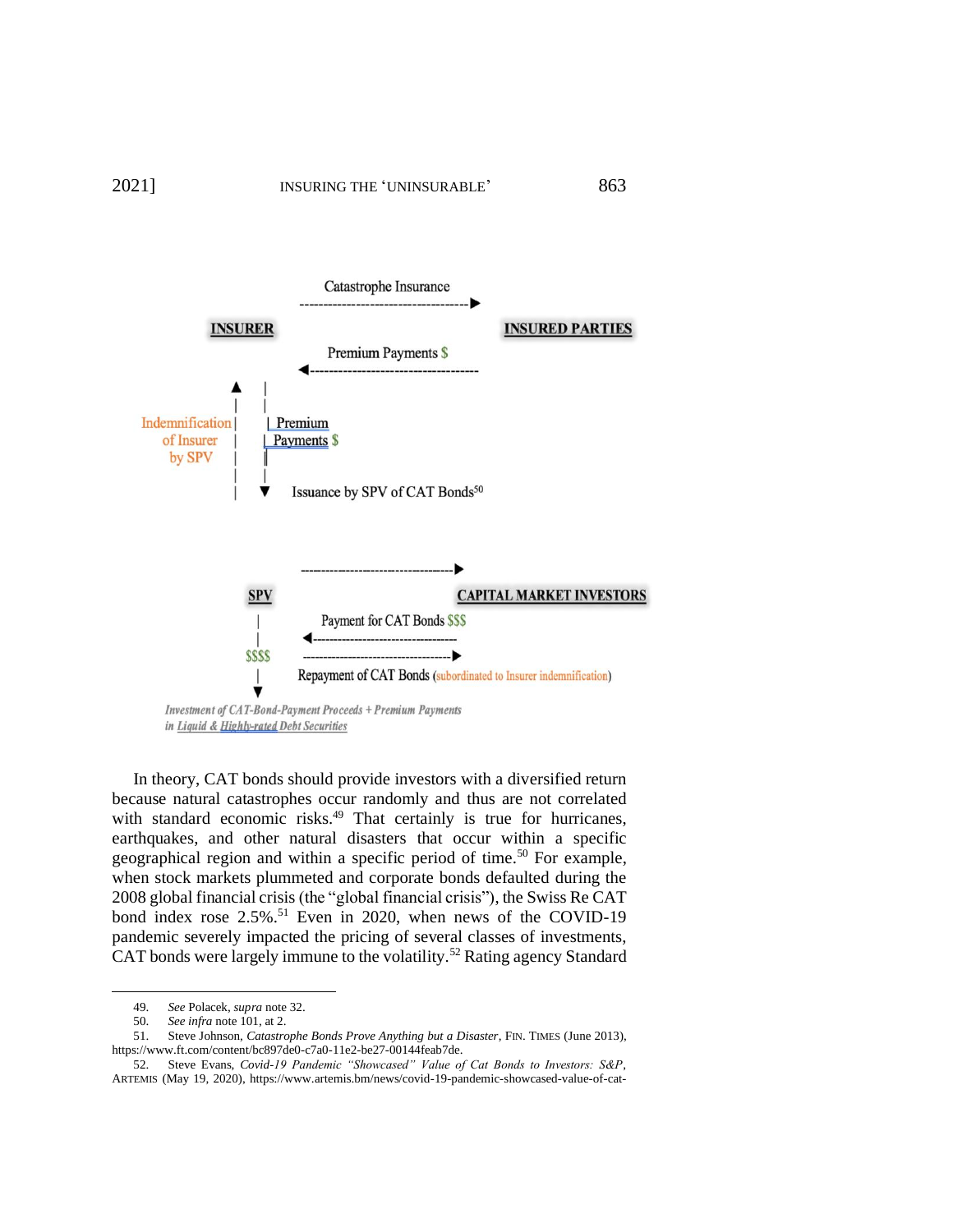Catastrophe Insurance

**INSURER** ----------▶ **INSURED PARTIES**

Premium Payments $

◀----------

Indemnification of Insurer by SPV ▲

Premium Payments $ ▼

Issuance by SPV of CAT Bonds[50]

----------▶

**SPV** **CAPITAL MARKET INVESTORS**

Payment for CAT Bonds $$$

◀----------

$$$$ ----------▶

Repayment of CAT Bonds (subordinated to Insurer indemnification)

▼

*Investment of CAT-Bond-Payment Proceeds + Premium Payments in Liquid & Highly-rated Debt Securities*

In theory, CAT bonds should provide investors with a diversified return because natural catastrophes occur randomly and thus are not correlated with standard economic risks.[49] That certainly is true for hurricanes, earthquakes, and other natural disasters that occur within a specific geographical region and within a specific period of time.[50] For example, when stock markets plummeted and corporate bonds defaulted during the 2008 global financial crisis (the "global financial crisis"), the Swiss Re CAT bond index rose 2.5%.[51] Even in 2020, when news of the COVID-19 pandemic severely impacted the pricing of several classes of investments, CAT bonds were largely immune to the volatility.[52] Rating agency Standard

---

49. *See* Polacek, *supra* note 32.

50. *See infra* note 101, at 2.

51. Steve Johnson, *Catastrophe Bonds Prove Anything but a Disaster*, FIN. TIMES (June 2013), https://www.ft.com/content/bc897de0-c7a0-11e2-be27-00144feab7de.

52. Steve Evans, *Covid-19 Pandemic "Showcased" Value of Cat Bonds to Investors: S&P*, ARTEMIS (May 19, 2020), https://www.artemis.bm/news/covid-19-pandemic-showcased-value-of-cat-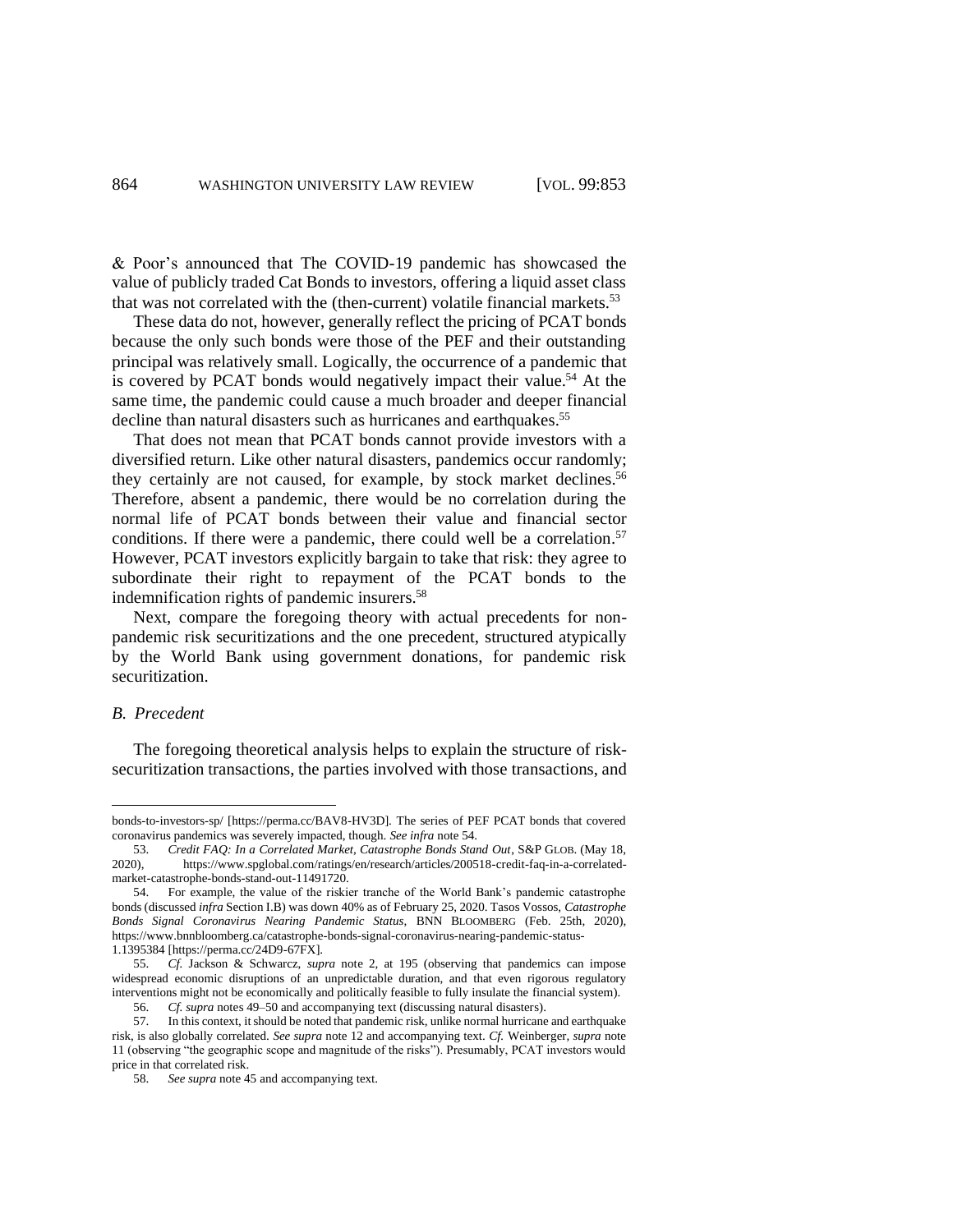& Poor's announced that The COVID-19 pandemic has showcased the value of publicly traded Cat Bonds to investors, offering a liquid asset class that was not correlated with the (then-current) volatile financial markets.[53]

These data do not, however, generally reflect the pricing of PCAT bonds because the only such bonds were those of the PEF and their outstanding principal was relatively small. Logically, the occurrence of a pandemic that is covered by PCAT bonds would negatively impact their value.[54] At the same time, the pandemic could cause a much broader and deeper financial decline than natural disasters such as hurricanes and earthquakes.[55]

That does not mean that PCAT bonds cannot provide investors with a diversified return. Like other natural disasters, pandemics occur randomly; they certainly are not caused, for example, by stock market declines.[56] Therefore, absent a pandemic, there would be no correlation during the normal life of PCAT bonds between their value and financial sector conditions. If there were a pandemic, there could well be a correlation.[57] However, PCAT investors explicitly bargain to take that risk: they agree to subordinate their right to repayment of the PCAT bonds to the indemnification rights of pandemic insurers.[58]

Next, compare the foregoing theory with actual precedents for non-pandemic risk securitizations and the one precedent, structured atypically by the World Bank using government donations, for pandemic risk securitization.

### *B. Precedent*

The foregoing theoretical analysis helps to explain the structure of risk-securitization transactions, the parties involved with those transactions, and

---

bonds-to-investors-sp/ [https://perma.cc/BAV8-HV3D]. The series of PEF PCAT bonds that covered coronavirus pandemics was severely impacted, though. *See infra* note 54.

53. *Credit FAQ: In a Correlated Market, Catastrophe Bonds Stand Out*, S&P GLOB. (May 18, 2020), https://www.spglobal.com/ratings/en/research/articles/200518-credit-faq-in-a-correlated-market-catastrophe-bonds-stand-out-11491720.

54. For example, the value of the riskier tranche of the World Bank's pandemic catastrophe bonds (discussed *infra* Section I.B) was down 40% as of February 25, 2020. Tasos Vossos, *Catastrophe Bonds Signal Coronavirus Nearing Pandemic Status*, BNN BLOOMBERG (Feb. 25th, 2020), https://www.bnnbloomberg.ca/catastrophe-bonds-signal-coronavirus-nearing-pandemic-status-1.1395384 [https://perma.cc/24D9-67FX].

55. *Cf.* Jackson & Schwarcz, *supra* note 2, at 195 (observing that pandemics can impose widespread economic disruptions of an unpredictable duration, and that even rigorous regulatory interventions might not be economically and politically feasible to fully insulate the financial system).

56. *Cf. supra* notes 49–50 and accompanying text (discussing natural disasters).

57. In this context, it should be noted that pandemic risk, unlike normal hurricane and earthquake risk, is also globally correlated. *See supra* note 12 and accompanying text. *Cf.* Weinberger, *supra* note 11 (observing "the geographic scope and magnitude of the risks"). Presumably, PCAT investors would price in that correlated risk.

58. *See supra* note 45 and accompanying text.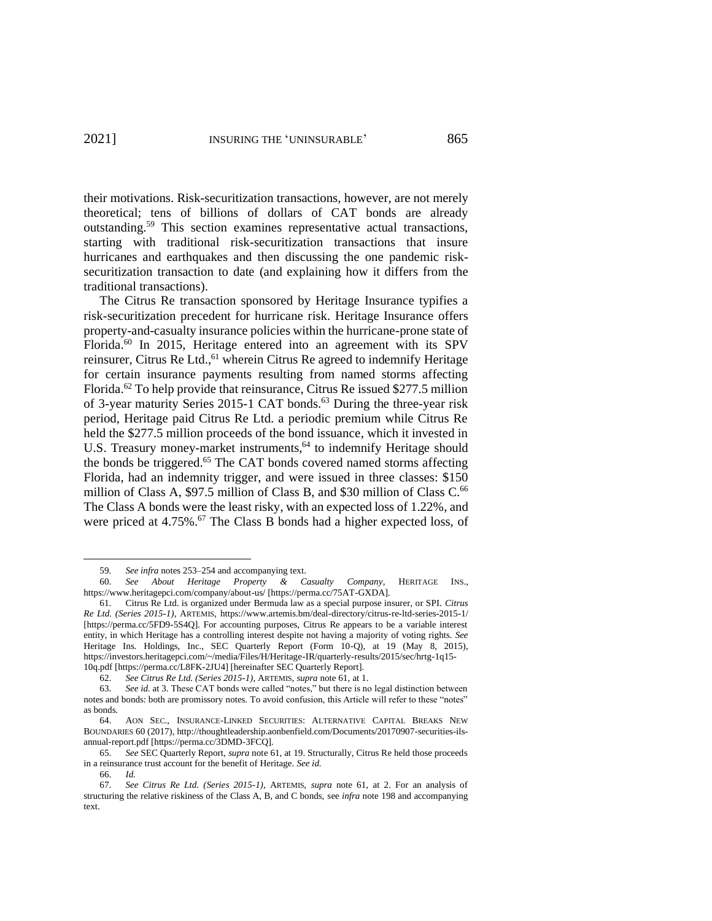their motivations. Risk-securitization transactions, however, are not merely theoretical; tens of billions of dollars of CAT bonds are already outstanding.[59] This section examines representative actual transactions, starting with traditional risk-securitization transactions that insure hurricanes and earthquakes and then discussing the one pandemic risk-securitization transaction to date (and explaining how it differs from the traditional transactions).

The Citrus Re transaction sponsored by Heritage Insurance typifies a risk-securitization precedent for hurricane risk. Heritage Insurance offers property-and-casualty insurance policies within the hurricane-prone state of Florida.[60] In 2015, Heritage entered into an agreement with its SPV reinsurer, Citrus Re Ltd.,[61] wherein Citrus Re agreed to indemnify Heritage for certain insurance payments resulting from named storms affecting Florida.[62] To help provide that reinsurance, Citrus Re issued $277.5 million of 3-year maturity Series 2015-1 CAT bonds.[63] During the three-year risk period, Heritage paid Citrus Re Ltd. a periodic premium while Citrus Re held the $277.5 million proceeds of the bond issuance, which it invested in U.S. Treasury money-market instruments,[64] to indemnify Heritage should the bonds be triggered.[65] The CAT bonds covered named storms affecting Florida, had an indemnity trigger, and were issued in three classes: $150 million of Class A, $97.5 million of Class B, and $30 million of Class C.[66] The Class A bonds were the least risky, with an expected loss of 1.22%, and were priced at 4.75%.[67] The Class B bonds had a higher expected loss, of

---

59. *See infra* notes 253–254 and accompanying text.

60. *See About Heritage Property & Casualty Company*, HERITAGE INS., https://www.heritagepci.com/company/about-us/ [https://perma.cc/75AT-GXDA].

61. Citrus Re Ltd. is organized under Bermuda law as a special purpose insurer, or SPI. *Citrus Re Ltd. (Series 2015-1)*, ARTEMIS, https://www.artemis.bm/deal-directory/citrus-re-ltd-series-2015-1/ [https://perma.cc/5FD9-5S4Q]. For accounting purposes, Citrus Re appears to be a variable interest entity, in which Heritage has a controlling interest despite not having a majority of voting rights. *See* Heritage Ins. Holdings, Inc., SEC Quarterly Report (Form 10-Q), at 19 (May 8, 2015), https://investors.heritagepci.com/~/media/Files/H/Heritage-IR/quarterly-results/2015/sec/hrtg-1q15-10q.pdf [https://perma.cc/L8FK-2JU4] [hereinafter SEC Quarterly Report].

62. *See Citrus Re Ltd. (Series 2015-1)*, ARTEMIS, *supra* note 61, at 1.

63. *See id.* at 3. These CAT bonds were called "notes," but there is no legal distinction between notes and bonds: both are promissory notes. To avoid confusion, this Article will refer to these "notes" as bonds.

64. AON SEC., INSURANCE-LINKED SECURITIES: ALTERNATIVE CAPITAL BREAKS NEW BOUNDARIES 60 (2017), http://thoughtleadership.aonbenfield.com/Documents/20170907-securities-ils-annual-report.pdf [https://perma.cc/3DMD-3FCQ].

65. *See* SEC Quarterly Report, *supra* note 61, at 19. Structurally, Citrus Re held those proceeds in a reinsurance trust account for the benefit of Heritage. *See id.*

66. *Id.*

67. *See Citrus Re Ltd. (Series 2015-1)*, ARTEMIS, *supra* note 61, at 2. For an analysis of structuring the relative riskiness of the Class A, B, and C bonds, see *infra* note 198 and accompanying text.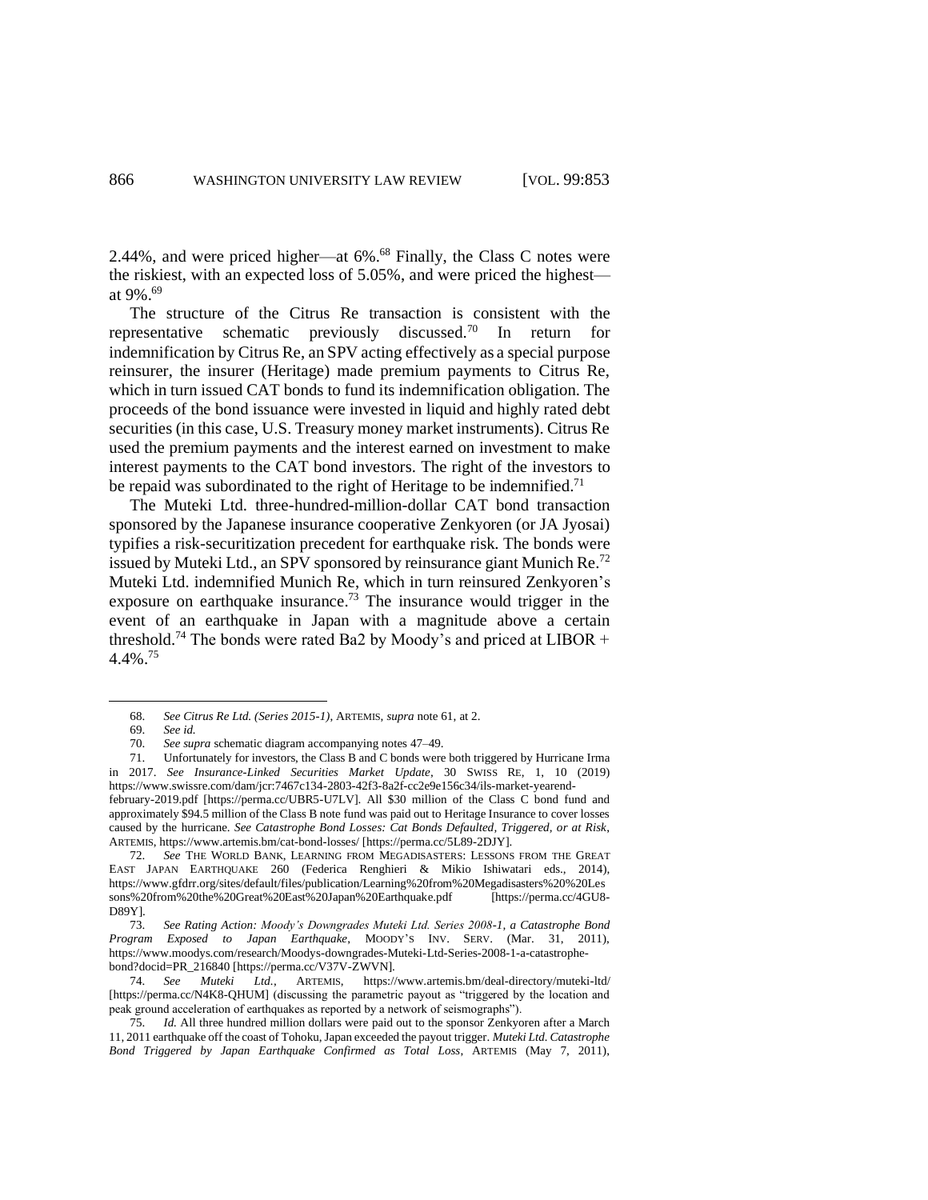2.44%, and were priced higher—at 6%.[68] Finally, the Class C notes were the riskiest, with an expected loss of 5.05%, and were priced the highest—at 9%.[69]

The structure of the Citrus Re transaction is consistent with the representative schematic previously discussed.[70] In return for indemnification by Citrus Re, an SPV acting effectively as a special purpose reinsurer, the insurer (Heritage) made premium payments to Citrus Re, which in turn issued CAT bonds to fund its indemnification obligation. The proceeds of the bond issuance were invested in liquid and highly rated debt securities (in this case, U.S. Treasury money market instruments). Citrus Re used the premium payments and the interest earned on investment to make interest payments to the CAT bond investors. The right of the investors to be repaid was subordinated to the right of Heritage to be indemnified.[71]

The Muteki Ltd. three-hundred-million-dollar CAT bond transaction sponsored by the Japanese insurance cooperative Zenkyoren (or JA Jyosai) typifies a risk-securitization precedent for earthquake risk. The bonds were issued by Muteki Ltd., an SPV sponsored by reinsurance giant Munich Re.[72] Muteki Ltd. indemnified Munich Re, which in turn reinsured Zenkyoren's exposure on earthquake insurance.[73] The insurance would trigger in the event of an earthquake in Japan with a magnitude above a certain threshold.[74] The bonds were rated Ba2 by Moody's and priced at LIBOR + 4.4%.[75]

---

68. *See Citrus Re Ltd. (Series 2015-1)*, ARTEMIS, *supra* note 61, at 2.

69. *See id.*

70. *See supra* schematic diagram accompanying notes 47–49.

71. Unfortunately for investors, the Class B and C bonds were both triggered by Hurricane Irma in 2017. *See Insurance-Linked Securities Market Update*, 30 SWISS RE, 1, 10 (2019) https://www.swissre.com/dam/jcr:7467c134-2803-42f3-8a2f-cc2e9e156c34/ils-market-yearend-february-2019.pdf [https://perma.cc/UBR5-U7LV]. All $30 million of the Class C bond fund and approximately $94.5 million of the Class B note fund was paid out to Heritage Insurance to cover losses caused by the hurricane. *See Catastrophe Bond Losses: Cat Bonds Defaulted, Triggered, or at Risk*, ARTEMIS, https://www.artemis.bm/cat-bond-losses/ [https://perma.cc/5L89-2DJY].

72. *See* THE WORLD BANK, LEARNING FROM MEGADISASTERS: LESSONS FROM THE GREAT EAST JAPAN EARTHQUAKE 260 (Federica Renghieri & Mikio Ishiwatari eds., 2014), https://www.gfdrr.org/sites/default/files/publication/Learning%20from%20Megadisasters%20%20Lessons%20from%20the%20Great%20East%20Japan%20Earthquake.pdf [https://perma.cc/4GU8-D89Y].

73. *See Rating Action: Moody's Downgrades Muteki Ltd. Series 2008-1, a Catastrophe Bond Program Exposed to Japan Earthquake*, MOODY'S INV. SERV. (Mar. 31, 2011), https://www.moodys.com/research/Moodys-downgrades-Muteki-Ltd-Series-2008-1-a-catastrophe-bond?docid=PR_216840 [https://perma.cc/V37V-ZWVN].

74. *See Muteki Ltd.*, ARTEMIS, https://www.artemis.bm/deal-directory/muteki-ltd/ [https://perma.cc/N4K8-QHUM] (discussing the parametric payout as "triggered by the location and peak ground acceleration of earthquakes as reported by a network of seismographs").

75. *Id.* All three hundred million dollars were paid out to the sponsor Zenkyoren after a March 11, 2011 earthquake off the coast of Tohoku, Japan exceeded the payout trigger. *Muteki Ltd. Catastrophe Bond Triggered by Japan Earthquake Confirmed as Total Loss*, ARTEMIS (May 7, 2011),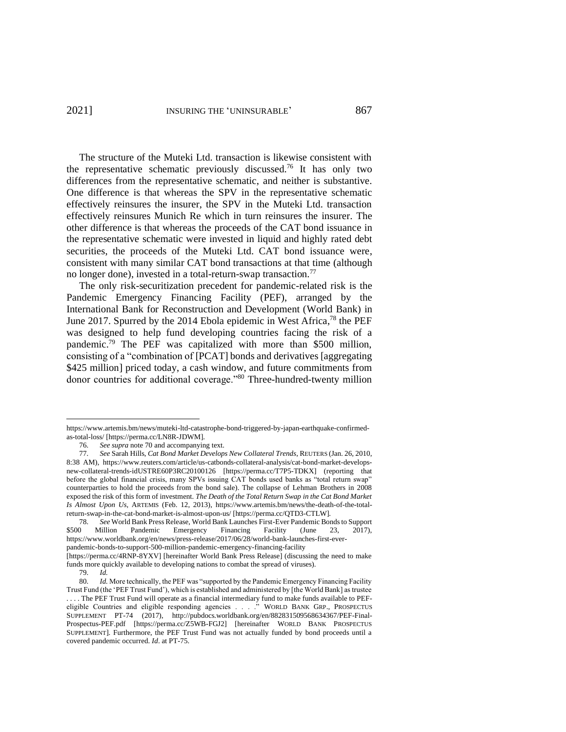The structure of the Muteki Ltd. transaction is likewise consistent with the representative schematic previously discussed.[76] It has only two differences from the representative schematic, and neither is substantive. One difference is that whereas the SPV in the representative schematic effectively reinsures the insurer, the SPV in the Muteki Ltd. transaction effectively reinsures Munich Re which in turn reinsures the insurer. The other difference is that whereas the proceeds of the CAT bond issuance in the representative schematic were invested in liquid and highly rated debt securities, the proceeds of the Muteki Ltd. CAT bond issuance were, consistent with many similar CAT bond transactions at that time (although no longer done), invested in a total-return-swap transaction.[77]

The only risk-securitization precedent for pandemic-related risk is the Pandemic Emergency Financing Facility (PEF), arranged by the International Bank for Reconstruction and Development (World Bank) in June 2017. Spurred by the 2014 Ebola epidemic in West Africa,[78] the PEF was designed to help fund developing countries facing the risk of a pandemic.[79] The PEF was capitalized with more than $500 million, consisting of a "combination of [PCAT] bonds and derivatives [aggregating $425 million] priced today, a cash window, and future commitments from donor countries for additional coverage."[80] Three-hundred-twenty million

---

https://www.artemis.bm/news/muteki-ltd-catastrophe-bond-triggered-by-japan-earthquake-confirmed-as-total-loss/ [https://perma.cc/LN8R-JDWM].

76. *See supra* note 70 and accompanying text.

77. *See* Sarah Hills, *Cat Bond Market Develops New Collateral Trends*, REUTERS (Jan. 26, 2010, 8:38 AM), https://www.reuters.com/article/us-catbonds-collateral-analysis/cat-bond-market-develops-new-collateral-trends-idUSTRE60P3RC20100126 [https://perma.cc/T7P5-TDKX] (reporting that before the global financial crisis, many SPVs issuing CAT bonds used banks as "total return swap" counterparties to hold the proceeds from the bond sale). The collapse of Lehman Brothers in 2008 exposed the risk of this form of investment. *The Death of the Total Return Swap in the Cat Bond Market Is Almost Upon Us*, ARTEMIS (Feb. 12, 2013), https://www.artemis.bm/news/the-death-of-the-total-return-swap-in-the-cat-bond-market-is-almost-upon-us/ [https://perma.cc/QTD3-CTLW].

78. *See* World Bank Press Release, World Bank Launches First-Ever Pandemic Bonds to Support $500 Million Pandemic Emergency Financing Facility (June 23, 2017), https://www.worldbank.org/en/news/press-release/2017/06/28/world-bank-launches-first-ever-pandemic-bonds-to-support-500-million-pandemic-emergency-financing-facility [https://perma.cc/4RNP-8YXV] [hereinafter World Bank Press Release] (discussing the need to make funds more quickly available to developing nations to combat the spread of viruses).

79. *Id.*

80. *Id.* More technically, the PEF was "supported by the Pandemic Emergency Financing Facility Trust Fund (the 'PEF Trust Fund'), which is established and administered by [the World Bank] as trustee . . . . The PEF Trust Fund will operate as a financial intermediary fund to make funds available to PEF-eligible Countries and eligible responding agencies . . . ." WORLD BANK GRP., PROSPECTUS SUPPLEMENT PT-74 (2017), http://pubdocs.worldbank.org/en/882831509568634367/PEF-Final-Prospectus-PEF.pdf [https://perma.cc/Z5WB-FGJ2] [hereinafter WORLD BANK PROSPECTUS SUPPLEMENT]. Furthermore, the PEF Trust Fund was not actually funded by bond proceeds until a covered pandemic occurred. *Id.* at PT-75.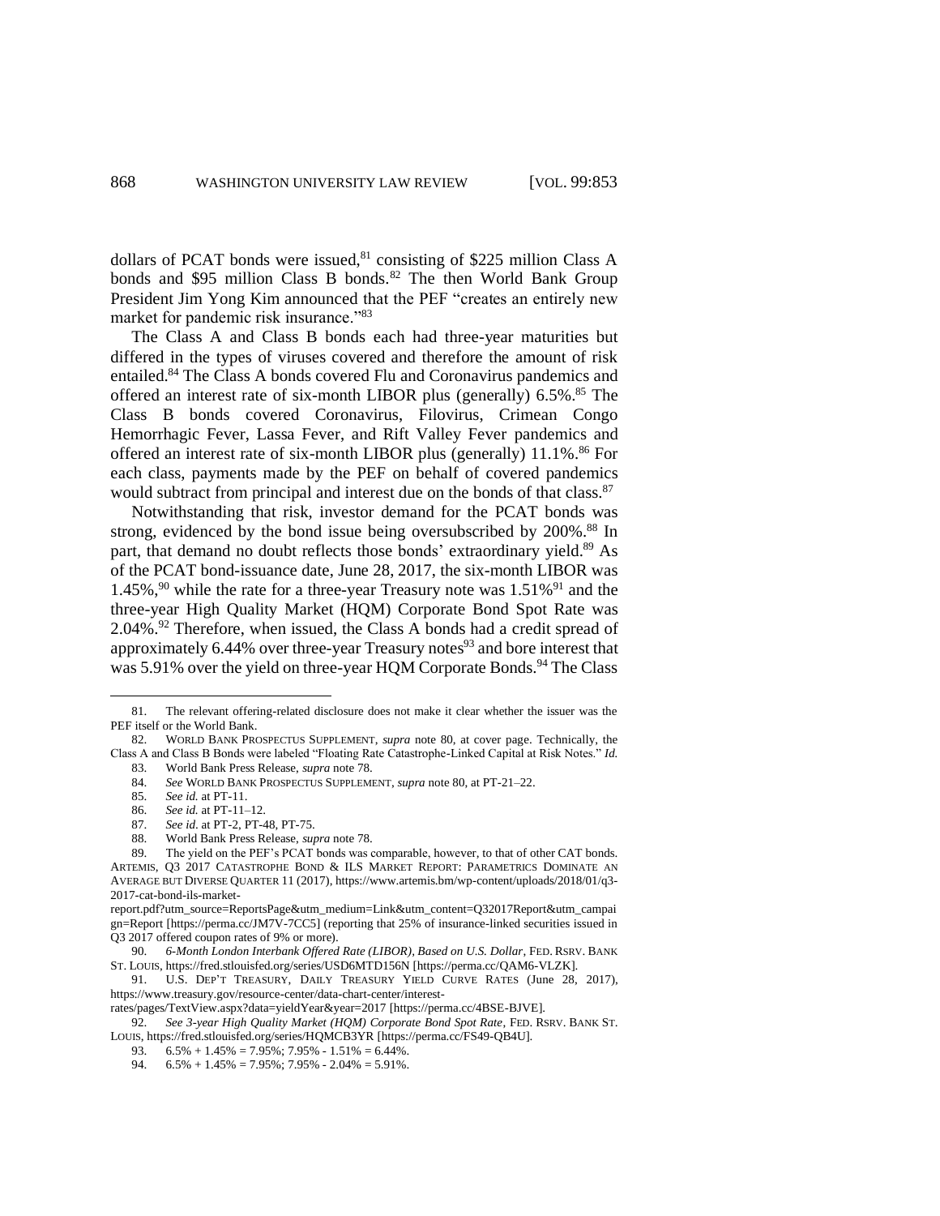dollars of PCAT bonds were issued,[81] consisting of $225 million Class A bonds and $95 million Class B bonds.[82] The then World Bank Group President Jim Yong Kim announced that the PEF "creates an entirely new market for pandemic risk insurance."[83]

The Class A and Class B bonds each had three-year maturities but differed in the types of viruses covered and therefore the amount of risk entailed.[84] The Class A bonds covered Flu and Coronavirus pandemics and offered an interest rate of six-month LIBOR plus (generally) 6.5%.[85] The Class B bonds covered Coronavirus, Filovirus, Crimean Congo Hemorrhagic Fever, Lassa Fever, and Rift Valley Fever pandemics and offered an interest rate of six-month LIBOR plus (generally) 11.1%.[86] For each class, payments made by the PEF on behalf of covered pandemics would subtract from principal and interest due on the bonds of that class.[87]

Notwithstanding that risk, investor demand for the PCAT bonds was strong, evidenced by the bond issue being oversubscribed by 200%.[88] In part, that demand no doubt reflects those bonds' extraordinary yield.[89] As of the PCAT bond-issuance date, June 28, 2017, the six-month LIBOR was 1.45%,[90] while the rate for a three-year Treasury note was 1.51%[91] and the three-year High Quality Market (HQM) Corporate Bond Spot Rate was 2.04%.[92] Therefore, when issued, the Class A bonds had a credit spread of approximately 6.44% over three-year Treasury notes[93] and bore interest that was 5.91% over the yield on three-year HQM Corporate Bonds.[94] The Class

---

81. The relevant offering-related disclosure does not make it clear whether the issuer was the PEF itself or the World Bank.

82. WORLD BANK PROSPECTUS SUPPLEMENT, *supra* note 80, at cover page. Technically, the Class A and Class B Bonds were labeled "Floating Rate Catastrophe-Linked Capital at Risk Notes." *Id.*

83. World Bank Press Release, *supra* note 78.

84. *See* WORLD BANK PROSPECTUS SUPPLEMENT, *supra* note 80, at PT-21–22.

85. *See id.* at PT-11.

86. *See id.* at PT-11–12.

87. *See id.* at PT-2, PT-48, PT-75.

88. World Bank Press Release, *supra* note 78.

89. The yield on the PEF's PCAT bonds was comparable, however, to that of other CAT bonds. ARTEMIS, Q3 2017 CATASTROPHE BOND & ILS MARKET REPORT: PARAMETRICS DOMINATE AN AVERAGE BUT DIVERSE QUARTER 11 (2017), https://www.artemis.bm/wp-content/uploads/2018/01/q3-2017-cat-bond-ils-market-report.pdf?utm_source=ReportsPage&utm_medium=Link&utm_content=Q32017Report&utm_campaign=Report [https://perma.cc/JM7V-7CC5] (reporting that 25% of insurance-linked securities issued in Q3 2017 offered coupon rates of 9% or more).

90. *6-Month London Interbank Offered Rate (LIBOR), Based on U.S. Dollar*, FED. RSRV. BANK ST. LOUIS, https://fred.stlouisfed.org/series/USD6MTD156N [https://perma.cc/QAM6-VLZK].

91. U.S. DEP'T TREASURY, DAILY TREASURY YIELD CURVE RATES (June 28, 2017), https://www.treasury.gov/resource-center/data-chart-center/interest-rates/pages/TextView.aspx?data=yieldYear&year=2017 [https://perma.cc/4BSE-BJVE].

92. *See 3-year High Quality Market (HQM) Corporate Bond Spot Rate*, FED. RSRV. BANK ST. LOUIS, https://fred.stlouisfed.org/series/HQMCB3YR [https://perma.cc/FS49-QB4U].

93. 6.5% + 1.45% = 7.95%; 7.95% - 1.51% = 6.44%.

94. 6.5% + 1.45% = 7.95%; 7.95% - 2.04% = 5.91%.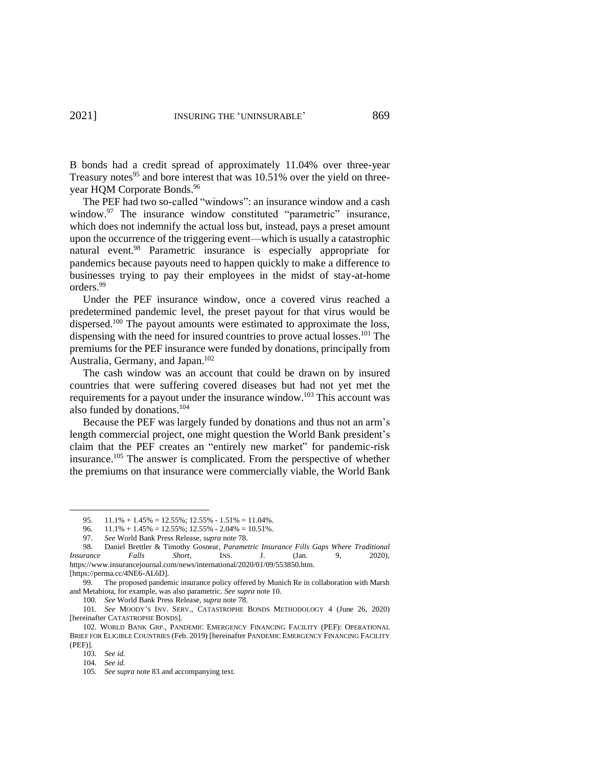B bonds had a credit spread of approximately 11.04% over three-year Treasury notes[95] and bore interest that was 10.51% over the yield on three-year HQM Corporate Bonds.[96]

The PEF had two so-called "windows": an insurance window and a cash window.[97] The insurance window constituted "parametric" insurance, which does not indemnify the actual loss but, instead, pays a preset amount upon the occurrence of the triggering event—which is usually a catastrophic natural event.[98] Parametric insurance is especially appropriate for pandemics because payouts need to happen quickly to make a difference to businesses trying to pay their employees in the midst of stay-at-home orders.[99]

Under the PEF insurance window, once a covered virus reached a predetermined pandemic level, the preset payout for that virus would be dispersed.[100] The payout amounts were estimated to approximate the loss, dispensing with the need for insured countries to prove actual losses.[101] The premiums for the PEF insurance were funded by donations, principally from Australia, Germany, and Japan.[102]

The cash window was an account that could be drawn on by insured countries that were suffering covered diseases but had not yet met the requirements for a payout under the insurance window.[103] This account was also funded by donations.[104]

Because the PEF was largely funded by donations and thus not an arm's length commercial project, one might question the World Bank president's claim that the PEF creates an "entirely new market" for pandemic-risk insurance.[105] The answer is complicated. From the perspective of whether the premiums on that insurance were commercially viable, the World Bank

---

95. 11.1% + 1.45% = 12.55%; 12.55% - 1.51% = 11.04%.

96. 11.1% + 1.45% = 12.55%; 12.55% - 2.04% = 10.51%.

97. *See* World Bank Press Release, *supra* note 78.

98. Daniel Brettler & Timothy Gosnear, *Parametric Insurance Fills Gaps Where Traditional Insurance Falls Short*, INS. J. (Jan. 9, 2020), https://www.insurancejournal.com/news/international/2020/01/09/553850.htm. [https://perma.cc/4NE6-AL6D].

99. The proposed pandemic insurance policy offered by Munich Re in collaboration with Marsh and Metabiota, for example, was also parametric. *See supra* note 10.

100. *See* World Bank Press Release, *supra* note 78.

101. *See* MOODY'S INV. SERV., CATASTROPHE BONDS METHODOLOGY 4 (June 26, 2020) [hereinafter CATASTROPHE BONDS].

102. WORLD BANK GRP., PANDEMIC EMERGENCY FINANCING FACILITY (PEF): OPERATIONAL BRIEF FOR ELIGIBLE COUNTRIES (Feb. 2019) [hereinafter PANDEMIC EMERGENCY FINANCING FACILITY (PEF)].

103. *See id.*

104. *See id.*

105. *See supra* note 83 and accompanying text.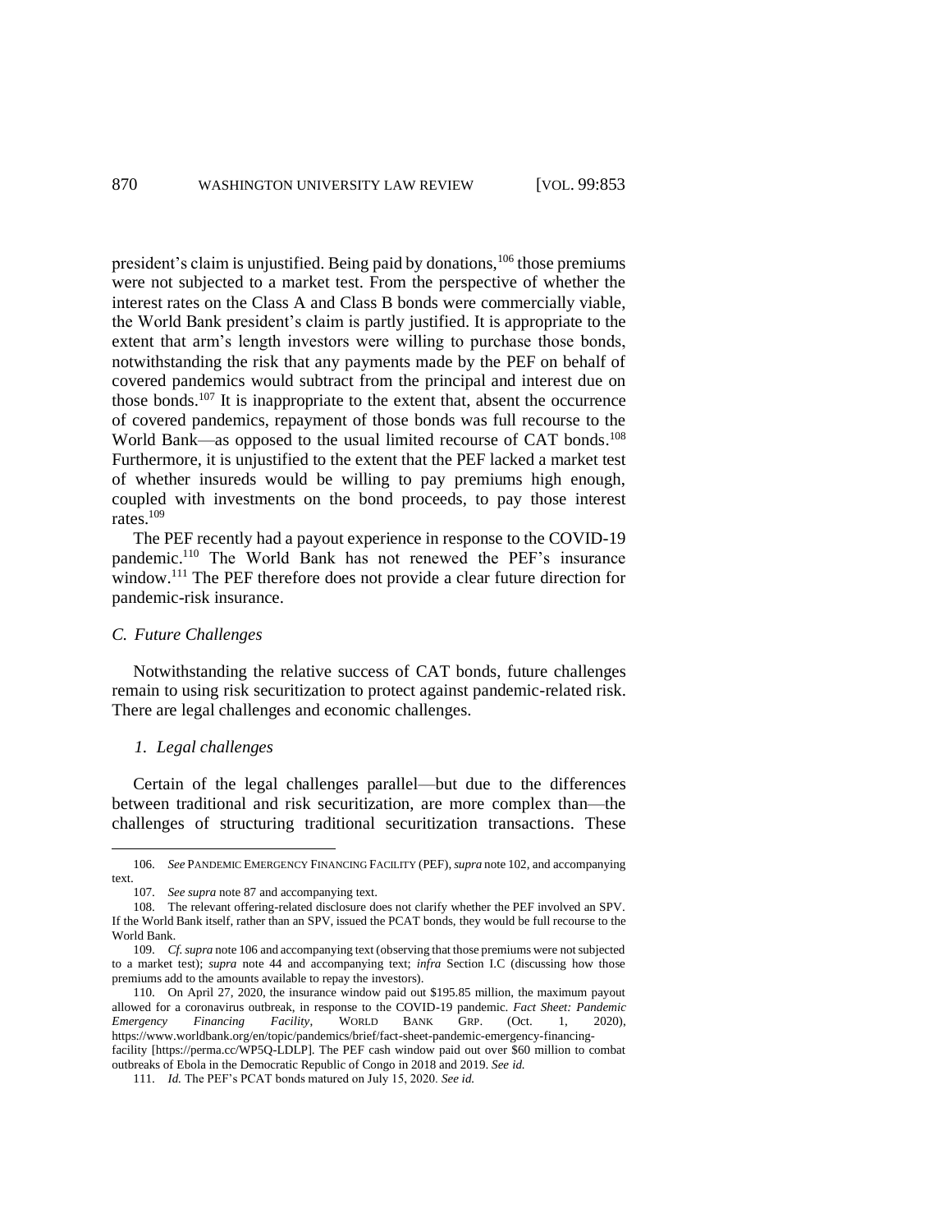president's claim is unjustified. Being paid by donations,[106] those premiums were not subjected to a market test. From the perspective of whether the interest rates on the Class A and Class B bonds were commercially viable, the World Bank president's claim is partly justified. It is appropriate to the extent that arm's length investors were willing to purchase those bonds, notwithstanding the risk that any payments made by the PEF on behalf of covered pandemics would subtract from the principal and interest due on those bonds.[107] It is inappropriate to the extent that, absent the occurrence of covered pandemics, repayment of those bonds was full recourse to the World Bank—as opposed to the usual limited recourse of CAT bonds.[108] Furthermore, it is unjustified to the extent that the PEF lacked a market test of whether insureds would be willing to pay premiums high enough, coupled with investments on the bond proceeds, to pay those interest rates.[109]

The PEF recently had a payout experience in response to the COVID-19 pandemic.[110] The World Bank has not renewed the PEF's insurance window.[111] The PEF therefore does not provide a clear future direction for pandemic-risk insurance.

### *C. Future Challenges*

Notwithstanding the relative success of CAT bonds, future challenges remain to using risk securitization to protect against pandemic-related risk. There are legal challenges and economic challenges.

#### *1. Legal challenges*

Certain of the legal challenges parallel—but due to the differences between traditional and risk securitization, are more complex than—the challenges of structuring traditional securitization transactions. These

---

106. *See* PANDEMIC EMERGENCY FINANCING FACILITY (PEF), *supra* note 102, and accompanying text.

107. *See supra* note 87 and accompanying text.

108. The relevant offering-related disclosure does not clarify whether the PEF involved an SPV. If the World Bank itself, rather than an SPV, issued the PCAT bonds, they would be full recourse to the World Bank.

109. *Cf. supra* note 106 and accompanying text (observing that those premiums were not subjected to a market test); *supra* note 44 and accompanying text; *infra* Section I.C (discussing how those premiums add to the amounts available to repay the investors).

110. On April 27, 2020, the insurance window paid out $195.85 million, the maximum payout allowed for a coronavirus outbreak, in response to the COVID-19 pandemic. *Fact Sheet: Pandemic Emergency Financing Facility*, WORLD BANK GRP. (Oct. 1, 2020), https://www.worldbank.org/en/topic/pandemics/brief/fact-sheet-pandemic-emergency-financing-facility [https://perma.cc/WP5Q-LDLP]. The PEF cash window paid out over $60 million to combat outbreaks of Ebola in the Democratic Republic of Congo in 2018 and 2019. *See id.*

111. *Id.* The PEF's PCAT bonds matured on July 15, 2020. *See id.*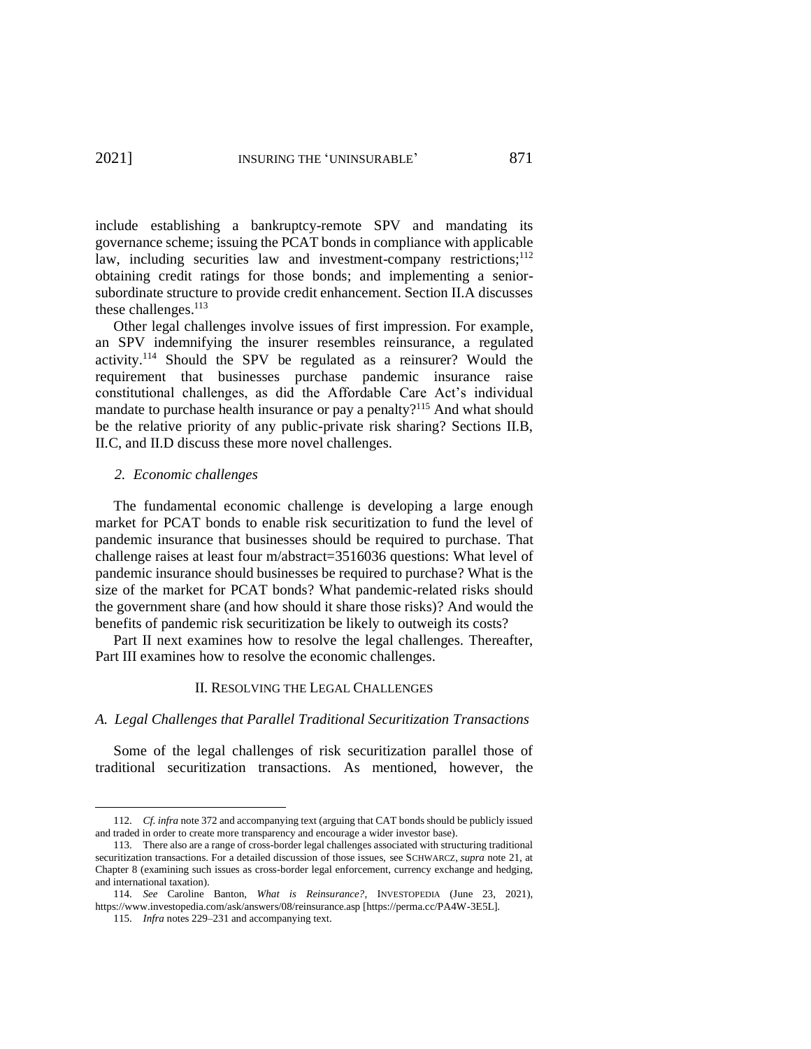include establishing a bankruptcy-remote SPV and mandating its governance scheme; issuing the PCAT bonds in compliance with applicable law, including securities law and investment-company restrictions;[112] obtaining credit ratings for those bonds; and implementing a senior-subordinate structure to provide credit enhancement. Section II.A discusses these challenges.[113]

Other legal challenges involve issues of first impression. For example, an SPV indemnifying the insurer resembles reinsurance, a regulated activity.[114] Should the SPV be regulated as a reinsurer? Would the requirement that businesses purchase pandemic insurance raise constitutional challenges, as did the Affordable Care Act's individual mandate to purchase health insurance or pay a penalty?[115] And what should be the relative priority of any public-private risk sharing? Sections II.B, II.C, and II.D discuss these more novel challenges.

### *2. Economic challenges*

The fundamental economic challenge is developing a large enough market for PCAT bonds to enable risk securitization to fund the level of pandemic insurance that businesses should be required to purchase. That challenge raises at least four m/abstract=3516036 questions: What level of pandemic insurance should businesses be required to purchase? What is the size of the market for PCAT bonds? What pandemic-related risks should the government share (and how should it share those risks)? And would the benefits of pandemic risk securitization be likely to outweigh its costs?

Part II next examines how to resolve the legal challenges. Thereafter, Part III examines how to resolve the economic challenges.

## II. Resolving the Legal Challenges

### *A. Legal Challenges that Parallel Traditional Securitization Transactions*

Some of the legal challenges of risk securitization parallel those of traditional securitization transactions. As mentioned, however, the

---

112. *Cf. infra* note 372 and accompanying text (arguing that CAT bonds should be publicly issued and traded in order to create more transparency and encourage a wider investor base).

113. There also are a range of cross-border legal challenges associated with structuring traditional securitization transactions. For a detailed discussion of those issues, see SCHWARCZ, *supra* note 21, at Chapter 8 (examining such issues as cross-border legal enforcement, currency exchange and hedging, and international taxation).

114. *See* Caroline Banton, *What is Reinsurance?*, INVESTOPEDIA (June 23, 2021), https://www.investopedia.com/ask/answers/08/reinsurance.asp [https://perma.cc/PA4W-3E5L].

115. *Infra* notes 229–231 and accompanying text.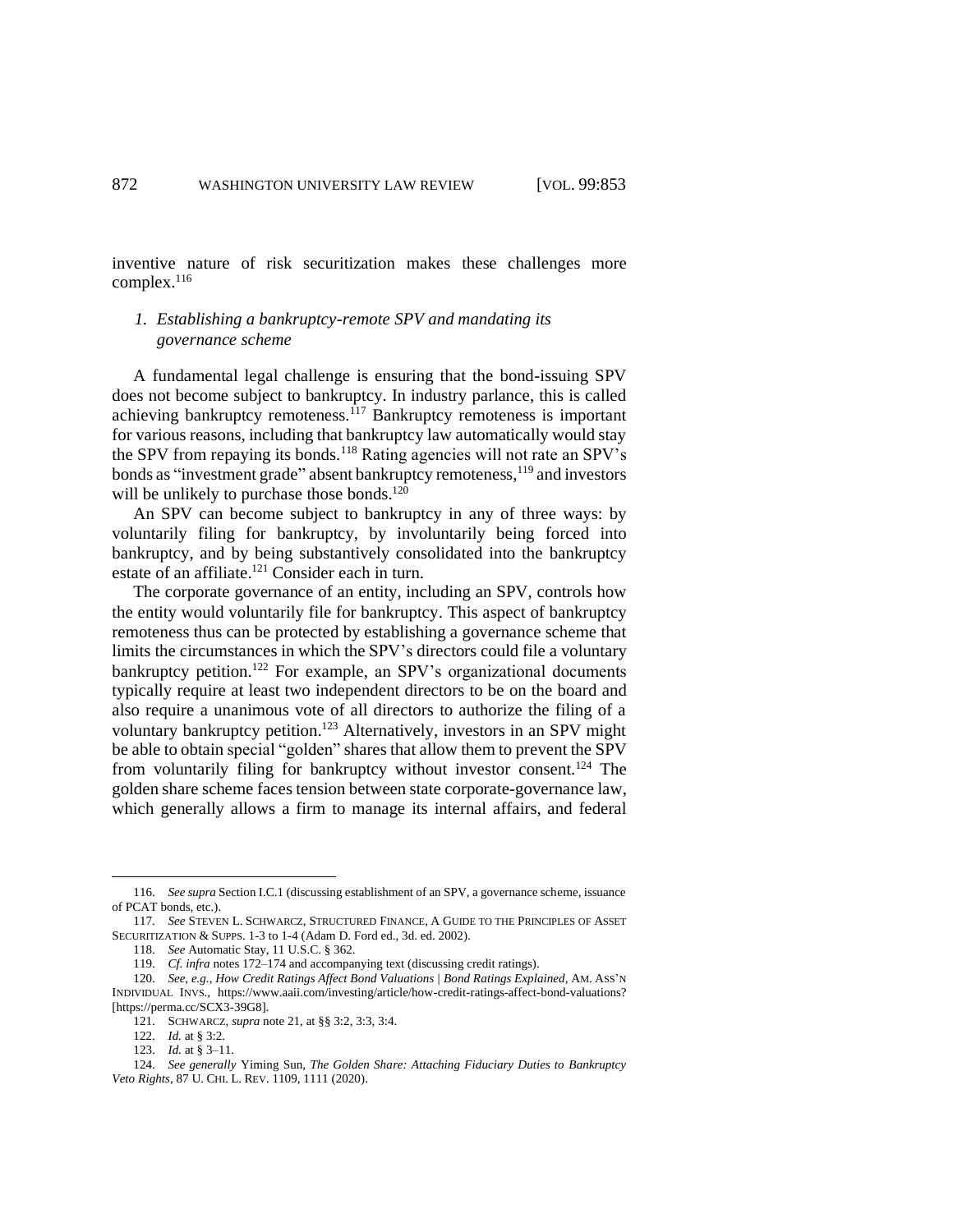inventive nature of risk securitization makes these challenges more complex.[116]

### *1. Establishing a bankruptcy-remote SPV and mandating its governance scheme*

A fundamental legal challenge is ensuring that the bond-issuing SPV does not become subject to bankruptcy. In industry parlance, this is called achieving bankruptcy remoteness.[117] Bankruptcy remoteness is important for various reasons, including that bankruptcy law automatically would stay the SPV from repaying its bonds.[118] Rating agencies will not rate an SPV's bonds as "investment grade" absent bankruptcy remoteness,[119] and investors will be unlikely to purchase those bonds.[120]

An SPV can become subject to bankruptcy in any of three ways: by voluntarily filing for bankruptcy, by involuntarily being forced into bankruptcy, and by being substantively consolidated into the bankruptcy estate of an affiliate.[121] Consider each in turn.

The corporate governance of an entity, including an SPV, controls how the entity would voluntarily file for bankruptcy. This aspect of bankruptcy remoteness thus can be protected by establishing a governance scheme that limits the circumstances in which the SPV's directors could file a voluntary bankruptcy petition.[122] For example, an SPV's organizational documents typically require at least two independent directors to be on the board and also require a unanimous vote of all directors to authorize the filing of a voluntary bankruptcy petition.[123] Alternatively, investors in an SPV might be able to obtain special "golden" shares that allow them to prevent the SPV from voluntarily filing for bankruptcy without investor consent.[124] The golden share scheme faces tension between state corporate-governance law, which generally allows a firm to manage its internal affairs, and federal

---

116. *See supra* Section I.C.1 (discussing establishment of an SPV, a governance scheme, issuance of PCAT bonds, etc.).

117. *See* STEVEN L. SCHWARCZ, STRUCTURED FINANCE, A GUIDE TO THE PRINCIPLES OF ASSET SECURITIZATION & SUPPS. 1-3 to 1-4 (Adam D. Ford ed., 3d. ed. 2002).

118. *See* Automatic Stay, 11 U.S.C. § 362.

119. *Cf. infra* notes 172–174 and accompanying text (discussing credit ratings).

120. *See, e.g.*, *How Credit Ratings Affect Bond Valuations | Bond Ratings Explained*, AM. ASS'N INDIVIDUAL INVS., https://www.aaii.com/investing/article/how-credit-ratings-affect-bond-valuations? [https://perma.cc/SCX3-39G8].

121. SCHWARCZ, *supra* note 21, at §§ 3:2, 3:3, 3:4.

122. *Id.* at § 3:2.

123. *Id.* at § 3–11.

124. *See generally* Yiming Sun, *The Golden Share: Attaching Fiduciary Duties to Bankruptcy Veto Rights*, 87 U. CHI. L. REV. 1109, 1111 (2020).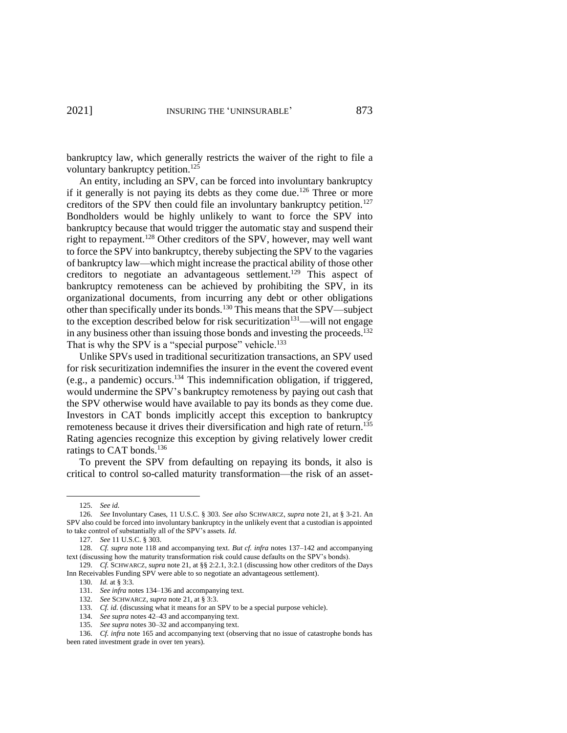bankruptcy law, which generally restricts the waiver of the right to file a voluntary bankruptcy petition.[125]

An entity, including an SPV, can be forced into involuntary bankruptcy if it generally is not paying its debts as they come due.[126] Three or more creditors of the SPV then could file an involuntary bankruptcy petition.[127] Bondholders would be highly unlikely to want to force the SPV into bankruptcy because that would trigger the automatic stay and suspend their right to repayment.[128] Other creditors of the SPV, however, may well want to force the SPV into bankruptcy, thereby subjecting the SPV to the vagaries of bankruptcy law—which might increase the practical ability of those other creditors to negotiate an advantageous settlement.[129] This aspect of bankruptcy remoteness can be achieved by prohibiting the SPV, in its organizational documents, from incurring any debt or other obligations other than specifically under its bonds.[130] This means that the SPV—subject to the exception described below for risk securitization[131]—will not engage in any business other than issuing those bonds and investing the proceeds.[132] That is why the SPV is a "special purpose" vehicle.[133]

Unlike SPVs used in traditional securitization transactions, an SPV used for risk securitization indemnifies the insurer in the event the covered event (e.g., a pandemic) occurs.[134] This indemnification obligation, if triggered, would undermine the SPV's bankruptcy remoteness by paying out cash that the SPV otherwise would have available to pay its bonds as they come due. Investors in CAT bonds implicitly accept this exception to bankruptcy remoteness because it drives their diversification and high rate of return.[135] Rating agencies recognize this exception by giving relatively lower credit ratings to CAT bonds.[136]

To prevent the SPV from defaulting on repaying its bonds, it also is critical to control so-called maturity transformation—the risk of an asset-

---

125. *See id.*

126. *See* Involuntary Cases, 11 U.S.C. § 303. *See also* SCHWARCZ, *supra* note 21, at § 3-21. An SPV also could be forced into involuntary bankruptcy in the unlikely event that a custodian is appointed to take control of substantially all of the SPV's assets. *Id.*

127. *See* 11 U.S.C. § 303.

128. *Cf. supra* note 118 and accompanying text. *But cf. infra* notes 137–142 and accompanying text (discussing how the maturity transformation risk could cause defaults on the SPV's bonds).

129. *Cf.* SCHWARCZ, *supra* note 21, at §§ 2:2.1, 3:2.1 (discussing how other creditors of the Days Inn Receivables Funding SPV were able to so negotiate an advantageous settlement).

130. *Id.* at § 3:3.

131. *See infra* notes 134–136 and accompanying text.

132. *See* SCHWARCZ, *supra* note 21, at § 3:3.

133. *Cf. id.* (discussing what it means for an SPV to be a special purpose vehicle).

134. *See supra* notes 42–43 and accompanying text.

135. *See supra* notes 30–32 and accompanying text.

136. *Cf. infra* note 165 and accompanying text (observing that no issue of catastrophe bonds has been rated investment grade in over ten years).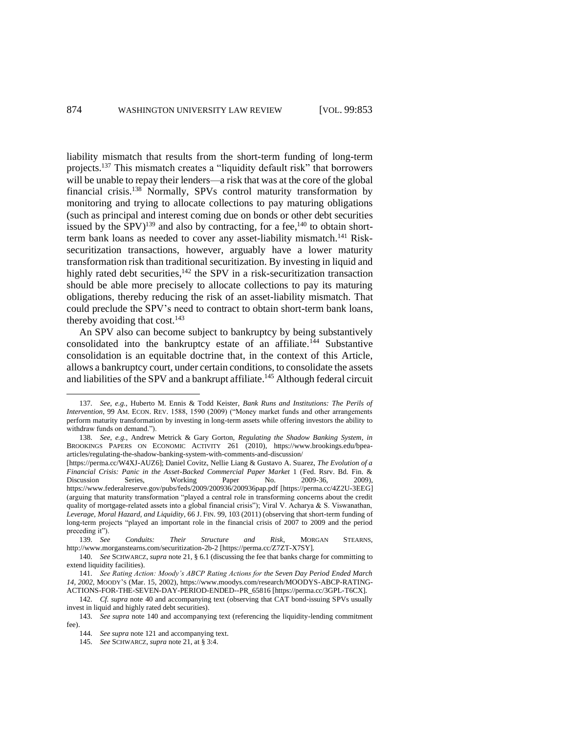liability mismatch that results from the short-term funding of long-term projects.[137] This mismatch creates a "liquidity default risk" that borrowers will be unable to repay their lenders—a risk that was at the core of the global financial crisis.[138] Normally, SPVs control maturity transformation by monitoring and trying to allocate collections to pay maturing obligations (such as principal and interest coming due on bonds or other debt securities issued by the SPV)[139] and also by contracting, for a fee,[140] to obtain short-term bank loans as needed to cover any asset-liability mismatch.[141] Risk-securitization transactions, however, arguably have a lower maturity transformation risk than traditional securitization. By investing in liquid and highly rated debt securities,[142] the SPV in a risk-securitization transaction should be able more precisely to allocate collections to pay its maturing obligations, thereby reducing the risk of an asset-liability mismatch. That could preclude the SPV's need to contract to obtain short-term bank loans, thereby avoiding that cost.[143]

An SPV also can become subject to bankruptcy by being substantively consolidated into the bankruptcy estate of an affiliate.[144] Substantive consolidation is an equitable doctrine that, in the context of this Article, allows a bankruptcy court, under certain conditions, to consolidate the assets and liabilities of the SPV and a bankrupt affiliate.[145] Although federal circuit

---

137. *See, e.g.*, Huberto M. Ennis & Todd Keister, *Bank Runs and Institutions: The Perils of Intervention*, 99 AM. ECON. REV. 1588, 1590 (2009) ("Money market funds and other arrangements perform maturity transformation by investing in long-term assets while offering investors the ability to withdraw funds on demand.").

138. *See, e.g.*, Andrew Metrick & Gary Gorton, *Regulating the Shadow Banking System*, *in* BROOKINGS PAPERS ON ECONOMIC ACTIVITY 261 (2010), https://www.brookings.edu/bpea-articles/regulating-the-shadow-banking-system-with-comments-and-discussion/ [https://perma.cc/W4XJ-AUZ6]; Daniel Covitz, Nellie Liang & Gustavo A. Suarez, *The Evolution of a Financial Crisis: Panic in the Asset-Backed Commercial Paper Market* 1 (Fed. Rsrv. Bd. Fin. & Discussion Series, Working Paper No. 2009-36, 2009), https://www.federalreserve.gov/pubs/feds/2009/200936/200936pap.pdf [https://perma.cc/4Z2U-3EEG] (arguing that maturity transformation "played a central role in transforming concerns about the credit quality of mortgage-related assets into a global financial crisis"); Viral V. Acharya & S. Viswanathan, *Leverage, Moral Hazard, and Liquidity*, 66 J. FIN. 99, 103 (2011) (observing that short-term funding of long-term projects "played an important role in the financial crisis of 2007 to 2009 and the period preceding it").

139. *See Conduits: Their Structure and Risk*, MORGAN STEARNS, http://www.morganstearns.com/securitization-2b-2 [https://perma.cc/Z7ZT-X7SY].

140. *See* SCHWARCZ, *supra* note 21, § 6.1 (discussing the fee that banks charge for committing to extend liquidity facilities).

141. *See Rating Action: Moody's ABCP Rating Actions for the Seven Day Period Ended March 14, 2002*, MOODY'S (Mar. 15, 2002), https://www.moodys.com/research/MOODYS-ABCP-RATING-ACTIONS-FOR-THE-SEVEN-DAY-PERIOD-ENDED--PR_65816 [https://perma.cc/3GPL-T6CX].

142. *Cf. supra* note 40 and accompanying text (observing that CAT bond-issuing SPVs usually invest in liquid and highly rated debt securities).

143. *See supra* note 140 and accompanying text (referencing the liquidity-lending commitment fee).

144. *See supra* note 121 and accompanying text.

145. *See* SCHWARCZ, *supra* note 21, at § 3:4.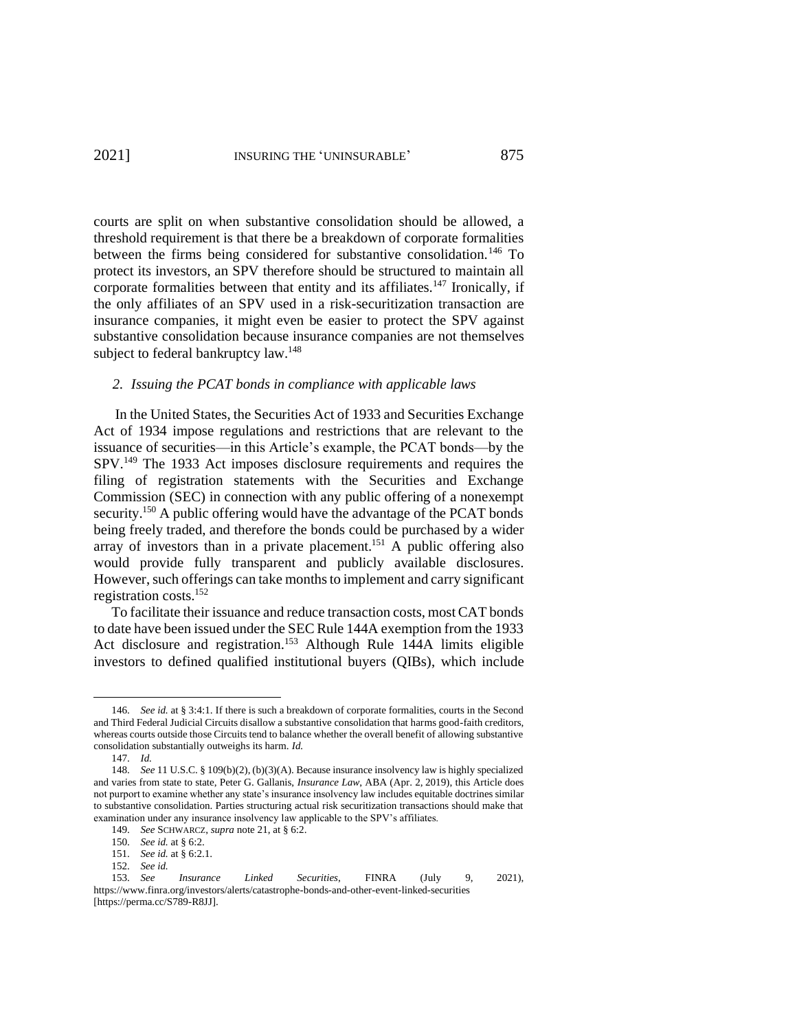courts are split on when substantive consolidation should be allowed, a threshold requirement is that there be a breakdown of corporate formalities between the firms being considered for substantive consolidation.[146] To protect its investors, an SPV therefore should be structured to maintain all corporate formalities between that entity and its affiliates.[147] Ironically, if the only affiliates of an SPV used in a risk-securitization transaction are insurance companies, it might even be easier to protect the SPV against substantive consolidation because insurance companies are not themselves subject to federal bankruptcy law.[148]

### *2. Issuing the PCAT bonds in compliance with applicable laws*

In the United States, the Securities Act of 1933 and Securities Exchange Act of 1934 impose regulations and restrictions that are relevant to the issuance of securities—in this Article's example, the PCAT bonds—by the SPV.[149] The 1933 Act imposes disclosure requirements and requires the filing of registration statements with the Securities and Exchange Commission (SEC) in connection with any public offering of a nonexempt security.[150] A public offering would have the advantage of the PCAT bonds being freely traded, and therefore the bonds could be purchased by a wider array of investors than in a private placement.[151] A public offering also would provide fully transparent and publicly available disclosures. However, such offerings can take months to implement and carry significant registration costs.[152]

To facilitate their issuance and reduce transaction costs, most CAT bonds to date have been issued under the SEC Rule 144A exemption from the 1933 Act disclosure and registration.[153] Although Rule 144A limits eligible investors to defined qualified institutional buyers (QIBs), which include

---

146. *See id.* at § 3:4:1. If there is such a breakdown of corporate formalities, courts in the Second and Third Federal Judicial Circuits disallow a substantive consolidation that harms good-faith creditors, whereas courts outside those Circuits tend to balance whether the overall benefit of allowing substantive consolidation substantially outweighs its harm. *Id.*

147. *Id.*

148. *See* 11 U.S.C. § 109(b)(2), (b)(3)(A). Because insurance insolvency law is highly specialized and varies from state to state, Peter G. Gallanis, *Insurance Law*, ABA (Apr. 2, 2019), this Article does not purport to examine whether any state's insurance insolvency law includes equitable doctrines similar to substantive consolidation. Parties structuring actual risk securitization transactions should make that examination under any insurance insolvency law applicable to the SPV's affiliates.

149. *See* SCHWARCZ, *supra* note 21, at § 6:2.

150. *See id.* at § 6:2.

151. *See id.* at § 6:2.1.

152. *See id.*

153. *See* *Insurance Linked Securities*, FINRA (July 9, 2021), https://www.finra.org/investors/alerts/catastrophe-bonds-and-other-event-linked-securities [https://perma.cc/S789-R8JJ].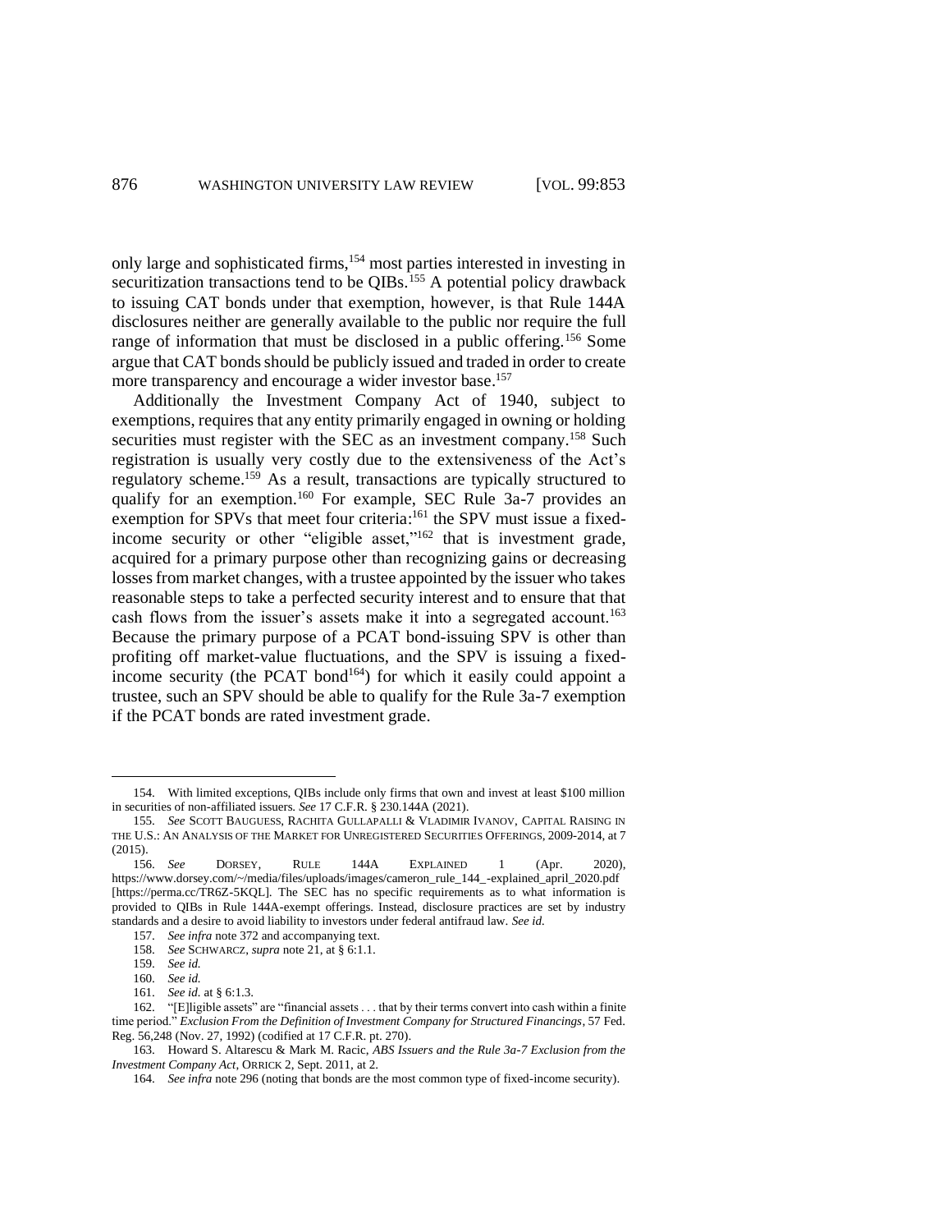only large and sophisticated firms,[154] most parties interested in investing in securitization transactions tend to be QIBs.[155] A potential policy drawback to issuing CAT bonds under that exemption, however, is that Rule 144A disclosures neither are generally available to the public nor require the full range of information that must be disclosed in a public offering.[156] Some argue that CAT bonds should be publicly issued and traded in order to create more transparency and encourage a wider investor base.[157]

Additionally the Investment Company Act of 1940, subject to exemptions, requires that any entity primarily engaged in owning or holding securities must register with the SEC as an investment company.[158] Such registration is usually very costly due to the extensiveness of the Act's regulatory scheme.[159] As a result, transactions are typically structured to qualify for an exemption.[160] For example, SEC Rule 3a-7 provides an exemption for SPVs that meet four criteria:[161] the SPV must issue a fixed-income security or other "eligible asset,"[162] that is investment grade, acquired for a primary purpose other than recognizing gains or decreasing losses from market changes, with a trustee appointed by the issuer who takes reasonable steps to take a perfected security interest and to ensure that that cash flows from the issuer's assets make it into a segregated account.[163] Because the primary purpose of a PCAT bond-issuing SPV is other than profiting off market-value fluctuations, and the SPV is issuing a fixed-income security (the PCAT bond[164]) for which it easily could appoint a trustee, such an SPV should be able to qualify for the Rule 3a-7 exemption if the PCAT bonds are rated investment grade.

---

154. With limited exceptions, QIBs include only firms that own and invest at least $100 million in securities of non-affiliated issuers. *See* 17 C.F.R. § 230.144A (2021).

155. *See* SCOTT BAUGUESS, RACHITA GULLAPALLI & VLADIMIR IVANOV, CAPITAL RAISING IN THE U.S.: AN ANALYSIS OF THE MARKET FOR UNREGISTERED SECURITIES OFFERINGS, 2009-2014, at 7 (2015).

156. *See* DORSEY, RULE 144A EXPLAINED 1 (Apr. 2020), https://www.dorsey.com/~/media/files/uploads/images/cameron_rule_144_-explained_april_2020.pdf [https://perma.cc/TR6Z-5KQL]. The SEC has no specific requirements as to what information is provided to QIBs in Rule 144A-exempt offerings. Instead, disclosure practices are set by industry standards and a desire to avoid liability to investors under federal antifraud law. *See id.*

157. *See infra* note 372 and accompanying text.

158. *See* SCHWARCZ, *supra* note 21, at § 6:1.1.

159. *See id.*

160. *See id.*

161. *See id.* at § 6:1.3.

162. "[E]ligible assets" are "financial assets . . . that by their terms convert into cash within a finite time period." *Exclusion From the Definition of Investment Company for Structured Financings*, 57 Fed. Reg. 56,248 (Nov. 27, 1992) (codified at 17 C.F.R. pt. 270).

163. Howard S. Altarescu & Mark M. Racic, *ABS Issuers and the Rule 3a-7 Exclusion from the Investment Company Act*, ORRICK 2, Sept. 2011, at 2.

164. *See infra* note 296 (noting that bonds are the most common type of fixed-income security).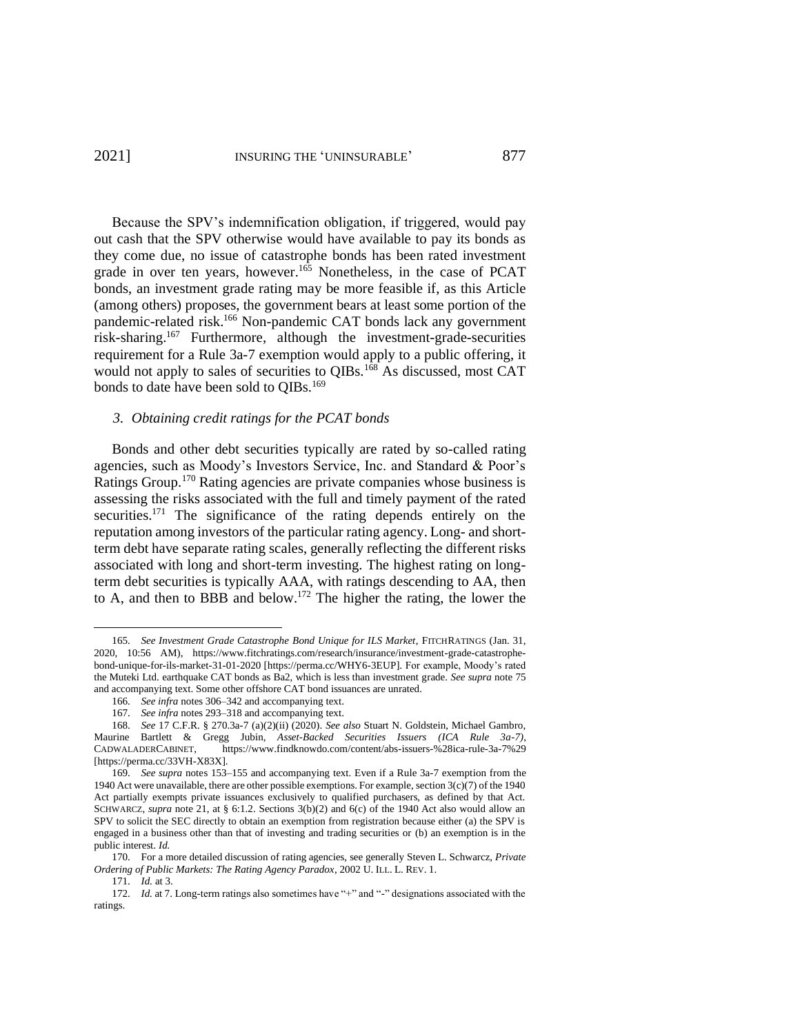Because the SPV's indemnification obligation, if triggered, would pay out cash that the SPV otherwise would have available to pay its bonds as they come due, no issue of catastrophe bonds has been rated investment grade in over ten years, however.[165] Nonetheless, in the case of PCAT bonds, an investment grade rating may be more feasible if, as this Article (among others) proposes, the government bears at least some portion of the pandemic-related risk.[166] Non-pandemic CAT bonds lack any government risk-sharing.[167] Furthermore, although the investment-grade-securities requirement for a Rule 3a-7 exemption would apply to a public offering, it would not apply to sales of securities to QIBs.[168] As discussed, most CAT bonds to date have been sold to QIBs.[169]

### *3. Obtaining credit ratings for the PCAT bonds*

Bonds and other debt securities typically are rated by so-called rating agencies, such as Moody's Investors Service, Inc. and Standard & Poor's Ratings Group.[170] Rating agencies are private companies whose business is assessing the risks associated with the full and timely payment of the rated securities.[171] The significance of the rating depends entirely on the reputation among investors of the particular rating agency. Long- and short-term debt have separate rating scales, generally reflecting the different risks associated with long and short-term investing. The highest rating on long-term debt securities is typically AAA, with ratings descending to AA, then to A, and then to BBB and below.[172] The higher the rating, the lower the

---

165. *See Investment Grade Catastrophe Bond Unique for ILS Market*, FITCHRATINGS (Jan. 31, 2020, 10:56 AM), https://www.fitchratings.com/research/insurance/investment-grade-catastrophe-bond-unique-for-ils-market-31-01-2020 [https://perma.cc/WHY6-3EUP]. For example, Moody's rated the Muteki Ltd. earthquake CAT bonds as Ba2, which is less than investment grade. *See supra* note 75 and accompanying text. Some other offshore CAT bond issuances are unrated.

166. *See infra* notes 306–342 and accompanying text.

167. *See infra* notes 293–318 and accompanying text.

168. *See* 17 C.F.R. § 270.3a-7 (a)(2)(ii) (2020). *See also* Stuart N. Goldstein, Michael Gambro, Maurine Bartlett & Gregg Jubin, *Asset-Backed Securities Issuers (ICA Rule 3a-7)*, CADWALADERCABINET, https://www.findknowdo.com/content/abs-issuers-%28ica-rule-3a-7%29 [https://perma.cc/33VH-X83X].

169. *See supra* notes 153–155 and accompanying text. Even if a Rule 3a-7 exemption from the 1940 Act were unavailable, there are other possible exemptions. For example, section 3(c)(7) of the 1940 Act partially exempts private issuances exclusively to qualified purchasers, as defined by that Act. SCHWARCZ, *supra* note 21, at § 6:1.2. Sections 3(b)(2) and 6(c) of the 1940 Act also would allow an SPV to solicit the SEC directly to obtain an exemption from registration because either (a) the SPV is engaged in a business other than that of investing and trading securities or (b) an exemption is in the public interest. *Id.*

170. For a more detailed discussion of rating agencies, see generally Steven L. Schwarcz, *Private Ordering of Public Markets: The Rating Agency Paradox*, 2002 U. ILL. L. REV. 1.

171. *Id.* at 3.

172. *Id.* at 7. Long-term ratings also sometimes have "+" and "-" designations associated with the ratings.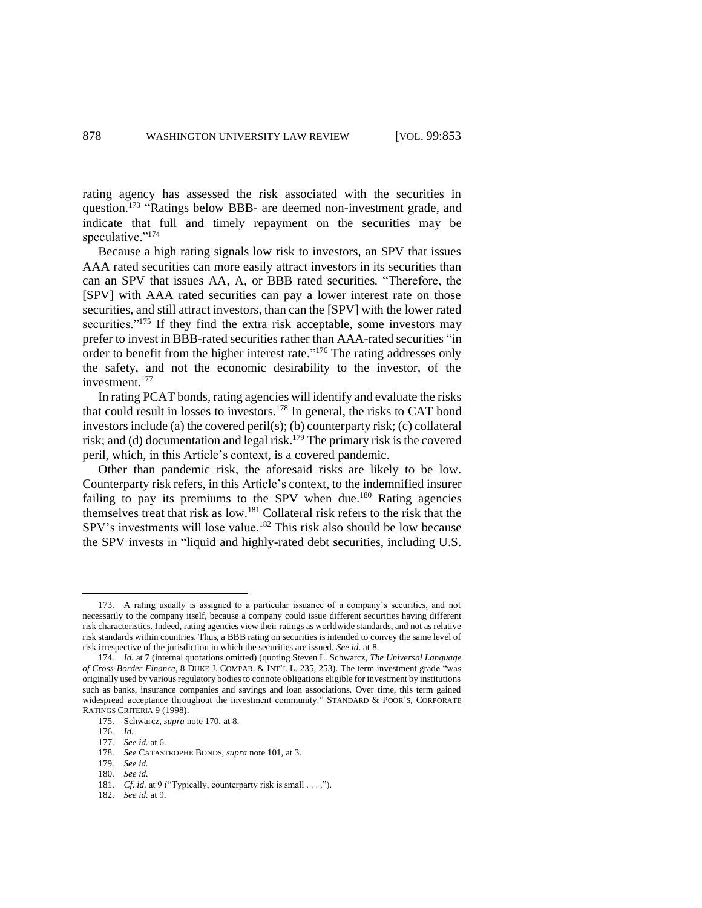rating agency has assessed the risk associated with the securities in question.[173] "Ratings below BBB- are deemed non-investment grade, and indicate that full and timely repayment on the securities may be speculative."[174]

Because a high rating signals low risk to investors, an SPV that issues AAA rated securities can more easily attract investors in its securities than can an SPV that issues AA, A, or BBB rated securities. "Therefore, the [SPV] with AAA rated securities can pay a lower interest rate on those securities, and still attract investors, than can the [SPV] with the lower rated securities."[175] If they find the extra risk acceptable, some investors may prefer to invest in BBB-rated securities rather than AAA-rated securities "in order to benefit from the higher interest rate."[176] The rating addresses only the safety, and not the economic desirability to the investor, of the investment.[177]

In rating PCAT bonds, rating agencies will identify and evaluate the risks that could result in losses to investors.[178] In general, the risks to CAT bond investors include (a) the covered peril(s); (b) counterparty risk; (c) collateral risk; and (d) documentation and legal risk.[179] The primary risk is the covered peril, which, in this Article's context, is a covered pandemic.

Other than pandemic risk, the aforesaid risks are likely to be low. Counterparty risk refers, in this Article's context, to the indemnified insurer failing to pay its premiums to the SPV when due.[180] Rating agencies themselves treat that risk as low.[181] Collateral risk refers to the risk that the SPV's investments will lose value.[182] This risk also should be low because the SPV invests in "liquid and highly-rated debt securities, including U.S.

---

173. A rating usually is assigned to a particular issuance of a company's securities, and not necessarily to the company itself, because a company could issue different securities having different risk characteristics. Indeed, rating agencies view their ratings as worldwide standards, and not as relative risk standards within countries. Thus, a BBB rating on securities is intended to convey the same level of risk irrespective of the jurisdiction in which the securities are issued. *See id*. at 8.

174. *Id.* at 7 (internal quotations omitted) (quoting Steven L. Schwarcz, *The Universal Language of Cross-Border Finance*, 8 DUKE J. COMPAR. & INT'L L. 235, 253). The term investment grade "was originally used by various regulatory bodies to connote obligations eligible for investment by institutions such as banks, insurance companies and savings and loan associations. Over time, this term gained widespread acceptance throughout the investment community." STANDARD & POOR'S, CORPORATE RATINGS CRITERIA 9 (1998).

175. Schwarcz, *supra* note 170, at 8.

176. *Id.*

177. *See id.* at 6.

178. *See* CATASTROPHE BONDS, *supra* note 101, at 3.

179. *See id.*

180. *See id.*

181. *Cf. id.* at 9 ("Typically, counterparty risk is small . . . .").

182. *See id.* at 9.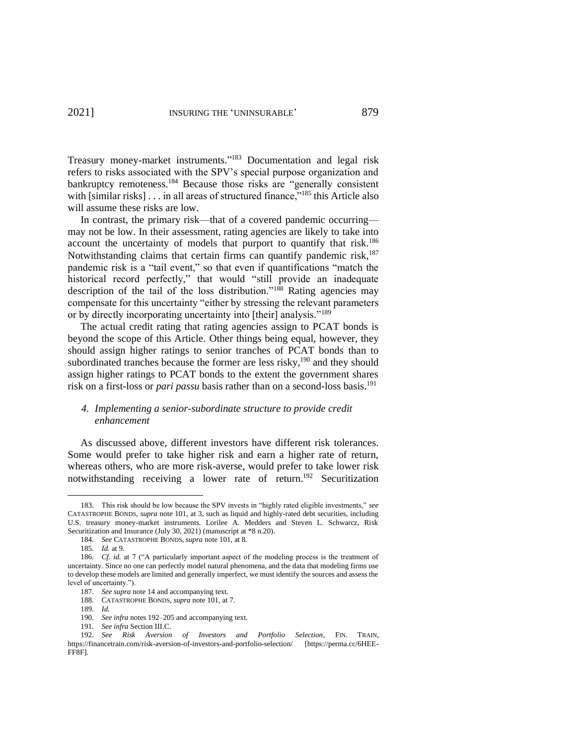Treasury money-market instruments."[183] Documentation and legal risk refers to risks associated with the SPV's special purpose organization and bankruptcy remoteness.[184] Because those risks are "generally consistent with [similar risks] . . . in all areas of structured finance,"[185] this Article also will assume these risks are low.

In contrast, the primary risk—that of a covered pandemic occurring—may not be low. In their assessment, rating agencies are likely to take into account the uncertainty of models that purport to quantify that risk.[186] Notwithstanding claims that certain firms can quantify pandemic risk,[187] pandemic risk is a "tail event," so that even if quantifications "match the historical record perfectly," that would "still provide an inadequate description of the tail of the loss distribution."[188] Rating agencies may compensate for this uncertainty "either by stressing the relevant parameters or by directly incorporating uncertainty into [their] analysis."[189]

The actual credit rating that rating agencies assign to PCAT bonds is beyond the scope of this Article. Other things being equal, however, they should assign higher ratings to senior tranches of PCAT bonds than to subordinated tranches because the former are less risky,[190] and they should assign higher ratings to PCAT bonds to the extent the government shares risk on a first-loss or *pari passu* basis rather than on a second-loss basis.[191]

#### *4. Implementing a senior-subordinate structure to provide credit enhancement*

As discussed above, different investors have different risk tolerances. Some would prefer to take higher risk and earn a higher rate of return, whereas others, who are more risk-averse, would prefer to take lower risk notwithstanding receiving a lower rate of return.[192] Securitization

---

183. This risk should be low because the SPV invests in "highly rated eligible investments," *see* CATASTROPHE BONDS, *supra* note 101, at 3, such as liquid and highly-rated debt securities, including U.S. treasury money-market instruments. Lorilee A. Medders and Steven L. Schwarcz, Risk Securitization and Insurance (July 30, 2021) (manuscript at *8 n.20).

184. *See* CATASTROPHE BONDS, *supra* note 101, at 8.

185. *Id.* at 9.

186. *Cf. id.* at 7 ("A particularly important aspect of the modeling process is the treatment of uncertainty. Since no one can perfectly model natural phenomena, and the data that modeling firms use to develop these models are limited and generally imperfect, we must identify the sources and assess the level of uncertainty.").

187. *See supra* note 14 and accompanying text.

188. CATASTROPHE BONDS, *supra* note 101, at 7.

189. *Id.*

190. *See infra* notes 192–205 and accompanying text.

191. *See infra* Section III.C.

192. *See Risk Aversion of Investors and Portfolio Selection*, FIN. TRAIN, https://financetrain.com/risk-aversion-of-investors-and-portfolio-selection/ [https://perma.cc/6HEE-FF8F].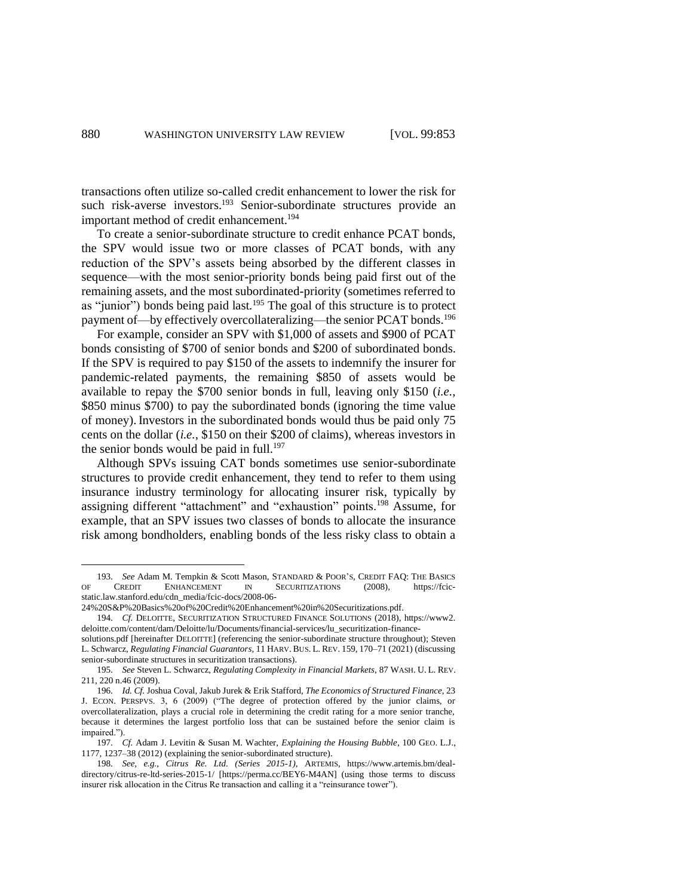transactions often utilize so-called credit enhancement to lower the risk for such risk-averse investors.[193] Senior-subordinate structures provide an important method of credit enhancement.[194]

To create a senior-subordinate structure to credit enhance PCAT bonds, the SPV would issue two or more classes of PCAT bonds, with any reduction of the SPV's assets being absorbed by the different classes in sequence—with the most senior-priority bonds being paid first out of the remaining assets, and the most subordinated-priority (sometimes referred to as "junior") bonds being paid last.[195] The goal of this structure is to protect payment of—by effectively overcollateralizing—the senior PCAT bonds.[196]

For example, consider an SPV with $1,000 of assets and $900 of PCAT bonds consisting of $700 of senior bonds and $200 of subordinated bonds. If the SPV is required to pay $150 of the assets to indemnify the insurer for pandemic-related payments, the remaining $850 of assets would be available to repay the $700 senior bonds in full, leaving only $150 (*i.e.*, $850 minus $700) to pay the subordinated bonds (ignoring the time value of money). Investors in the subordinated bonds would thus be paid only 75 cents on the dollar (*i.e.*, $150 on their $200 of claims), whereas investors in the senior bonds would be paid in full.[197]

Although SPVs issuing CAT bonds sometimes use senior-subordinate structures to provide credit enhancement, they tend to refer to them using insurance industry terminology for allocating insurer risk, typically by assigning different "attachment" and "exhaustion" points.[198] Assume, for example, that an SPV issues two classes of bonds to allocate the insurance risk among bondholders, enabling bonds of the less risky class to obtain a

---

193. *See* Adam M. Tempkin & Scott Mason, STANDARD & POOR'S, CREDIT FAQ: THE BASICS OF CREDIT ENHANCEMENT IN SECURITIZATIONS (2008), https://fcic-static.law.stanford.edu/cdn_media/fcic-docs/2008-06-24%20S&P%20Basics%20of%20Credit%20Enhancement%20in%20Securitizations.pdf.

194. *Cf.* DELOITTE, SECURITIZATION STRUCTURED FINANCE SOLUTIONS (2018), https://www2.deloitte.com/content/dam/Deloitte/lu/Documents/financial-services/lu_securitization-finance-solutions.pdf [hereinafter DELOITTE] (referencing the senior-subordinate structure throughout); Steven L. Schwarcz, *Regulating Financial Guarantors*, 11 HARV. BUS. L. REV. 159, 170–71 (2021) (discussing senior-subordinate structures in securitization transactions).

195. *See* Steven L. Schwarcz, *Regulating Complexity in Financial Markets*, 87 WASH. U. L. REV. 211, 220 n.46 (2009).

196. *Id. Cf.* Joshua Coval, Jakub Jurek & Erik Stafford, *The Economics of Structured Finance*, 23 J. ECON. PERSPVS. 3, 6 (2009) ("The degree of protection offered by the junior claims, or overcollateralization, plays a crucial role in determining the credit rating for a more senior tranche, because it determines the largest portfolio loss that can be sustained before the senior claim is impaired.").

197. *Cf.* Adam J. Levitin & Susan M. Wachter, *Explaining the Housing Bubble*, 100 GEO. L.J., 1177, 1237–38 (2012) (explaining the senior-subordinated structure).

198. *See, e.g.*, *Citrus Re. Ltd. (Series 2015-1)*, ARTEMIS, https://www.artemis.bm/deal-directory/citrus-re-ltd-series-2015-1/ [https://perma.cc/BEY6-M4AN] (using those terms to discuss insurer risk allocation in the Citrus Re transaction and calling it a "reinsurance tower").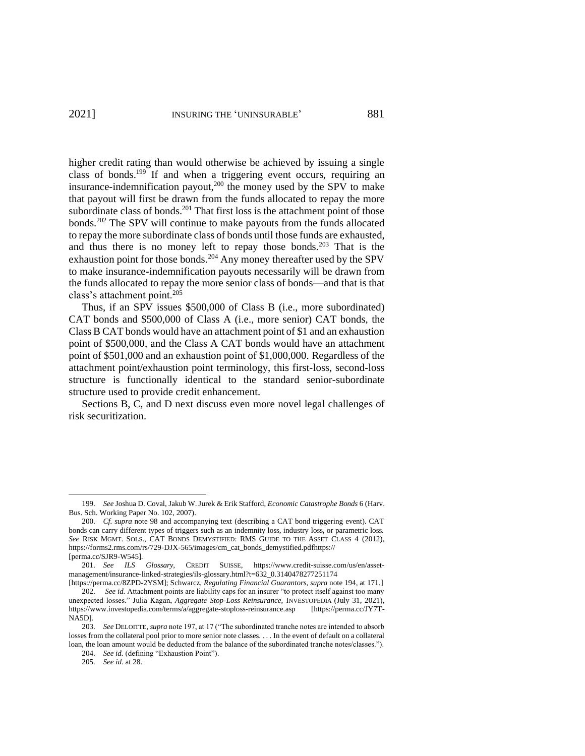higher credit rating than would otherwise be achieved by issuing a single class of bonds.[199] If and when a triggering event occurs, requiring an insurance-indemnification payout,[200] the money used by the SPV to make that payout will first be drawn from the funds allocated to repay the more subordinate class of bonds.[201] That first loss is the attachment point of those bonds.[202] The SPV will continue to make payouts from the funds allocated to repay the more subordinate class of bonds until those funds are exhausted, and thus there is no money left to repay those bonds.[203] That is the exhaustion point for those bonds.[204] Any money thereafter used by the SPV to make insurance-indemnification payouts necessarily will be drawn from the funds allocated to repay the more senior class of bonds—and that is that class's attachment point.[205]

Thus, if an SPV issues $500,000 of Class B (i.e., more subordinated) CAT bonds and $500,000 of Class A (i.e., more senior) CAT bonds, the Class B CAT bonds would have an attachment point of $1 and an exhaustion point of $500,000, and the Class A CAT bonds would have an attachment point of $501,000 and an exhaustion point of $1,000,000. Regardless of the attachment point/exhaustion point terminology, this first-loss, second-loss structure is functionally identical to the standard senior-subordinate structure used to provide credit enhancement.

Sections B, C, and D next discuss even more novel legal challenges of risk securitization.

---

199. *See* Joshua D. Coval, Jakub W. Jurek & Erik Stafford, *Economic Catastrophe Bonds* 6 (Harv. Bus. Sch. Working Paper No. 102, 2007).

200. *Cf. supra* note 98 and accompanying text (describing a CAT bond triggering event). CAT bonds can carry different types of triggers such as an indemnity loss, industry loss, or parametric loss. *See* RISK MGMT. SOLS., CAT BONDS DEMYSTIFIED: RMS GUIDE TO THE ASSET CLASS 4 (2012), https://forms2.rms.com/rs/729-DJX-565/images/cm_cat_bonds_demystified.pdfhttps:// [perma.cc/SJR9-W545].

201. *See* *ILS Glossary*, CREDIT SUISSE, https://www.credit-suisse.com/us/en/asset-management/insurance-linked-strategies/ils-glossary.html?t=632_0.3140478277251174 [https://perma.cc/8ZPD-2YSM]; Schwarcz, *Regulating Financial Guarantors*, *supra* note 194, at 171.]

202. *See id.* Attachment points are liability caps for an insurer "to protect itself against too many unexpected losses." Julia Kagan, *Aggregate Stop-Loss Reinsurance*, INVESTOPEDIA (July 31, 2021), https://www.investopedia.com/terms/a/aggregate-stoploss-reinsurance.asp [https://perma.cc/JY7T-NA5D].

203. *See* DELOITTE, *supra* note 197, at 17 ("The subordinated tranche notes are intended to absorb losses from the collateral pool prior to more senior note classes. . . . In the event of default on a collateral loan, the loan amount would be deducted from the balance of the subordinated tranche notes/classes.").

204. *See id.* (defining "Exhaustion Point").

205. *See id.* at 28.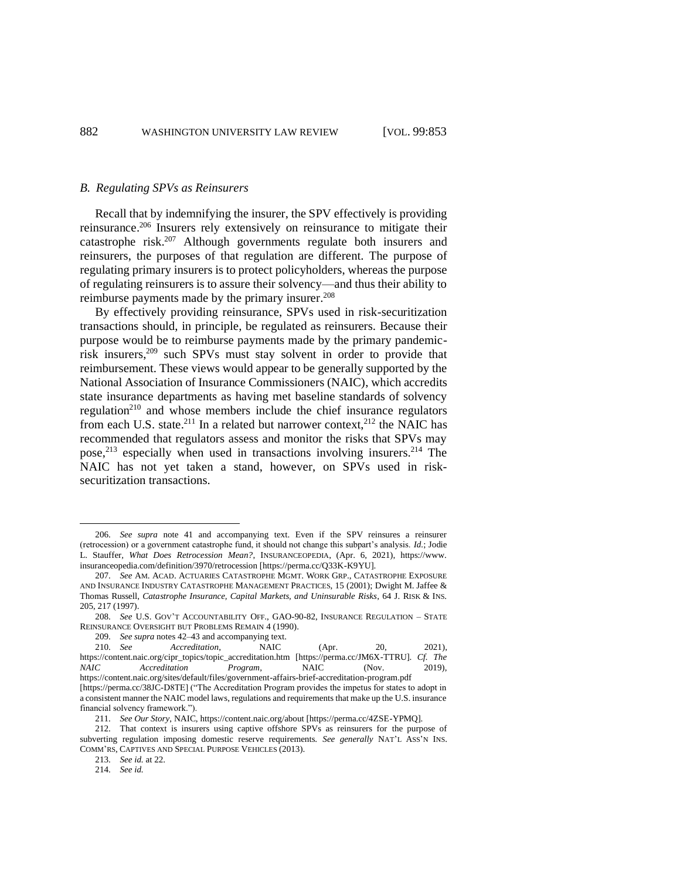### *B. Regulating SPVs as Reinsurers*

Recall that by indemnifying the insurer, the SPV effectively is providing reinsurance.[206] Insurers rely extensively on reinsurance to mitigate their catastrophe risk.[207] Although governments regulate both insurers and reinsurers, the purposes of that regulation are different. The purpose of regulating primary insurers is to protect policyholders, whereas the purpose of regulating reinsurers is to assure their solvency—and thus their ability to reimburse payments made by the primary insurer.[208]

By effectively providing reinsurance, SPVs used in risk-securitization transactions should, in principle, be regulated as reinsurers. Because their purpose would be to reimburse payments made by the primary pandemic-risk insurers,[209] such SPVs must stay solvent in order to provide that reimbursement. These views would appear to be generally supported by the National Association of Insurance Commissioners (NAIC), which accredits state insurance departments as having met baseline standards of solvency regulation[210] and whose members include the chief insurance regulators from each U.S. state.[211] In a related but narrower context,[212] the NAIC has recommended that regulators assess and monitor the risks that SPVs may pose,[213] especially when used in transactions involving insurers.[214] The NAIC has not yet taken a stand, however, on SPVs used in risk-securitization transactions.

---

206. *See supra* note 41 and accompanying text. Even if the SPV reinsures a reinsurer (retrocession) or a government catastrophe fund, it should not change this subpart's analysis. *Id.*; Jodie L. Stauffer, *What Does Retrocession Mean?*, INSURANCEOPEDIA, (Apr. 6, 2021), https://www.insuranceopedia.com/definition/3970/retrocession [https://perma.cc/Q33K-K9YU].

207. *See* AM. ACAD. ACTUARIES CATASTROPHE MGMT. WORK GRP., CATASTROPHE EXPOSURE AND INSURANCE INDUSTRY CATASTROPHE MANAGEMENT PRACTICES, 15 (2001); Dwight M. Jaffee & Thomas Russell, *Catastrophe Insurance, Capital Markets, and Uninsurable Risks*, 64 J. RISK & INS. 205, 217 (1997).

208. *See* U.S. GOV'T ACCOUNTABILITY OFF., GAO-90-82, INSURANCE REGULATION – STATE REINSURANCE OVERSIGHT BUT PROBLEMS REMAIN 4 (1990).

209. *See supra* notes 42–43 and accompanying text.

210. *See* *Accreditation*, NAIC (Apr. 20, 2021), https://content.naic.org/cipr_topics/topic_accreditation.htm [https://perma.cc/JM6X-TTRU]. *Cf. The NAIC Accreditation Program*, NAIC (Nov. 2019), https://content.naic.org/sites/default/files/government-affairs-brief-accreditation-program.pdf [https://perma.cc/38JC-D8TE] ("The Accreditation Program provides the impetus for states to adopt in a consistent manner the NAIC model laws, regulations and requirements that make up the U.S. insurance financial solvency framework.").

211. *See Our Story*, NAIC, https://content.naic.org/about [https://perma.cc/4ZSE-YPMQ].

212. That context is insurers using captive offshore SPVs as reinsurers for the purpose of subverting regulation imposing domestic reserve requirements. *See generally* NAT'L ASS'N INS. COMM'RS, CAPTIVES AND SPECIAL PURPOSE VEHICLES (2013).

213. *See id.* at 22.

214. *See id.*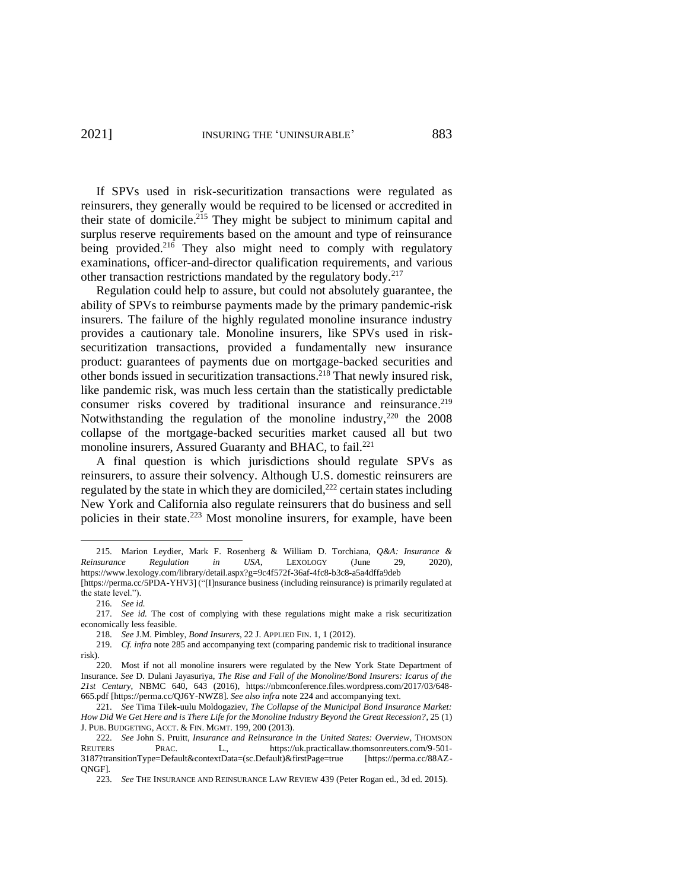If SPVs used in risk-securitization transactions were regulated as reinsurers, they generally would be required to be licensed or accredited in their state of domicile.[215] They might be subject to minimum capital and surplus reserve requirements based on the amount and type of reinsurance being provided.[216] They also might need to comply with regulatory examinations, officer-and-director qualification requirements, and various other transaction restrictions mandated by the regulatory body.[217]

Regulation could help to assure, but could not absolutely guarantee, the ability of SPVs to reimburse payments made by the primary pandemic-risk insurers. The failure of the highly regulated monoline insurance industry provides a cautionary tale. Monoline insurers, like SPVs used in risk-securitization transactions, provided a fundamentally new insurance product: guarantees of payments due on mortgage-backed securities and other bonds issued in securitization transactions.[218] That newly insured risk, like pandemic risk, was much less certain than the statistically predictable consumer risks covered by traditional insurance and reinsurance.[219] Notwithstanding the regulation of the monoline industry,[220] the 2008 collapse of the mortgage-backed securities market caused all but two monoline insurers, Assured Guaranty and BHAC, to fail.[221]

A final question is which jurisdictions should regulate SPVs as reinsurers, to assure their solvency. Although U.S. domestic reinsurers are regulated by the state in which they are domiciled,[222] certain states including New York and California also regulate reinsurers that do business and sell policies in their state.[223] Most monoline insurers, for example, have been

---

215. Marion Leydier, Mark F. Rosenberg & William D. Torchiana, *Q&A: Insurance & Reinsurance Regulation in USA*, LEXOLOGY (June 29, 2020), https://www.lexology.com/library/detail.aspx?g=9c4f572f-36af-4fc8-b3c8-a5a4dffa9deb [https://perma.cc/5PDA-YHV3] ("[I]nsurance business (including reinsurance) is primarily regulated at the state level.").

216. *See id.*

217. *See id.* The cost of complying with these regulations might make a risk securitization economically less feasible.

218. *See* J.M. Pimbley, *Bond Insurers*, 22 J. APPLIED FIN. 1, 1 (2012).

219. *Cf. infra* note 285 and accompanying text (comparing pandemic risk to traditional insurance risk).

220. Most if not all monoline insurers were regulated by the New York State Department of Insurance. *See* D. Dulani Jayasuriya, *The Rise and Fall of the Monoline/Bond Insurers: Icarus of the 21st Century*, NBMC 640, 643 (2016), https://nbmconference.files.wordpress.com/2017/03/648-665.pdf [https://perma.cc/QJ6Y-NWZ8]. *See also infra* note 224 and accompanying text.

221. *See* Tima Tilek-uulu Moldogaziev, *The Collapse of the Municipal Bond Insurance Market: How Did We Get Here and is There Life for the Monoline Industry Beyond the Great Recession?*, 25 (1) J. PUB. BUDGETING, ACCT. & FIN. MGMT. 199, 200 (2013).

222. *See* John S. Pruitt, *Insurance and Reinsurance in the United States: Overview*, THOMSON REUTERS PRAC. L., https://uk.practicallaw.thomsonreuters.com/9-501-3187?transitionType=Default&contextData=(sc.Default)&firstPage=true [https://perma.cc/88AZ-QNGF].

223. *See* THE INSURANCE AND REINSURANCE LAW REVIEW 439 (Peter Rogan ed., 3d ed. 2015).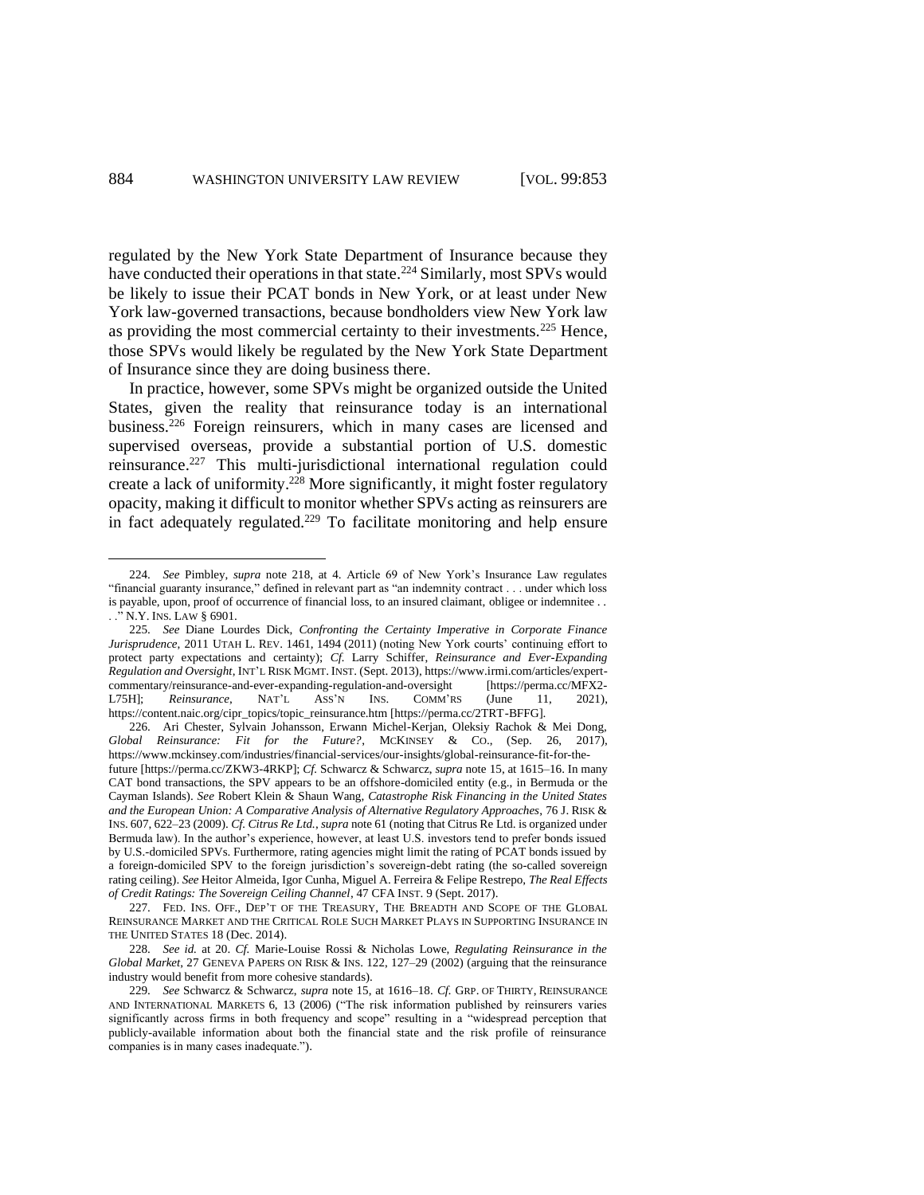regulated by the New York State Department of Insurance because they have conducted their operations in that state.[224] Similarly, most SPVs would be likely to issue their PCAT bonds in New York, or at least under New York law-governed transactions, because bondholders view New York law as providing the most commercial certainty to their investments.[225] Hence, those SPVs would likely be regulated by the New York State Department of Insurance since they are doing business there.

In practice, however, some SPVs might be organized outside the United States, given the reality that reinsurance today is an international business.[226] Foreign reinsurers, which in many cases are licensed and supervised overseas, provide a substantial portion of U.S. domestic reinsurance.[227] This multi-jurisdictional international regulation could create a lack of uniformity.[228] More significantly, it might foster regulatory opacity, making it difficult to monitor whether SPVs acting as reinsurers are in fact adequately regulated.[229] To facilitate monitoring and help ensure

---

224. *See* Pimbley, *supra* note 218, at 4. Article 69 of New York's Insurance Law regulates "financial guaranty insurance," defined in relevant part as "an indemnity contract . . . under which loss is payable, upon, proof of occurrence of financial loss, to an insured claimant, obligee or indemnitee . . . ." N.Y. INS. LAW § 6901.

225. *See* Diane Lourdes Dick, *Confronting the Certainty Imperative in Corporate Finance Jurisprudence*, 2011 UTAH L. REV. 1461, 1494 (2011) (noting New York courts' continuing effort to protect party expectations and certainty); *Cf.* Larry Schiffer, *Reinsurance and Ever-Expanding Regulation and Oversight*, INT'L RISK MGMT. INST. (Sept. 2013), https://www.irmi.com/articles/expert-commentary/reinsurance-and-ever-expanding-regulation-and-oversight [https://perma.cc/MFX2-L75H]; *Reinsurance*, NAT'L ASS'N INS. COMM'RS (June 11, 2021), https://content.naic.org/cipr_topics/topic_reinsurance.htm [https://perma.cc/2TRT-BFFG].

226. Ari Chester, Sylvain Johansson, Erwann Michel-Kerjan, Oleksiy Rachok & Mei Dong, *Global Reinsurance: Fit for the Future?*, MCKINSEY & CO., (Sep. 26, 2017), https://www.mckinsey.com/industries/financial-services/our-insights/global-reinsurance-fit-for-the-future [https://perma.cc/ZKW3-4RKP]; *Cf.* Schwarcz & Schwarcz, *supra* note 15, at 1615–16. In many CAT bond transactions, the SPV appears to be an offshore-domiciled entity (e.g., in Bermuda or the Cayman Islands). *See* Robert Klein & Shaun Wang, *Catastrophe Risk Financing in the United States and the European Union: A Comparative Analysis of Alternative Regulatory Approaches*, 76 J. RISK & INS. 607, 622–23 (2009). *Cf. Citrus Re Ltd.*, *supra* note 61 (noting that Citrus Re Ltd. is organized under Bermuda law). In the author's experience, however, at least U.S. investors tend to prefer bonds issued by U.S.-domiciled SPVs. Furthermore, rating agencies might limit the rating of PCAT bonds issued by a foreign-domiciled SPV to the foreign jurisdiction's sovereign-debt rating (the so-called sovereign rating ceiling). *See* Heitor Almeida, Igor Cunha, Miguel A. Ferreira & Felipe Restrepo, *The Real Effects of Credit Ratings: The Sovereign Ceiling Channel*, 47 CFA INST. 9 (Sept. 2017).

227. FED. INS. OFF., DEP'T OF THE TREASURY, THE BREADTH AND SCOPE OF THE GLOBAL REINSURANCE MARKET AND THE CRITICAL ROLE SUCH MARKET PLAYS IN SUPPORTING INSURANCE IN THE UNITED STATES 18 (Dec. 2014).

228. *See id.* at 20. *Cf.* Marie-Louise Rossi & Nicholas Lowe, *Regulating Reinsurance in the Global Market*, 27 GENEVA PAPERS ON RISK & INS. 122, 127–29 (2002) (arguing that the reinsurance industry would benefit from more cohesive standards).

229. *See* Schwarcz & Schwarcz, *supra* note 15, at 1616–18. *Cf.* GRP. OF THIRTY, REINSURANCE AND INTERNATIONAL MARKETS 6, 13 (2006) ("The risk information published by reinsurers varies significantly across firms in both frequency and scope" resulting in a "widespread perception that publicly-available information about both the financial state and the risk profile of reinsurance companies is in many cases inadequate.").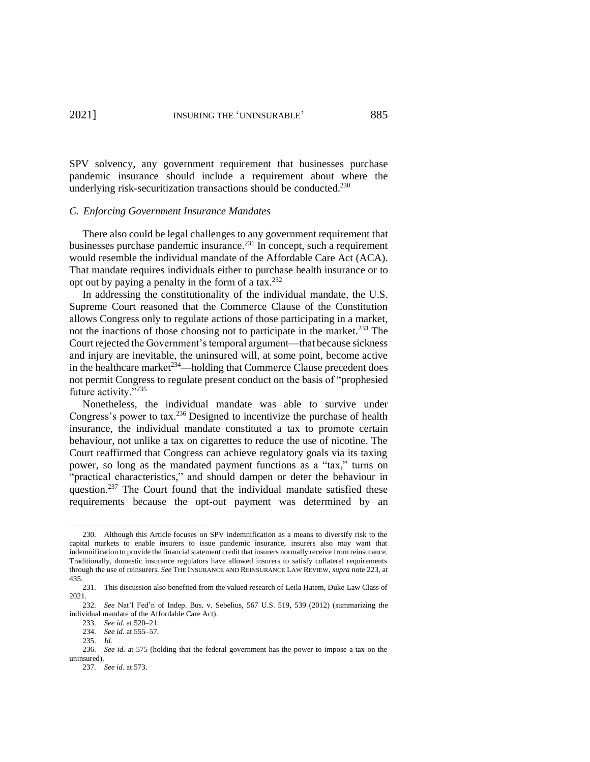SPV solvency, any government requirement that businesses purchase pandemic insurance should include a requirement about where the underlying risk-securitization transactions should be conducted.[230]

### C. Enforcing Government Insurance Mandates

There also could be legal challenges to any government requirement that businesses purchase pandemic insurance.[231] In concept, such a requirement would resemble the individual mandate of the Affordable Care Act (ACA). That mandate requires individuals either to purchase health insurance or to opt out by paying a penalty in the form of a tax.[232]

In addressing the constitutionality of the individual mandate, the U.S. Supreme Court reasoned that the Commerce Clause of the Constitution allows Congress only to regulate actions of those participating in a market, not the inactions of those choosing not to participate in the market.[233] The Court rejected the Government's temporal argument—that because sickness and injury are inevitable, the uninsured will, at some point, become active in the healthcare market[234]—holding that Commerce Clause precedent does not permit Congress to regulate present conduct on the basis of "prophesied future activity."[235]

Nonetheless, the individual mandate was able to survive under Congress's power to tax.[236] Designed to incentivize the purchase of health insurance, the individual mandate constituted a tax to promote certain behaviour, not unlike a tax on cigarettes to reduce the use of nicotine. The Court reaffirmed that Congress can achieve regulatory goals via its taxing power, so long as the mandated payment functions as a "tax," turns on "practical characteristics," and should dampen or deter the behaviour in question.[237] The Court found that the individual mandate satisfied these requirements because the opt-out payment was determined by an

---

230. Although this Article focuses on SPV indemnification as a means to diversify risk to the capital markets to enable insurers to issue pandemic insurance, insurers also may want that indemnification to provide the financial statement credit that insurers normally receive from reinsurance. Traditionally, domestic insurance regulators have allowed insurers to satisfy collateral requirements through the use of reinsurers. *See* THE INSURANCE AND REINSURANCE LAW REVIEW, *supra* note 223, at 435.

231. This discussion also benefited from the valued research of Leila Hatem, Duke Law Class of 2021.

232. *See* Nat'l Fed'n of Indep. Bus. v. Sebelius, 567 U.S. 519, 539 (2012) (summarizing the individual mandate of the Affordable Care Act).

233. *See id.* at 520–21.

234. *See id.* at 555–57.

235. *Id.*

236. *See id.* at 575 (holding that the federal government has the power to impose a tax on the uninsured).

237. *See id.* at 573.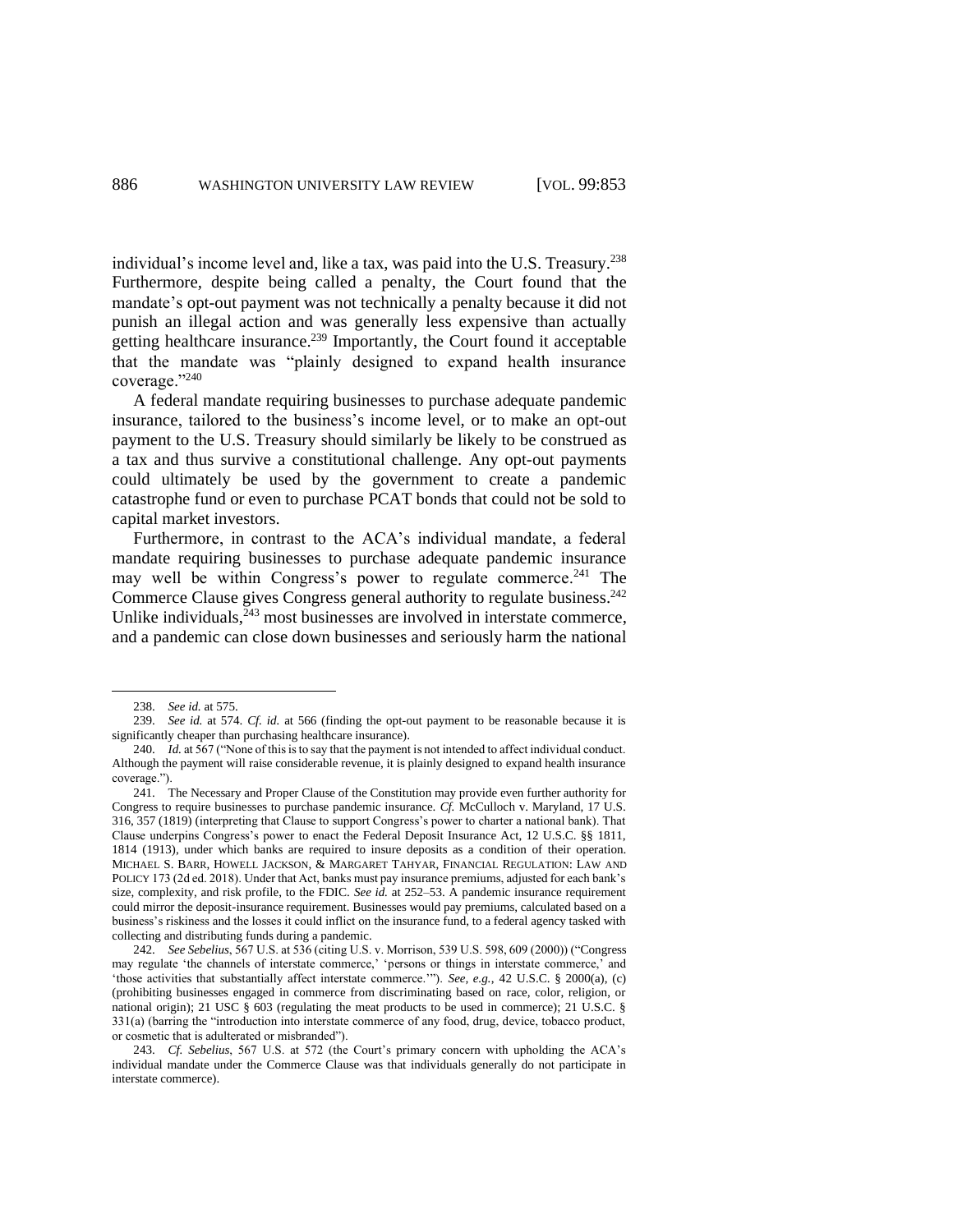individual's income level and, like a tax, was paid into the U.S. Treasury.[238] Furthermore, despite being called a penalty, the Court found that the mandate's opt-out payment was not technically a penalty because it did not punish an illegal action and was generally less expensive than actually getting healthcare insurance.[239] Importantly, the Court found it acceptable that the mandate was "plainly designed to expand health insurance coverage."[240]

A federal mandate requiring businesses to purchase adequate pandemic insurance, tailored to the business's income level, or to make an opt-out payment to the U.S. Treasury should similarly be likely to be construed as a tax and thus survive a constitutional challenge. Any opt-out payments could ultimately be used by the government to create a pandemic catastrophe fund or even to purchase PCAT bonds that could not be sold to capital market investors.

Furthermore, in contrast to the ACA's individual mandate, a federal mandate requiring businesses to purchase adequate pandemic insurance may well be within Congress's power to regulate commerce.[241] The Commerce Clause gives Congress general authority to regulate business.[242] Unlike individuals,[243] most businesses are involved in interstate commerce, and a pandemic can close down businesses and seriously harm the national

---

238. *See id.* at 575.

239. *See id.* at 574. *Cf. id.* at 566 (finding the opt-out payment to be reasonable because it is significantly cheaper than purchasing healthcare insurance).

240. *Id.* at 567 ("None of this is to say that the payment is not intended to affect individual conduct. Although the payment will raise considerable revenue, it is plainly designed to expand health insurance coverage.").

241. The Necessary and Proper Clause of the Constitution may provide even further authority for Congress to require businesses to purchase pandemic insurance. *Cf.* McCulloch v. Maryland, 17 U.S. 316, 357 (1819) (interpreting that Clause to support Congress's power to charter a national bank). That Clause underpins Congress's power to enact the Federal Deposit Insurance Act, 12 U.S.C. §§ 1811, 1814 (1913), under which banks are required to insure deposits as a condition of their operation. MICHAEL S. BARR, HOWELL JACKSON, & MARGARET TAHYAR, FINANCIAL REGULATION: LAW AND POLICY 173 (2d ed. 2018). Under that Act, banks must pay insurance premiums, adjusted for each bank's size, complexity, and risk profile, to the FDIC. *See id.* at 252–53. A pandemic insurance requirement could mirror the deposit-insurance requirement. Businesses would pay premiums, calculated based on a business's riskiness and the losses it could inflict on the insurance fund, to a federal agency tasked with collecting and distributing funds during a pandemic.

242. *See Sebelius*, 567 U.S. at 536 (citing U.S. v. Morrison, 539 U.S. 598, 609 (2000)) ("Congress may regulate 'the channels of interstate commerce,' 'persons or things in interstate commerce,' and 'those activities that substantially affect interstate commerce.'"). *See, e.g.*, 42 U.S.C. § 2000(a), (c) (prohibiting businesses engaged in commerce from discriminating based on race, color, religion, or national origin); 21 USC § 603 (regulating the meat products to be used in commerce); 21 U.S.C. § 331(a) (barring the "introduction into interstate commerce of any food, drug, device, tobacco product, or cosmetic that is adulterated or misbranded").

243. *Cf. Sebelius*, 567 U.S. at 572 (the Court's primary concern with upholding the ACA's individual mandate under the Commerce Clause was that individuals generally do not participate in interstate commerce).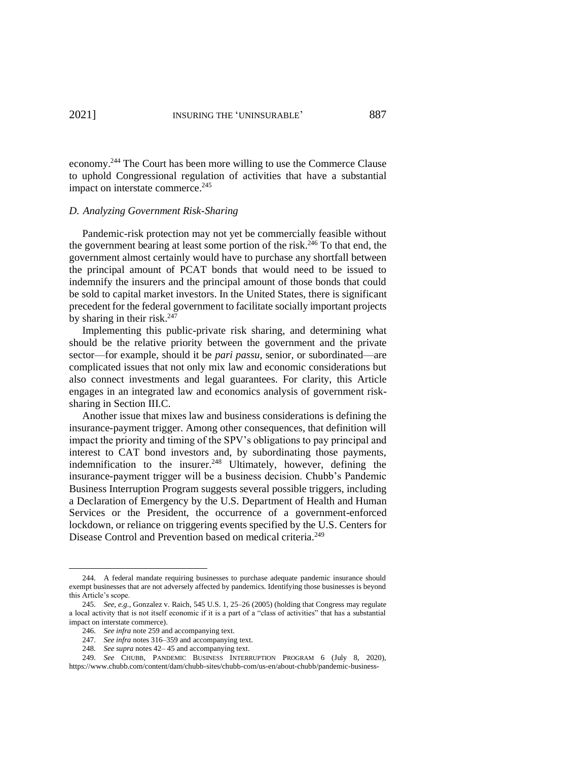economy.[244] The Court has been more willing to use the Commerce Clause to uphold Congressional regulation of activities that have a substantial impact on interstate commerce.[245]

### *D. Analyzing Government Risk-Sharing*

Pandemic-risk protection may not yet be commercially feasible without the government bearing at least some portion of the risk.[246] To that end, the government almost certainly would have to purchase any shortfall between the principal amount of PCAT bonds that would need to be issued to indemnify the insurers and the principal amount of those bonds that could be sold to capital market investors. In the United States, there is significant precedent for the federal government to facilitate socially important projects by sharing in their risk.[247]

Implementing this public-private risk sharing, and determining what should be the relative priority between the government and the private sector—for example, should it be *pari passu*, senior, or subordinated—are complicated issues that not only mix law and economic considerations but also connect investments and legal guarantees. For clarity, this Article engages in an integrated law and economics analysis of government risk-sharing in Section III.C.

Another issue that mixes law and business considerations is defining the insurance-payment trigger. Among other consequences, that definition will impact the priority and timing of the SPV's obligations to pay principal and interest to CAT bond investors and, by subordinating those payments, indemnification to the insurer.[248] Ultimately, however, defining the insurance-payment trigger will be a business decision. Chubb's Pandemic Business Interruption Program suggests several possible triggers, including a Declaration of Emergency by the U.S. Department of Health and Human Services or the President, the occurrence of a government-enforced lockdown, or reliance on triggering events specified by the U.S. Centers for Disease Control and Prevention based on medical criteria.[249]

---

244. A federal mandate requiring businesses to purchase adequate pandemic insurance should exempt businesses that are not adversely affected by pandemics. Identifying those businesses is beyond this Article's scope.

245. *See, e.g.*, Gonzalez v. Raich, 545 U.S. 1, 25–26 (2005) (holding that Congress may regulate a local activity that is not itself economic if it is a part of a "class of activities" that has a substantial impact on interstate commerce).

246. *See infra* note 259 and accompanying text.

247. *See infra* notes 316–359 and accompanying text.

248. *See supra* notes 42– 45 and accompanying text.

249. *See* CHUBB, PANDEMIC BUSINESS INTERRUPTION PROGRAM 6 (July 8, 2020), https://www.chubb.com/content/dam/chubb-sites/chubb-com/us-en/about-chubb/pandemic-business-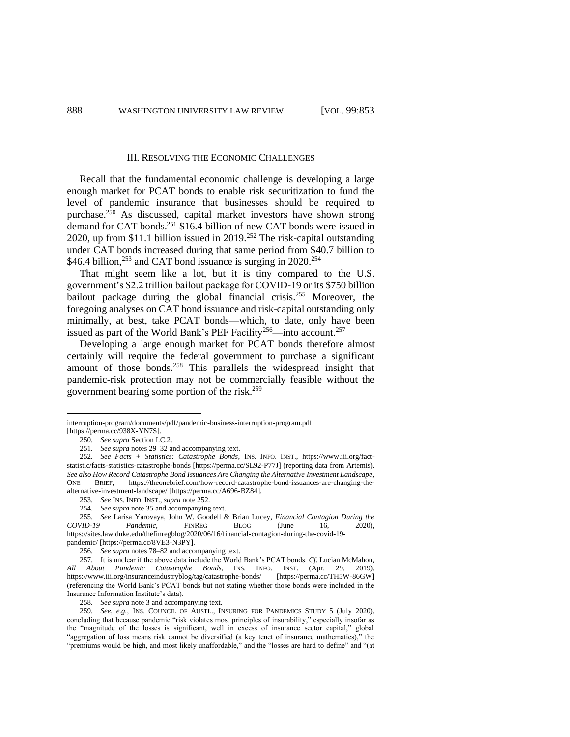## III. RESOLVING THE ECONOMIC CHALLENGES

Recall that the fundamental economic challenge is developing a large enough market for PCAT bonds to enable risk securitization to fund the level of pandemic insurance that businesses should be required to purchase.[250] As discussed, capital market investors have shown strong demand for CAT bonds.[251] $16.4 billion of new CAT bonds were issued in 2020, up from $11.1 billion issued in 2019.[252] The risk-capital outstanding under CAT bonds increased during that same period from $40.7 billion to $46.4 billion,[253] and CAT bond issuance is surging in 2020.[254]

That might seem like a lot, but it is tiny compared to the U.S. government's $2.2 trillion bailout package for COVID-19 or its $750 billion bailout package during the global financial crisis.[255] Moreover, the foregoing analyses on CAT bond issuance and risk-capital outstanding only minimally, at best, take PCAT bonds—which, to date, only have been issued as part of the World Bank's PEF Facility[256]—into account.[257]

Developing a large enough market for PCAT bonds therefore almost certainly will require the federal government to purchase a significant amount of those bonds.[258] This parallels the widespread insight that pandemic-risk protection may not be commercially feasible without the government bearing some portion of the risk.[259]

---

interruption-program/documents/pdf/pandemic-business-interruption-program.pdf [https://perma.cc/938X-YN7S].

250. *See supra* Section I.C.2.

251. *See supra* notes 29–32 and accompanying text.

252. *See Facts + Statistics: Catastrophe Bonds*, INS. INFO. INST., https://www.iii.org/fact-statistic/facts-statistics-catastrophe-bonds [https://perma.cc/SL92-P77J] (reporting data from Artemis). *See also How Record Catastrophe Bond Issuances Are Changing the Alternative Investment Landscape*, ONE BRIEF, https://theonebrief.com/how-record-catastrophe-bond-issuances-are-changing-the-alternative-investment-landscape/ [https://perma.cc/A696-BZ84].

253. *See* INS. INFO. INST., *supra* note 252.

254. *See supra* note 35 and accompanying text.

255. *See* Larisa Yarovaya, John W. Goodell & Brian Lucey, *Financial Contagion During the COVID-19 Pandemic*, FINREG BLOG (June 16, 2020), https://sites.law.duke.edu/thefinregblog/2020/06/16/financial-contagion-during-the-covid-19-pandemic/ [https://perma.cc/8VE3-N3PY].

256. *See supra* notes 78–82 and accompanying text.

257. It is unclear if the above data include the World Bank's PCAT bonds. *Cf.* Lucian McMahon, *All About Pandemic Catastrophe Bonds*, INS. INFO. INST. (Apr. 29, 2019), https://www.iii.org/insuranceindustryblog/tag/catastrophe-bonds/ [https://perma.cc/TH5W-86GW] (referencing the World Bank's PCAT bonds but not stating whether those bonds were included in the Insurance Information Institute's data).

258. *See supra* note 3 and accompanying text.

259. *See, e.g.*, INS. COUNCIL OF AUSTL., INSURING FOR PANDEMICS STUDY 5 (July 2020), concluding that because pandemic "risk violates most principles of insurability," especially insofar as the "magnitude of the losses is significant, well in excess of insurance sector capital," global "aggregation of loss means risk cannot be diversified (a key tenet of insurance mathematics)," the "premiums would be high, and most likely unaffordable," and the "losses are hard to define" and "(at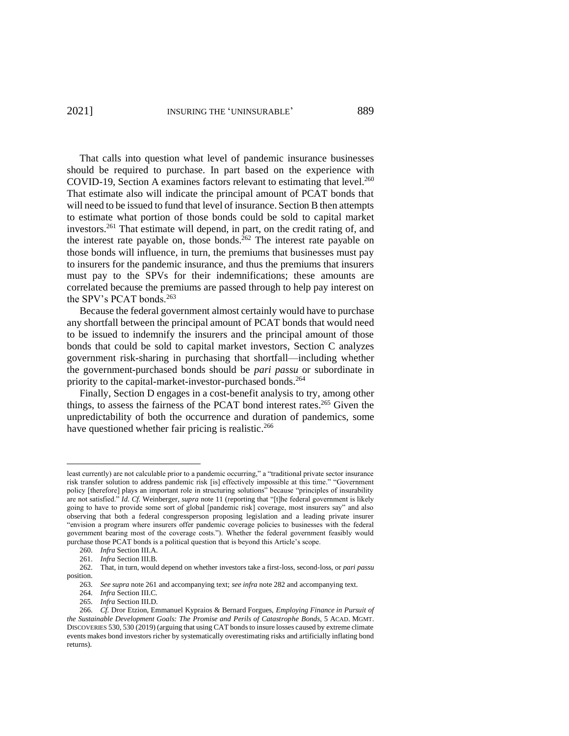That calls into question what level of pandemic insurance businesses should be required to purchase. In part based on the experience with COVID-19, Section A examines factors relevant to estimating that level.[260] That estimate also will indicate the principal amount of PCAT bonds that will need to be issued to fund that level of insurance. Section B then attempts to estimate what portion of those bonds could be sold to capital market investors.[261] That estimate will depend, in part, on the credit rating of, and the interest rate payable on, those bonds.[262] The interest rate payable on those bonds will influence, in turn, the premiums that businesses must pay to insurers for the pandemic insurance, and thus the premiums that insurers must pay to the SPVs for their indemnifications; these amounts are correlated because the premiums are passed through to help pay interest on the SPV's PCAT bonds.[263]

Because the federal government almost certainly would have to purchase any shortfall between the principal amount of PCAT bonds that would need to be issued to indemnify the insurers and the principal amount of those bonds that could be sold to capital market investors, Section C analyzes government risk-sharing in purchasing that shortfall—including whether the government-purchased bonds should be *pari passu* or subordinate in priority to the capital-market-investor-purchased bonds.[264]

Finally, Section D engages in a cost-benefit analysis to try, among other things, to assess the fairness of the PCAT bond interest rates.[265] Given the unpredictability of both the occurrence and duration of pandemics, some have questioned whether fair pricing is realistic.[266]

---

least currently) are not calculable prior to a pandemic occurring," a "traditional private sector insurance risk transfer solution to address pandemic risk [is] effectively impossible at this time." "Government policy [therefore] plays an important role in structuring solutions" because "principles of insurability are not satisfied." *Id. Cf.* Weinberger, *supra* note 11 (reporting that "[t]he federal government is likely going to have to provide some sort of global [pandemic risk] coverage, most insurers say" and also observing that both a federal congressperson proposing legislation and a leading private insurer "envision a program where insurers offer pandemic coverage policies to businesses with the federal government bearing most of the coverage costs."). Whether the federal government feasibly would purchase those PCAT bonds is a political question that is beyond this Article's scope.

260. *Infra* Section III.A.

261. *Infra* Section III.B.

262. That, in turn, would depend on whether investors take a first-loss, second-loss, or *pari passu* position.

263. *See supra* note 261 and accompanying text; *see infra* note 282 and accompanying text.

264. *Infra* Section III.C.

265. *Infra* Section III.D.

266. *Cf.* Dror Etzion, Emmanuel Kypraios & Bernard Forgues, *Employing Finance in Pursuit of the Sustainable Development Goals: The Promise and Perils of Catastrophe Bonds*, 5 ACAD. MGMT. DISCOVERIES 530, 530 (2019) (arguing that using CAT bonds to insure losses caused by extreme climate events makes bond investors richer by systematically overestimating risks and artificially inflating bond returns).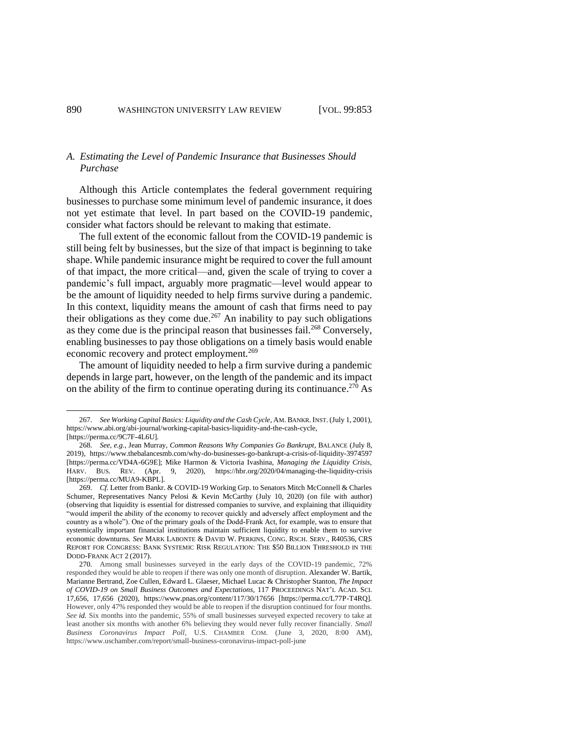### A. *Estimating the Level of Pandemic Insurance that Businesses Should Purchase*

Although this Article contemplates the federal government requiring businesses to purchase some minimum level of pandemic insurance, it does not yet estimate that level. In part based on the COVID-19 pandemic, consider what factors should be relevant to making that estimate.

The full extent of the economic fallout from the COVID-19 pandemic is still being felt by businesses, but the size of that impact is beginning to take shape. While pandemic insurance might be required to cover the full amount of that impact, the more critical—and, given the scale of trying to cover a pandemic's full impact, arguably more pragmatic—level would appear to be the amount of liquidity needed to help firms survive during a pandemic. In this context, liquidity means the amount of cash that firms need to pay their obligations as they come due.[267] An inability to pay such obligations as they come due is the principal reason that businesses fail.[268] Conversely, enabling businesses to pay those obligations on a timely basis would enable economic recovery and protect employment.[269]

The amount of liquidity needed to help a firm survive during a pandemic depends in large part, however, on the length of the pandemic and its impact on the ability of the firm to continue operating during its continuance.[270] As

---

267. *See Working Capital Basics: Liquidity and the Cash Cycle*, AM. BANKR. INST. (July 1, 2001), https://www.abi.org/abi-journal/working-capital-basics-liquidity-and-the-cash-cycle, [https://perma.cc/9C7F-4L6U].

268. *See, e.g.*, Jean Murray, *Common Reasons Why Companies Go Bankrupt*, BALANCE (July 8, 2019), https://www.thebalancesmb.com/why-do-businesses-go-bankrupt-a-crisis-of-liquidity-3974597 [https://perma.cc/VD4A-6G9E]; Mike Harmon & Victoria Ivashina, *Managing the Liquidity Crisis*, HARV. BUS. REV. (Apr. 9, 2020), https://hbr.org/2020/04/managing-the-liquidity-crisis [https://perma.cc/MUA9-KBPL].

269. *Cf.* Letter from Bankr. & COVID-19 Working Grp. to Senators Mitch McConnell & Charles Schumer, Representatives Nancy Pelosi & Kevin McCarthy (July 10, 2020) (on file with author) (observing that liquidity is essential for distressed companies to survive, and explaining that illiquidity "would imperil the ability of the economy to recover quickly and adversely affect employment and the country as a whole"). One of the primary goals of the Dodd-Frank Act, for example, was to ensure that systemically important financial institutions maintain sufficient liquidity to enable them to survive economic downturns. *See* MARK LABONTE & DAVID W. PERKINS, CONG. RSCH. SERV., R40536, CRS REPORT FOR CONGRESS: BANK SYSTEMIC RISK REGULATION: THE $50 BILLION THRESHOLD IN THE DODD-FRANK ACT 2 (2017).

270. Among small businesses surveyed in the early days of the COVID-19 pandemic, 72% responded they would be able to reopen if there was only one month of disruption. Alexander W. Bartik, Marianne Bertrand, Zoe Cullen, Edward L. Glaeser, Michael Lucac & Christopher Stanton, *The Impact of COVID-19 on Small Business Outcomes and Expectations*, 117 PROCEEDINGS NAT'L ACAD. SCI. 17,656, 17,656 (2020), https://www.pnas.org/content/117/30/17656 [https://perma.cc/L77P-T4RQ]. However, only 47% responded they would be able to reopen if the disruption continued for four months. *See id.* Six months into the pandemic, 55% of small businesses surveyed expected recovery to take at least another six months with another 6% believing they would never fully recover financially. *Small Business Coronavirus Impact Poll*, U.S. CHAMBER COM. (June 3, 2020, 8:00 AM), https://www.uschamber.com/report/small-business-coronavirus-impact-poll-june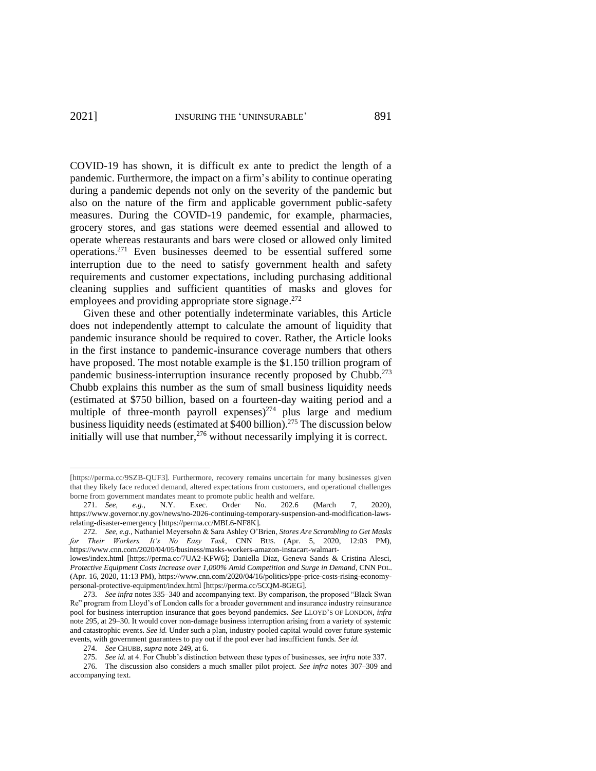COVID-19 has shown, it is difficult ex ante to predict the length of a pandemic. Furthermore, the impact on a firm's ability to continue operating during a pandemic depends not only on the severity of the pandemic but also on the nature of the firm and applicable government public-safety measures. During the COVID-19 pandemic, for example, pharmacies, grocery stores, and gas stations were deemed essential and allowed to operate whereas restaurants and bars were closed or allowed only limited operations.[271] Even businesses deemed to be essential suffered some interruption due to the need to satisfy government health and safety requirements and customer expectations, including purchasing additional cleaning supplies and sufficient quantities of masks and gloves for employees and providing appropriate store signage.[272]

Given these and other potentially indeterminate variables, this Article does not independently attempt to calculate the amount of liquidity that pandemic insurance should be required to cover. Rather, the Article looks in the first instance to pandemic-insurance coverage numbers that others have proposed. The most notable example is the $1.150 trillion program of pandemic business-interruption insurance recently proposed by Chubb.[273] Chubb explains this number as the sum of small business liquidity needs (estimated at $750 billion, based on a fourteen-day waiting period and a multiple of three-month payroll expenses)[274] plus large and medium business liquidity needs (estimated at $400 billion).[275] The discussion below initially will use that number,[276] without necessarily implying it is correct.

---

[https://perma.cc/9SZB-QUF3]. Furthermore, recovery remains uncertain for many businesses given that they likely face reduced demand, altered expectations from customers, and operational challenges borne from government mandates meant to promote public health and welfare.

271. *See, e.g.*, N.Y. Exec. Order No. 202.6 (March 7, 2020), https://www.governor.ny.gov/news/no-2026-continuing-temporary-suspension-and-modification-laws-relating-disaster-emergency [https://perma.cc/MBL6-NF8K].

272. *See, e.g.*, Nathaniel Meyersohn & Sara Ashley O'Brien, *Stores Are Scrambling to Get Masks for Their Workers. It's No Easy Task*, CNN BUS. (Apr. 5, 2020, 12:03 PM), https://www.cnn.com/2020/04/05/business/masks-workers-amazon-instacart-walmart-lowes/index.html [https://perma.cc/7UA2-KFW6]; Daniella Diaz, Geneva Sands & Cristina Alesci, *Protective Equipment Costs Increase over 1,000% Amid Competition and Surge in Demand*, CNN POL. (Apr. 16, 2020, 11:13 PM), https://www.cnn.com/2020/04/16/politics/ppe-price-costs-rising-economy-personal-protective-equipment/index.html [https://perma.cc/5CQM-8GEG].

273. *See infra* notes 335–340 and accompanying text. By comparison, the proposed "Black Swan Re" program from Lloyd's of London calls for a broader government and insurance industry reinsurance pool for business interruption insurance that goes beyond pandemics. *See* LLOYD'S OF LONDON, *infra* note 295, at 29–30. It would cover non-damage business interruption arising from a variety of systemic and catastrophic events. *See id.* Under such a plan, industry pooled capital would cover future systemic events, with government guarantees to pay out if the pool ever had insufficient funds. *See id.*

274. *See* CHUBB, *supra* note 249, at 6.

275. *See id.* at 4. For Chubb's distinction between these types of businesses, see *infra* note 337.

276. The discussion also considers a much smaller pilot project. *See infra* notes 307–309 and accompanying text.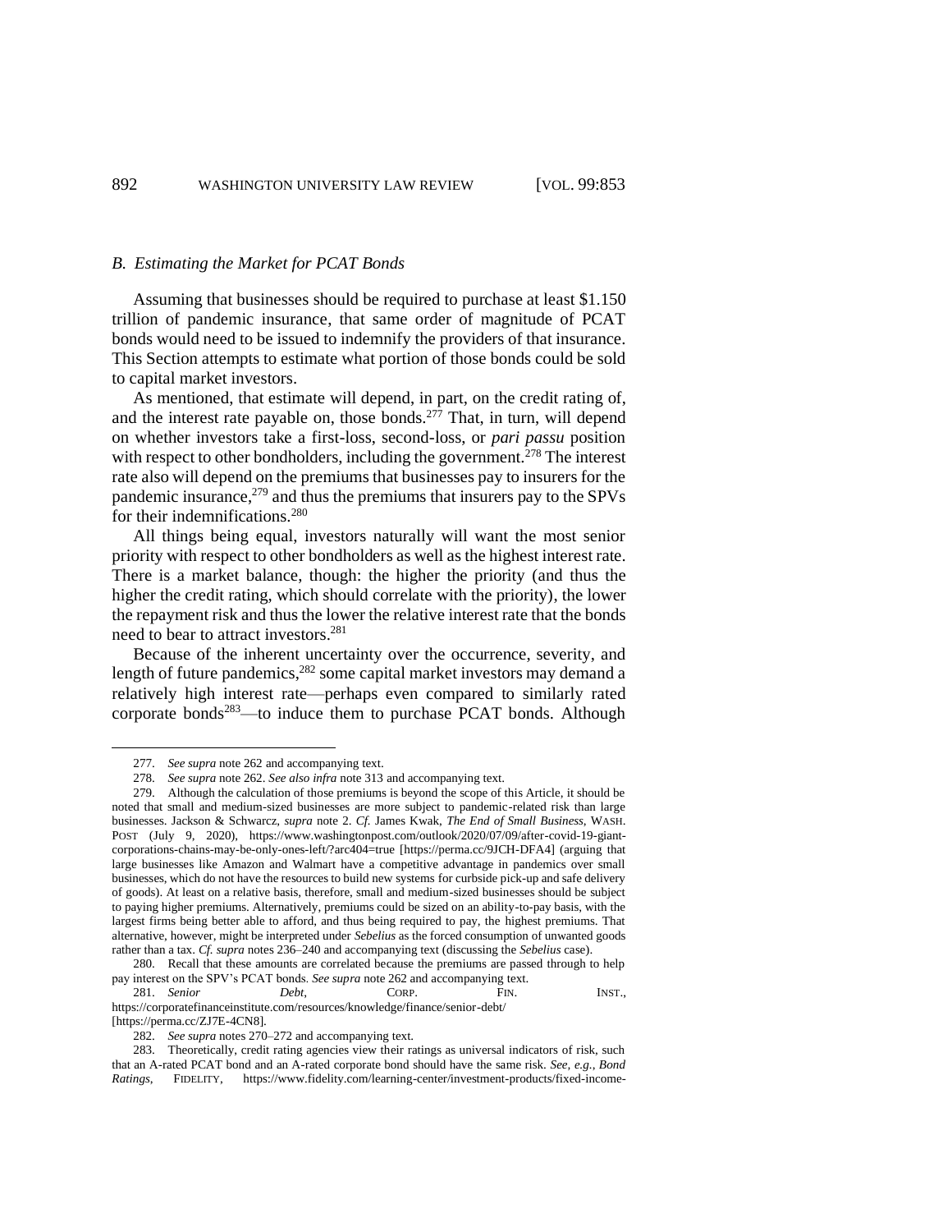### B. Estimating the Market for PCAT Bonds

Assuming that businesses should be required to purchase at least $1.150 trillion of pandemic insurance, that same order of magnitude of PCAT bonds would need to be issued to indemnify the providers of that insurance. This Section attempts to estimate what portion of those bonds could be sold to capital market investors.

As mentioned, that estimate will depend, in part, on the credit rating of, and the interest rate payable on, those bonds.[277] That, in turn, will depend on whether investors take a first-loss, second-loss, or *pari passu* position with respect to other bondholders, including the government.[278] The interest rate also will depend on the premiums that businesses pay to insurers for the pandemic insurance,[279] and thus the premiums that insurers pay to the SPVs for their indemnifications.[280]

All things being equal, investors naturally will want the most senior priority with respect to other bondholders as well as the highest interest rate. There is a market balance, though: the higher the priority (and thus the higher the credit rating, which should correlate with the priority), the lower the repayment risk and thus the lower the relative interest rate that the bonds need to bear to attract investors.[281]

Because of the inherent uncertainty over the occurrence, severity, and length of future pandemics,[282] some capital market investors may demand a relatively high interest rate—perhaps even compared to similarly rated corporate bonds[283]—to induce them to purchase PCAT bonds. Although

---

277. *See supra* note 262 and accompanying text.

278. *See supra* note 262. *See also infra* note 313 and accompanying text.

279. Although the calculation of those premiums is beyond the scope of this Article, it should be noted that small and medium-sized businesses are more subject to pandemic-related risk than large businesses. Jackson & Schwarcz, *supra* note 2. *Cf.* James Kwak, *The End of Small Business*, WASH. POST (July 9, 2020), https://www.washingtonpost.com/outlook/2020/07/09/after-covid-19-giant-corporations-chains-may-be-only-ones-left/?arc404=true [https://perma.cc/9JCH-DFA4] (arguing that large businesses like Amazon and Walmart have a competitive advantage in pandemics over small businesses, which do not have the resources to build new systems for curbside pick-up and safe delivery of goods). At least on a relative basis, therefore, small and medium-sized businesses should be subject to paying higher premiums. Alternatively, premiums could be sized on an ability-to-pay basis, with the largest firms being better able to afford, and thus being required to pay, the highest premiums. That alternative, however, might be interpreted under *Sebelius* as the forced consumption of unwanted goods rather than a tax. *Cf. supra* notes 236–240 and accompanying text (discussing the *Sebelius* case).

280. Recall that these amounts are correlated because the premiums are passed through to help pay interest on the SPV's PCAT bonds. *See supra* note 262 and accompanying text.

281. *Senior Debt*, CORP. FIN. INST., https://corporatefinanceinstitute.com/resources/knowledge/finance/senior-debt/ [https://perma.cc/ZJ7E-4CN8].

282. *See supra* notes 270–272 and accompanying text.

283. Theoretically, credit rating agencies view their ratings as universal indicators of risk, such that an A-rated PCAT bond and an A-rated corporate bond should have the same risk. *See, e.g.*, *Bond Ratings*, FIDELITY, https://www.fidelity.com/learning-center/investment-products/fixed-income-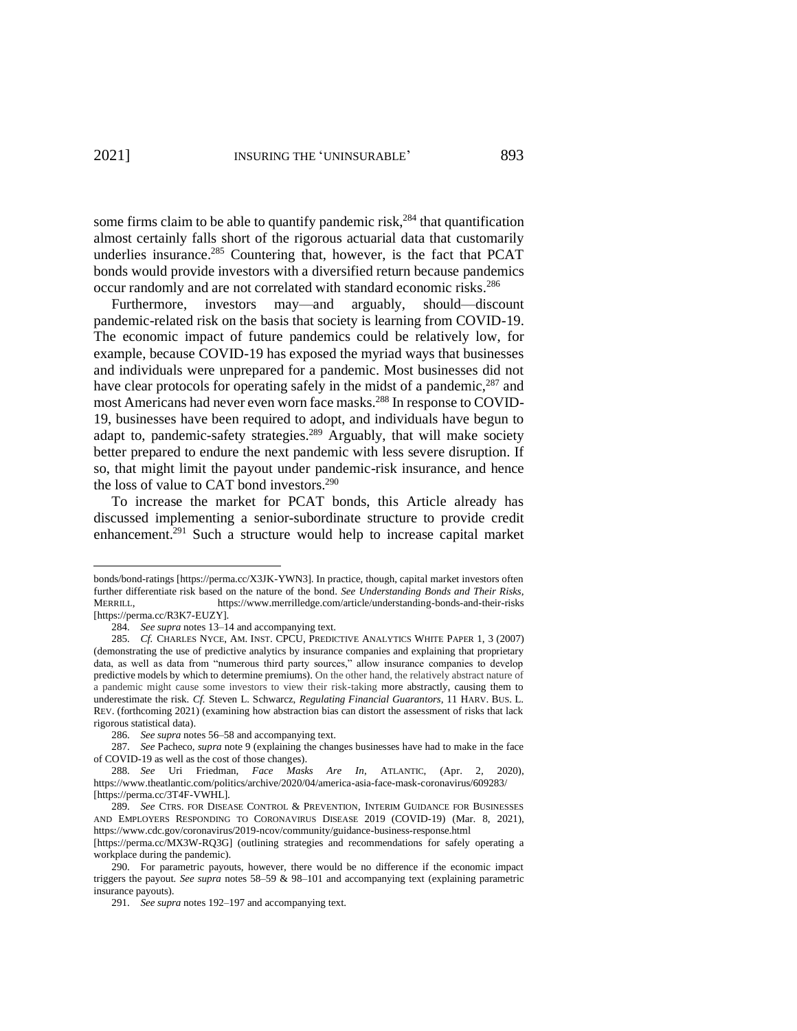some firms claim to be able to quantify pandemic risk,[284] that quantification almost certainly falls short of the rigorous actuarial data that customarily underlies insurance.[285] Countering that, however, is the fact that PCAT bonds would provide investors with a diversified return because pandemics occur randomly and are not correlated with standard economic risks.[286]

Furthermore, investors may—and arguably, should—discount pandemic-related risk on the basis that society is learning from COVID-19. The economic impact of future pandemics could be relatively low, for example, because COVID-19 has exposed the myriad ways that businesses and individuals were unprepared for a pandemic. Most businesses did not have clear protocols for operating safely in the midst of a pandemic,[287] and most Americans had never even worn face masks.[288] In response to COVID-19, businesses have been required to adopt, and individuals have begun to adapt to, pandemic-safety strategies.[289] Arguably, that will make society better prepared to endure the next pandemic with less severe disruption. If so, that might limit the payout under pandemic-risk insurance, and hence the loss of value to CAT bond investors.[290]

To increase the market for PCAT bonds, this Article already has discussed implementing a senior-subordinate structure to provide credit enhancement.[291] Such a structure would help to increase capital market

---

bonds/bond-ratings [https://perma.cc/X3JK-YWN3]. In practice, though, capital market investors often further differentiate risk based on the nature of the bond. *See Understanding Bonds and Their Risks*, MERRILL, https://www.merrilledge.com/article/understanding-bonds-and-their-risks [https://perma.cc/R3K7-EUZY].

284. *See supra* notes 13–14 and accompanying text.

285. *Cf.* CHARLES NYCE, AM. INST. CPCU, PREDICTIVE ANALYTICS WHITE PAPER 1, 3 (2007) (demonstrating the use of predictive analytics by insurance companies and explaining that proprietary data, as well as data from "numerous third party sources," allow insurance companies to develop predictive models by which to determine premiums). On the other hand, the relatively abstract nature of a pandemic might cause some investors to view their risk-taking more abstractly, causing them to underestimate the risk. *Cf.* Steven L. Schwarcz, *Regulating Financial Guarantors*, 11 HARV. BUS. L. REV. (forthcoming 2021) (examining how abstraction bias can distort the assessment of risks that lack rigorous statistical data).

286. *See supra* notes 56–58 and accompanying text.

287. *See* Pacheco, *supra* note 9 (explaining the changes businesses have had to make in the face of COVID-19 as well as the cost of those changes).

288. *See* Uri Friedman, *Face Masks Are In*, ATLANTIC, (Apr. 2, 2020), https://www.theatlantic.com/politics/archive/2020/04/america-asia-face-mask-coronavirus/609283/ [https://perma.cc/3T4F-VWHL].

289. *See* CTRS. FOR DISEASE CONTROL & PREVENTION, INTERIM GUIDANCE FOR BUSINESSES AND EMPLOYERS RESPONDING TO CORONAVIRUS DISEASE 2019 (COVID-19) (Mar. 8, 2021), https://www.cdc.gov/coronavirus/2019-ncov/community/guidance-business-response.html [https://perma.cc/MX3W-RQ3G] (outlining strategies and recommendations for safely operating a workplace during the pandemic).

290. For parametric payouts, however, there would be no difference if the economic impact triggers the payout. *See supra* notes 58–59 & 98–101 and accompanying text (explaining parametric insurance payouts).

291. *See supra* notes 192–197 and accompanying text.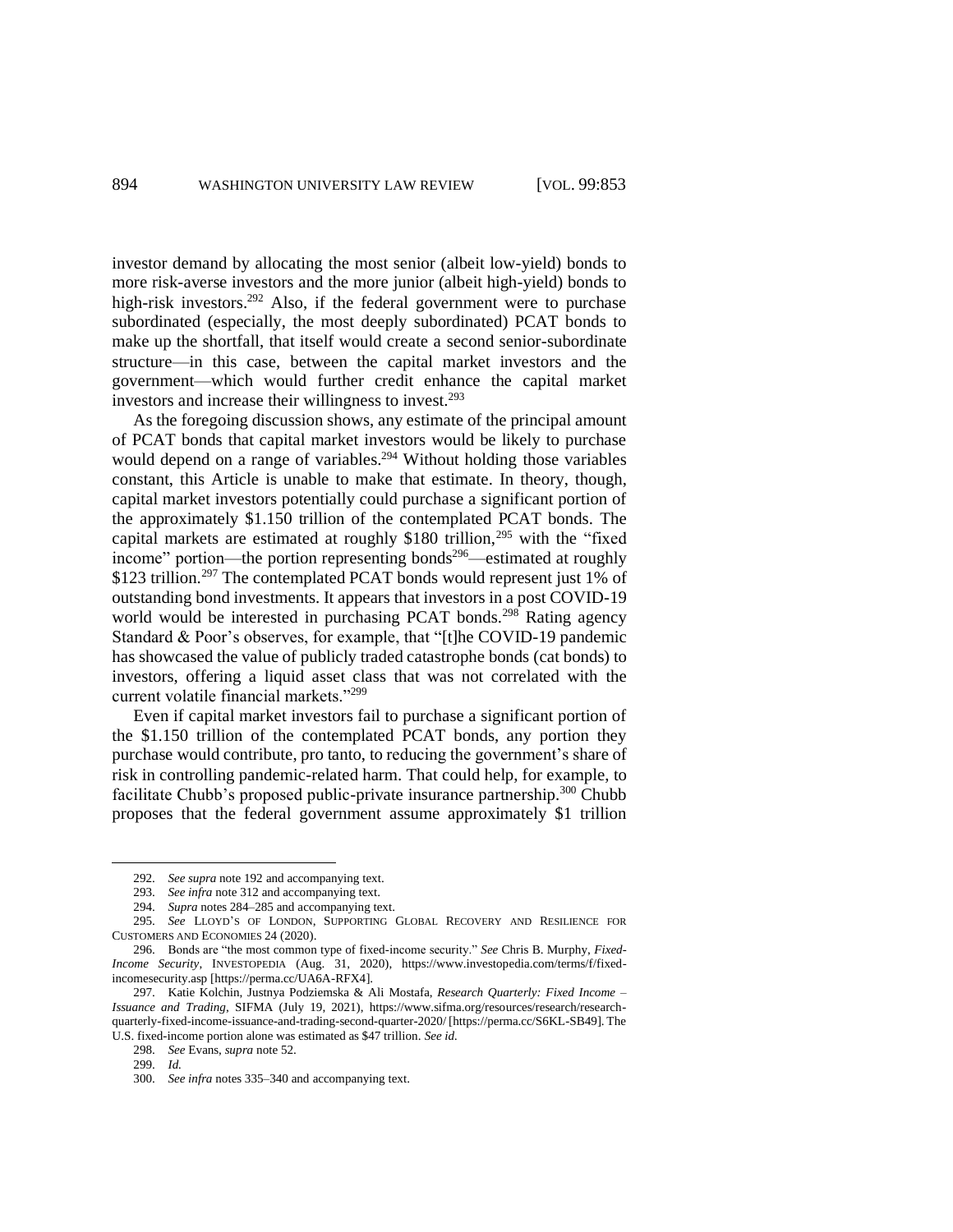investor demand by allocating the most senior (albeit low-yield) bonds to more risk-averse investors and the more junior (albeit high-yield) bonds to high-risk investors.[292] Also, if the federal government were to purchase subordinated (especially, the most deeply subordinated) PCAT bonds to make up the shortfall, that itself would create a second senior-subordinate structure—in this case, between the capital market investors and the government—which would further credit enhance the capital market investors and increase their willingness to invest.[293]

As the foregoing discussion shows, any estimate of the principal amount of PCAT bonds that capital market investors would be likely to purchase would depend on a range of variables.[294] Without holding those variables constant, this Article is unable to make that estimate. In theory, though, capital market investors potentially could purchase a significant portion of the approximately $1.150 trillion of the contemplated PCAT bonds. The capital markets are estimated at roughly $180 trillion,[295] with the "fixed income" portion—the portion representing bonds[296]—estimated at roughly $123 trillion.[297] The contemplated PCAT bonds would represent just 1% of outstanding bond investments. It appears that investors in a post COVID-19 world would be interested in purchasing PCAT bonds.[298] Rating agency Standard & Poor's observes, for example, that "[t]he COVID-19 pandemic has showcased the value of publicly traded catastrophe bonds (cat bonds) to investors, offering a liquid asset class that was not correlated with the current volatile financial markets."[299]

Even if capital market investors fail to purchase a significant portion of the $1.150 trillion of the contemplated PCAT bonds, any portion they purchase would contribute, pro tanto, to reducing the government's share of risk in controlling pandemic-related harm. That could help, for example, to facilitate Chubb's proposed public-private insurance partnership.[300] Chubb proposes that the federal government assume approximately $1 trillion

---

292. *See supra* note 192 and accompanying text.

293. *See infra* note 312 and accompanying text.

294. *Supra* notes 284–285 and accompanying text.

295. *See* LLOYD'S OF LONDON, SUPPORTING GLOBAL RECOVERY AND RESILIENCE FOR CUSTOMERS AND ECONOMIES 24 (2020).

296. Bonds are "the most common type of fixed-income security." *See* Chris B. Murphy, *Fixed-Income Security*, INVESTOPEDIA (Aug. 31, 2020), https://www.investopedia.com/terms/f/fixed-incomesecurity.asp [https://perma.cc/UA6A-RFX4].

297. Katie Kolchin, Justnya Podziemska & Ali Mostafa, *Research Quarterly: Fixed Income – Issuance and Trading*, SIFMA (July 19, 2021), https://www.sifma.org/resources/research/research-quarterly-fixed-income-issuance-and-trading-second-quarter-2020/ [https://perma.cc/S6KL-SB49]. The U.S. fixed-income portion alone was estimated as $47 trillion. *See id.*

298. *See* Evans, *supra* note 52.

299. *Id.*

300. *See infra* notes 335–340 and accompanying text.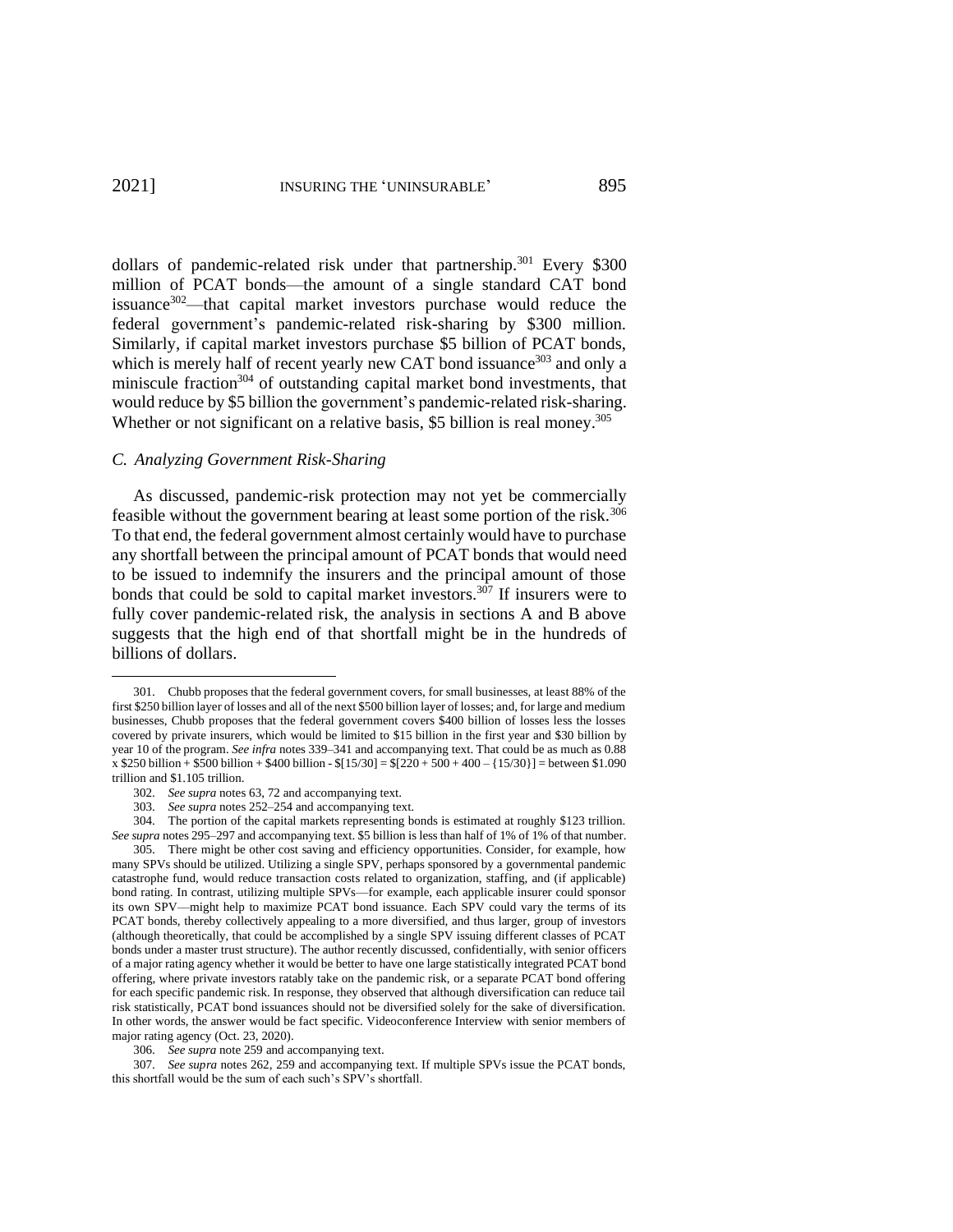dollars of pandemic-related risk under that partnership.[301] Every $300 million of PCAT bonds—the amount of a single standard CAT bond issuance[302]—that capital market investors purchase would reduce the federal government's pandemic-related risk-sharing by $300 million. Similarly, if capital market investors purchase $5 billion of PCAT bonds, which is merely half of recent yearly new CAT bond issuance[303] and only a miniscule fraction[304] of outstanding capital market bond investments, that would reduce by $5 billion the government's pandemic-related risk-sharing. Whether or not significant on a relative basis, $5 billion is real money.[305]

### *C. Analyzing Government Risk-Sharing*

As discussed, pandemic-risk protection may not yet be commercially feasible without the government bearing at least some portion of the risk.[306] To that end, the federal government almost certainly would have to purchase any shortfall between the principal amount of PCAT bonds that would need to be issued to indemnify the insurers and the principal amount of those bonds that could be sold to capital market investors.[307] If insurers were to fully cover pandemic-related risk, the analysis in sections A and B above suggests that the high end of that shortfall might be in the hundreds of billions of dollars.

---

301. Chubb proposes that the federal government covers, for small businesses, at least 88% of the first $250 billion layer of losses and all of the next $500 billion layer of losses; and, for large and medium businesses, Chubb proposes that the federal government covers $400 billion of losses less the losses covered by private insurers, which would be limited to $15 billion in the first year and $30 billion by year 10 of the program. *See infra* notes 339–341 and accompanying text. That could be as much as 0.88 x $250 billion + $500 billion + $400 billion - $[15/30] = $[220 + 500 + 400 – {15/30}] = between $1.090 trillion and $1.105 trillion.

302. *See supra* notes 63, 72 and accompanying text.

303. *See supra* notes 252–254 and accompanying text.

304. The portion of the capital markets representing bonds is estimated at roughly $123 trillion. *See supra* notes 295–297 and accompanying text. $5 billion is less than half of 1% of 1% of that number.

305. There might be other cost saving and efficiency opportunities. Consider, for example, how many SPVs should be utilized. Utilizing a single SPV, perhaps sponsored by a governmental pandemic catastrophe fund, would reduce transaction costs related to organization, staffing, and (if applicable) bond rating. In contrast, utilizing multiple SPVs—for example, each applicable insurer could sponsor its own SPV—might help to maximize PCAT bond issuance. Each SPV could vary the terms of its PCAT bonds, thereby collectively appealing to a more diversified, and thus larger, group of investors (although theoretically, that could be accomplished by a single SPV issuing different classes of PCAT bonds under a master trust structure). The author recently discussed, confidentially, with senior officers of a major rating agency whether it would be better to have one large statistically integrated PCAT bond offering, where private investors ratably take on the pandemic risk, or a separate PCAT bond offering for each specific pandemic risk. In response, they observed that although diversification can reduce tail risk statistically, PCAT bond issuances should not be diversified solely for the sake of diversification. In other words, the answer would be fact specific. Videoconference Interview with senior members of major rating agency (Oct. 23, 2020).

306. *See supra* note 259 and accompanying text.

307. *See supra* notes 262, 259 and accompanying text. If multiple SPVs issue the PCAT bonds, this shortfall would be the sum of each such's SPV's shortfall.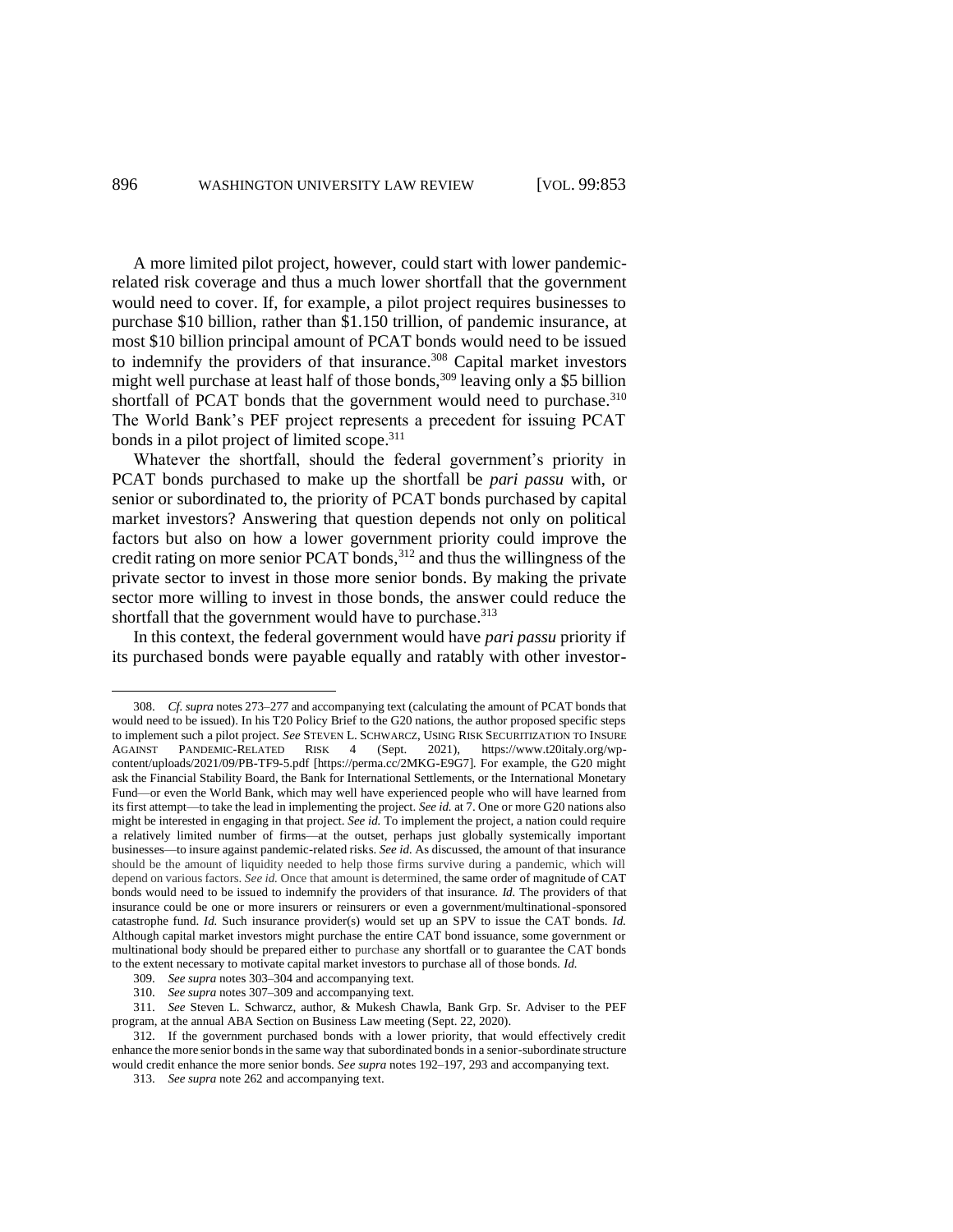A more limited pilot project, however, could start with lower pandemic-related risk coverage and thus a much lower shortfall that the government would need to cover. If, for example, a pilot project requires businesses to purchase $10 billion, rather than $1.150 trillion, of pandemic insurance, at most $10 billion principal amount of PCAT bonds would need to be issued to indemnify the providers of that insurance.[308] Capital market investors might well purchase at least half of those bonds,[309] leaving only a $5 billion shortfall of PCAT bonds that the government would need to purchase.[310] The World Bank's PEF project represents a precedent for issuing PCAT bonds in a pilot project of limited scope.[311]

Whatever the shortfall, should the federal government's priority in PCAT bonds purchased to make up the shortfall be *pari passu* with, or senior or subordinated to, the priority of PCAT bonds purchased by capital market investors? Answering that question depends not only on political factors but also on how a lower government priority could improve the credit rating on more senior PCAT bonds,[312] and thus the willingness of the private sector to invest in those more senior bonds. By making the private sector more willing to invest in those bonds, the answer could reduce the shortfall that the government would have to purchase.[313]

In this context, the federal government would have *pari passu* priority if its purchased bonds were payable equally and ratably with other investor-

---

308. *Cf. supra* notes 273–277 and accompanying text (calculating the amount of PCAT bonds that would need to be issued). In his T20 Policy Brief to the G20 nations, the author proposed specific steps to implement such a pilot project. *See* STEVEN L. SCHWARCZ, USING RISK SECURITIZATION TO INSURE AGAINST PANDEMIC-RELATED RISK 4 (Sept. 2021), https://www.t20italy.org/wp-content/uploads/2021/09/PB-TF9-5.pdf [https://perma.cc/2MKG-E9G7]. For example, the G20 might ask the Financial Stability Board, the Bank for International Settlements, or the International Monetary Fund—or even the World Bank, which may well have experienced people who will have learned from its first attempt—to take the lead in implementing the project. *See id.* at 7. One or more G20 nations also might be interested in engaging in that project. *See id.* To implement the project, a nation could require a relatively limited number of firms—at the outset, perhaps just globally systemically important businesses—to insure against pandemic-related risks. *See id.* As discussed, the amount of that insurance should be the amount of liquidity needed to help those firms survive during a pandemic, which will depend on various factors. *See id.* Once that amount is determined, the same order of magnitude of CAT bonds would need to be issued to indemnify the providers of that insurance. *Id.* The providers of that insurance could be one or more insurers or reinsurers or even a government/multinational-sponsored catastrophe fund. *Id.* Such insurance provider(s) would set up an SPV to issue the CAT bonds. *Id.* Although capital market investors might purchase the entire CAT bond issuance, some government or multinational body should be prepared either to purchase any shortfall or to guarantee the CAT bonds to the extent necessary to motivate capital market investors to purchase all of those bonds. *Id.*

309. *See supra* notes 303–304 and accompanying text.

310. *See supra* notes 307–309 and accompanying text.

311. *See* Steven L. Schwarcz, author, & Mukesh Chawla, Bank Grp. Sr. Adviser to the PEF program, at the annual ABA Section on Business Law meeting (Sept. 22, 2020).

312. If the government purchased bonds with a lower priority, that would effectively credit enhance the more senior bonds in the same way that subordinated bonds in a senior-subordinate structure would credit enhance the more senior bonds. *See supra* notes 192–197, 293 and accompanying text.

313. *See supra* note 262 and accompanying text.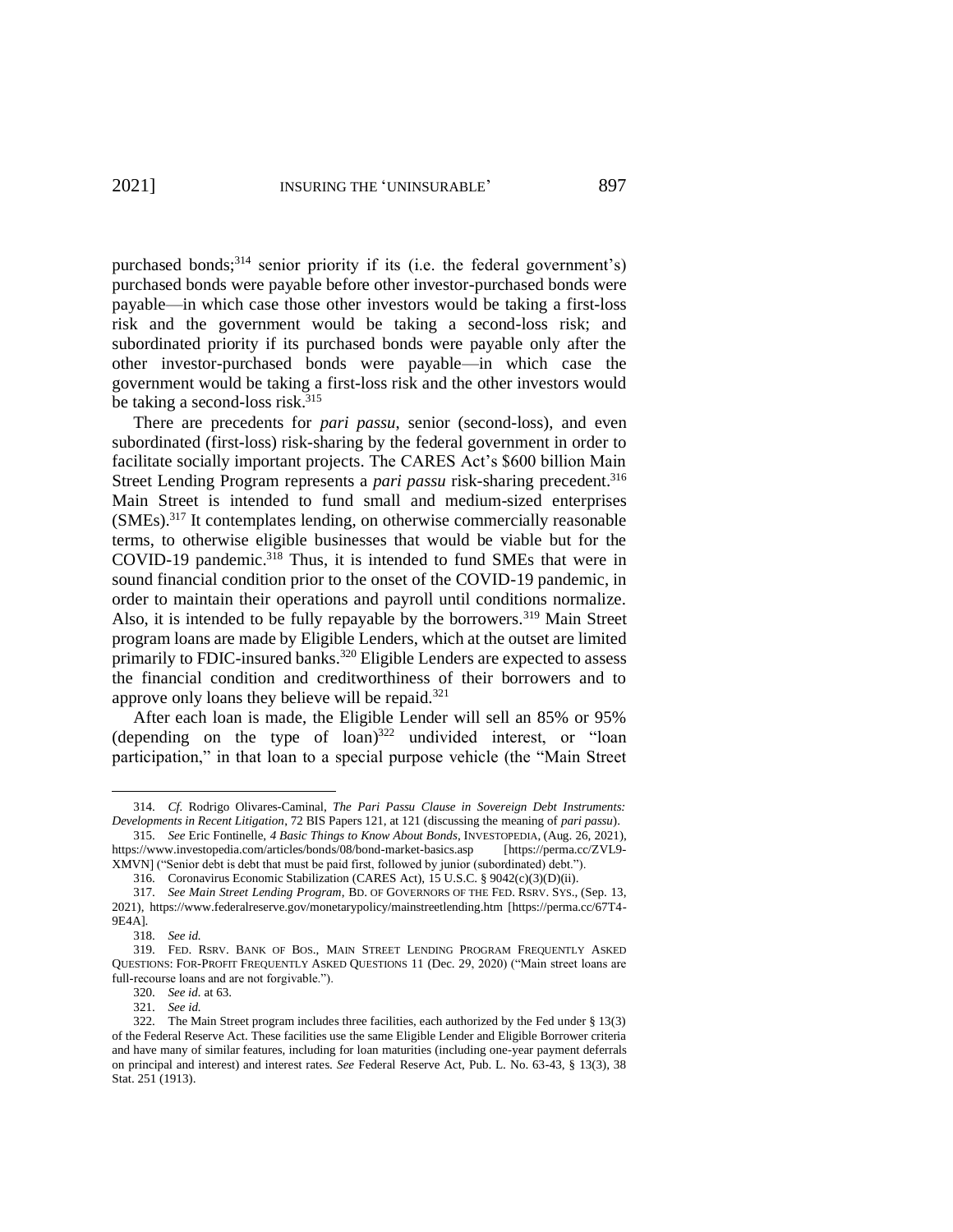purchased bonds;[314] senior priority if its (i.e. the federal government's) purchased bonds were payable before other investor-purchased bonds were payable—in which case those other investors would be taking a first-loss risk and the government would be taking a second-loss risk; and subordinated priority if its purchased bonds were payable only after the other investor-purchased bonds were payable—in which case the government would be taking a first-loss risk and the other investors would be taking a second-loss risk.[315]

There are precedents for *pari passu*, senior (second-loss), and even subordinated (first-loss) risk-sharing by the federal government in order to facilitate socially important projects. The CARES Act's $600 billion Main Street Lending Program represents a *pari passu* risk-sharing precedent.[316] Main Street is intended to fund small and medium-sized enterprises (SMEs).[317] It contemplates lending, on otherwise commercially reasonable terms, to otherwise eligible businesses that would be viable but for the COVID-19 pandemic.[318] Thus, it is intended to fund SMEs that were in sound financial condition prior to the onset of the COVID-19 pandemic, in order to maintain their operations and payroll until conditions normalize. Also, it is intended to be fully repayable by the borrowers.[319] Main Street program loans are made by Eligible Lenders, which at the outset are limited primarily to FDIC-insured banks.[320] Eligible Lenders are expected to assess the financial condition and creditworthiness of their borrowers and to approve only loans they believe will be repaid.[321]

After each loan is made, the Eligible Lender will sell an 85% or 95% (depending on the type of loan)[322] undivided interest, or "loan participation," in that loan to a special purpose vehicle (the "Main Street

---

314. *Cf.* Rodrigo Olivares-Caminal, *The Pari Passu Clause in Sovereign Debt Instruments: Developments in Recent Litigation*, 72 BIS Papers 121, at 121 (discussing the meaning of *pari passu*).

315. *See* Eric Fontinelle, *4 Basic Things to Know About Bonds*, INVESTOPEDIA, (Aug. 26, 2021), https://www.investopedia.com/articles/bonds/08/bond-market-basics.asp [https://perma.cc/ZVL9-XMVN] ("Senior debt is debt that must be paid first, followed by junior (subordinated) debt.").

316. Coronavirus Economic Stabilization (CARES Act), 15 U.S.C. § 9042(c)(3)(D)(ii).

317. *See Main Street Lending Program*, BD. OF GOVERNORS OF THE FED. RSRV. SYS., (Sep. 13, 2021), https://www.federalreserve.gov/monetarypolicy/mainstreetlending.htm [https://perma.cc/67T4-9E4A].

318. *See id.*

319. FED. RSRV. BANK OF BOS., MAIN STREET LENDING PROGRAM FREQUENTLY ASKED QUESTIONS: FOR-PROFIT FREQUENTLY ASKED QUESTIONS 11 (Dec. 29, 2020) ("Main street loans are full-recourse loans and are not forgivable.").

320. *See id.* at 63.

321. *See id.*

322. The Main Street program includes three facilities, each authorized by the Fed under § 13(3) of the Federal Reserve Act. These facilities use the same Eligible Lender and Eligible Borrower criteria and have many of similar features, including for loan maturities (including one-year payment deferrals on principal and interest) and interest rates. *See* Federal Reserve Act, Pub. L. No. 63-43, § 13(3), 38 Stat. 251 (1913).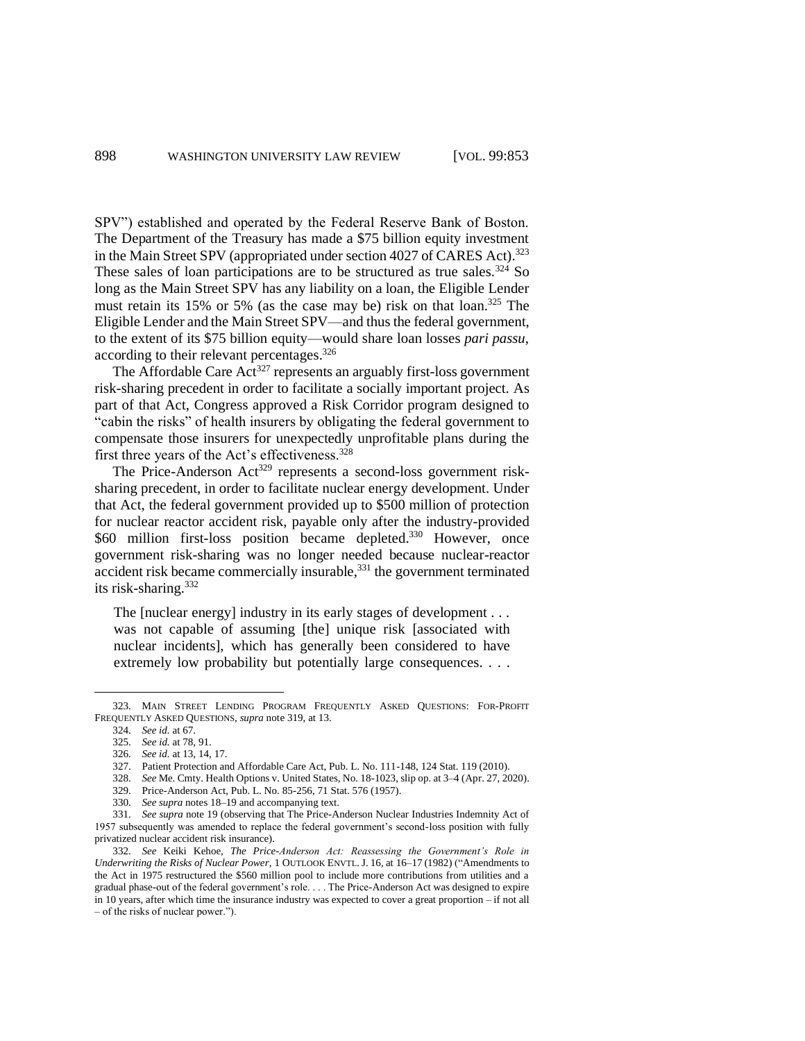SPV") established and operated by the Federal Reserve Bank of Boston. The Department of the Treasury has made a $75 billion equity investment in the Main Street SPV (appropriated under section 4027 of CARES Act).[323] These sales of loan participations are to be structured as true sales.[324] So long as the Main Street SPV has any liability on a loan, the Eligible Lender must retain its 15% or 5% (as the case may be) risk on that loan.[325] The Eligible Lender and the Main Street SPV—and thus the federal government, to the extent of its $75 billion equity—would share loan losses *pari passu*, according to their relevant percentages.[326]

The Affordable Care Act[327] represents an arguably first-loss government risk-sharing precedent in order to facilitate a socially important project. As part of that Act, Congress approved a Risk Corridor program designed to "cabin the risks" of health insurers by obligating the federal government to compensate those insurers for unexpectedly unprofitable plans during the first three years of the Act's effectiveness.[328]

The Price-Anderson Act[329] represents a second-loss government risk-sharing precedent, in order to facilitate nuclear energy development. Under that Act, the federal government provided up to $500 million of protection for nuclear reactor accident risk, payable only after the industry-provided $60 million first-loss position became depleted.[330] However, once government risk-sharing was no longer needed because nuclear-reactor accident risk became commercially insurable,[331] the government terminated its risk-sharing.[332]

> The [nuclear energy] industry in its early stages of development . . . was not capable of assuming [the] unique risk [associated with nuclear incidents], which has generally been considered to have extremely low probability but potentially large consequences. . . .

---

323. MAIN STREET LENDING PROGRAM FREQUENTLY ASKED QUESTIONS: FOR-PROFIT FREQUENTLY ASKED QUESTIONS, *supra* note 319, at 13.

324. *See id.* at 67.

325. *See id.* at 78, 91.

326. *See id.* at 13, 14, 17.

327. Patient Protection and Affordable Care Act, Pub. L. No. 111-148, 124 Stat. 119 (2010).

328. *See* Me. Cmty. Health Options v. United States, No. 18-1023, slip op. at 3–4 (Apr. 27, 2020).

329. Price-Anderson Act, Pub. L. No. 85-256, 71 Stat. 576 (1957).

330. *See supra* notes 18–19 and accompanying text.

331. *See supra* note 19 (observing that The Price-Anderson Nuclear Industries Indemnity Act of 1957 subsequently was amended to replace the federal government's second-loss position with fully privatized nuclear accident risk insurance).

332. *See* Keiki Kehoe, *The Price-Anderson Act: Reassessing the Government's Role in Underwriting the Risks of Nuclear Power*, 1 OUTLOOK ENVTL. J. 16, at 16–17 (1982) ("Amendments to the Act in 1975 restructured the $560 million pool to include more contributions from utilities and a gradual phase-out of the federal government's role. . . . The Price-Anderson Act was designed to expire in 10 years, after which time the insurance industry was expected to cover a great proportion – if not all – of the risks of nuclear power.").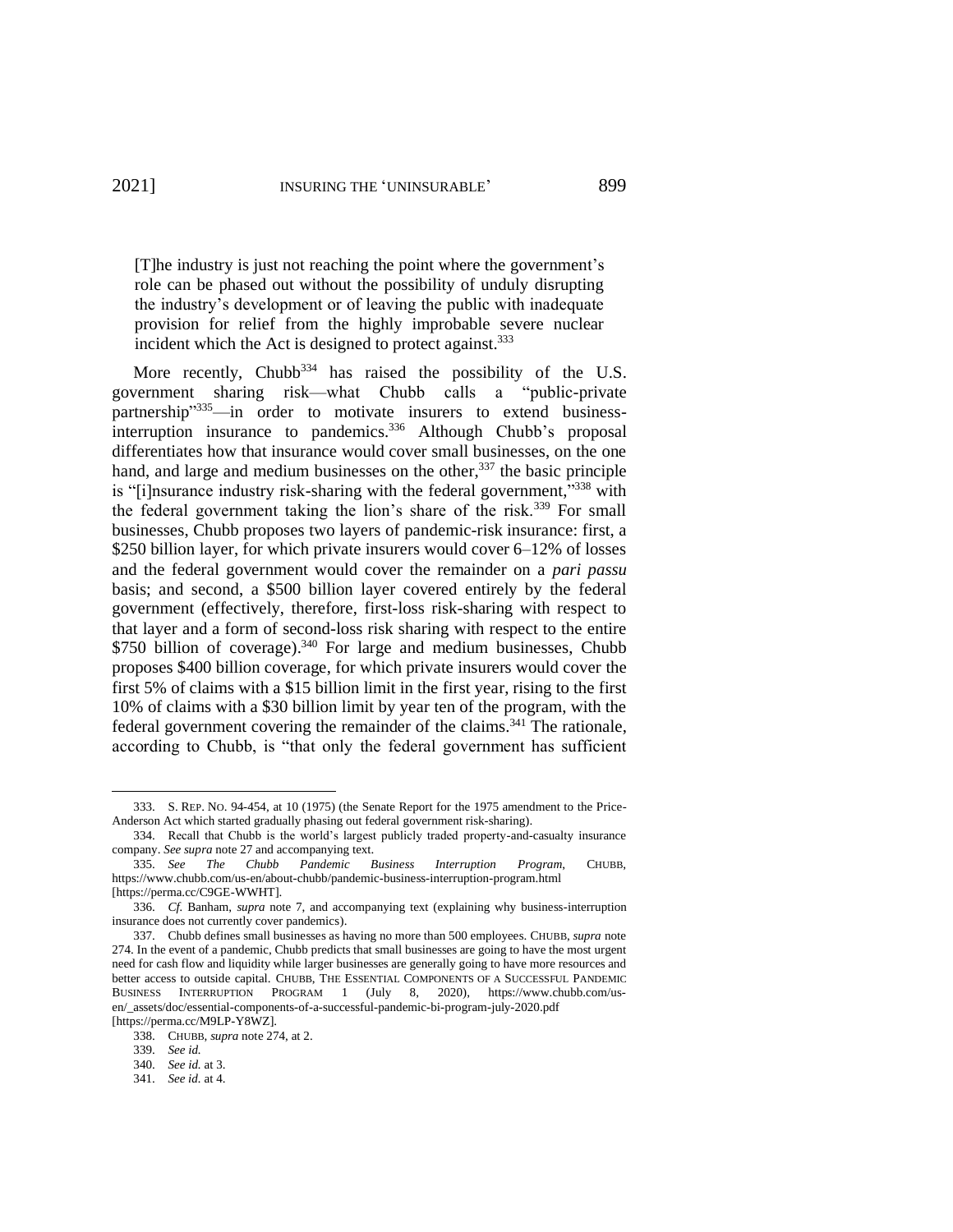> [T]he industry is just not reaching the point where the government's role can be phased out without the possibility of unduly disrupting the industry's development or of leaving the public with inadequate provision for relief from the highly improbable severe nuclear incident which the Act is designed to protect against.[333]

More recently, Chubb[334] has raised the possibility of the U.S. government sharing risk—what Chubb calls a "public-private partnership"[335]—in order to motivate insurers to extend business-interruption insurance to pandemics.[336] Although Chubb's proposal differentiates how that insurance would cover small businesses, on the one hand, and large and medium businesses on the other,[337] the basic principle is "[i]nsurance industry risk-sharing with the federal government,"[338] with the federal government taking the lion's share of the risk.[339] For small businesses, Chubb proposes two layers of pandemic-risk insurance: first, a $250 billion layer, for which private insurers would cover 6–12% of losses and the federal government would cover the remainder on a *pari passu* basis; and second, a $500 billion layer covered entirely by the federal government (effectively, therefore, first-loss risk-sharing with respect to that layer and a form of second-loss risk sharing with respect to the entire $750 billion of coverage).[340] For large and medium businesses, Chubb proposes $400 billion coverage, for which private insurers would cover the first 5% of claims with a $15 billion limit in the first year, rising to the first 10% of claims with a $30 billion limit by year ten of the program, with the federal government covering the remainder of the claims.[341] The rationale, according to Chubb, is "that only the federal government has sufficient

---

333. S. REP. NO. 94-454, at 10 (1975) (the Senate Report for the 1975 amendment to the Price-Anderson Act which started gradually phasing out federal government risk-sharing).

334. Recall that Chubb is the world's largest publicly traded property-and-casualty insurance company. *See supra* note 27 and accompanying text.

335. *See The Chubb Pandemic Business Interruption Program*, CHUBB, https://www.chubb.com/us-en/about-chubb/pandemic-business-interruption-program.html [https://perma.cc/C9GE-WWHT].

336. *Cf.* Banham, *supra* note 7, and accompanying text (explaining why business-interruption insurance does not currently cover pandemics).

337. Chubb defines small businesses as having no more than 500 employees. CHUBB, *supra* note 274. In the event of a pandemic, Chubb predicts that small businesses are going to have the most urgent need for cash flow and liquidity while larger businesses are generally going to have more resources and better access to outside capital. CHUBB, THE ESSENTIAL COMPONENTS OF A SUCCESSFUL PANDEMIC BUSINESS INTERRUPTION PROGRAM 1 (July 8, 2020), https://www.chubb.com/us-en/_assets/doc/essential-components-of-a-successful-pandemic-bi-program-july-2020.pdf [https://perma.cc/M9LP-Y8WZ].

338. CHUBB, *supra* note 274, at 2.

339. *See id.*

340. *See id.* at 3.

341. *See id.* at 4.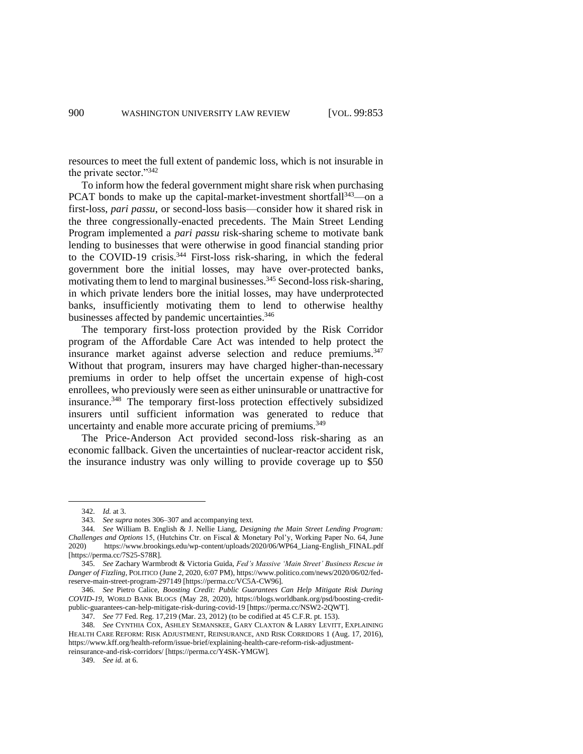resources to meet the full extent of pandemic loss, which is not insurable in the private sector."[342]

To inform how the federal government might share risk when purchasing PCAT bonds to make up the capital-market-investment shortfall[343]—on a first-loss, *pari passu*, or second-loss basis—consider how it shared risk in the three congressionally-enacted precedents. The Main Street Lending Program implemented a *pari passu* risk-sharing scheme to motivate bank lending to businesses that were otherwise in good financial standing prior to the COVID-19 crisis.[344] First-loss risk-sharing, in which the federal government bore the initial losses, may have over-protected banks, motivating them to lend to marginal businesses.[345] Second-loss risk-sharing, in which private lenders bore the initial losses, may have underprotected banks, insufficiently motivating them to lend to otherwise healthy businesses affected by pandemic uncertainties.[346]

The temporary first-loss protection provided by the Risk Corridor program of the Affordable Care Act was intended to help protect the insurance market against adverse selection and reduce premiums.[347] Without that program, insurers may have charged higher-than-necessary premiums in order to help offset the uncertain expense of high-cost enrollees, who previously were seen as either uninsurable or unattractive for insurance.[348] The temporary first-loss protection effectively subsidized insurers until sufficient information was generated to reduce that uncertainty and enable more accurate pricing of premiums.[349]

The Price-Anderson Act provided second-loss risk-sharing as an economic fallback. Given the uncertainties of nuclear-reactor accident risk, the insurance industry was only willing to provide coverage up to $50

---

342. *Id.* at 3.

343. *See supra* notes 306–307 and accompanying text.

344. *See* William B. English & J. Nellie Liang, *Designing the Main Street Lending Program: Challenges and Options* 15, (Hutchins Ctr. on Fiscal & Monetary Pol'y, Working Paper No. 64, June 2020) https://www.brookings.edu/wp-content/uploads/2020/06/WP64_Liang-English_FINAL.pdf [https://perma.cc/7S25-S78R].

345. *See* Zachary Warmbrodt & Victoria Guida, *Fed's Massive 'Main Street' Business Rescue in Danger of Fizzling*, POLITICO (June 2, 2020, 6:07 PM), https://www.politico.com/news/2020/06/02/fed-reserve-main-street-program-297149 [https://perma.cc/VC5A-CW96].

346. *See* Pietro Calice, *Boosting Credit: Public Guarantees Can Help Mitigate Risk During COVID-19*, WORLD BANK BLOGS (May 28, 2020), https://blogs.worldbank.org/psd/boosting-credit-public-guarantees-can-help-mitigate-risk-during-covid-19 [https://perma.cc/NSW2-2QWT].

347. *See* 77 Fed. Reg. 17,219 (Mar. 23, 2012) (to be codified at 45 C.F.R. pt. 153).

348. *See* CYNTHIA COX, ASHLEY SEMANSKEE, GARY CLAXTON & LARRY LEVITT, EXPLAINING HEALTH CARE REFORM: RISK ADJUSTMENT, REINSURANCE, AND RISK CORRIDORS 1 (Aug. 17, 2016), https://www.kff.org/health-reform/issue-brief/explaining-health-care-reform-risk-adjustment-reinsurance-and-risk-corridors/ [https://perma.cc/Y4SK-YMGW].

349. *See id.* at 6.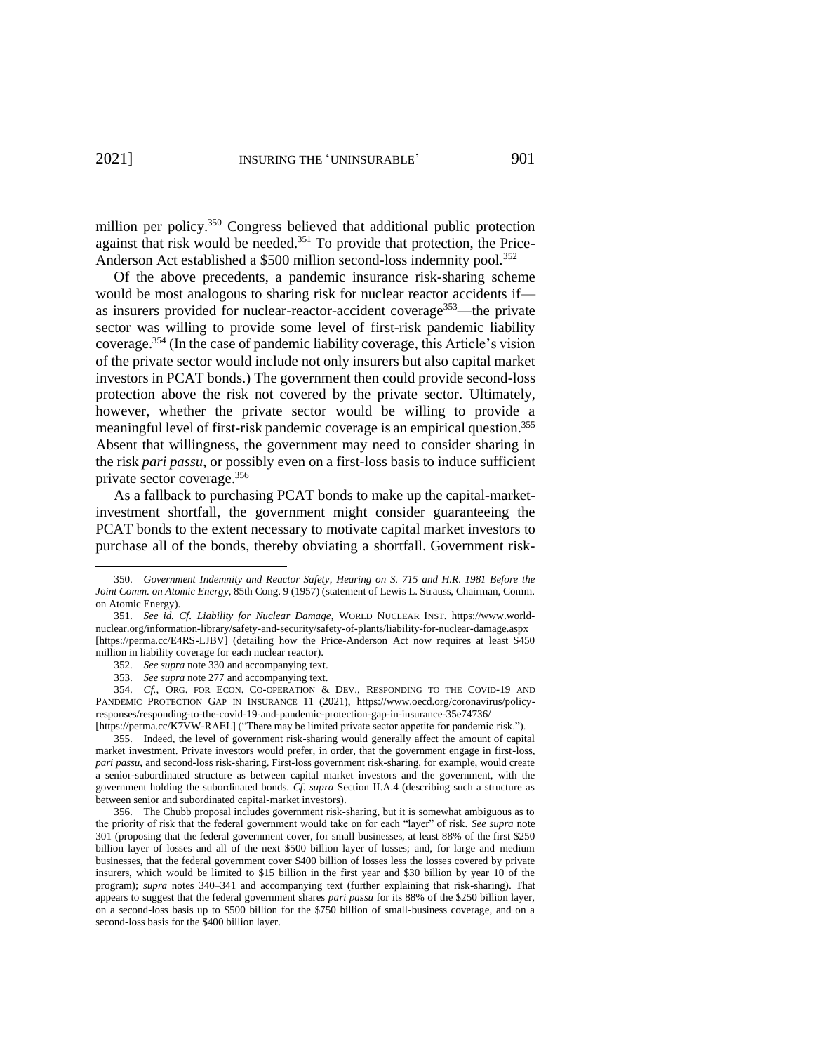million per policy.[350] Congress believed that additional public protection against that risk would be needed.[351] To provide that protection, the Price-Anderson Act established a $500 million second-loss indemnity pool.[352]

Of the above precedents, a pandemic insurance risk-sharing scheme would be most analogous to sharing risk for nuclear reactor accidents if—as insurers provided for nuclear-reactor-accident coverage[353]—the private sector was willing to provide some level of first-risk pandemic liability coverage.[354] (In the case of pandemic liability coverage, this Article's vision of the private sector would include not only insurers but also capital market investors in PCAT bonds.) The government then could provide second-loss protection above the risk not covered by the private sector. Ultimately, however, whether the private sector would be willing to provide a meaningful level of first-risk pandemic coverage is an empirical question.[355] Absent that willingness, the government may need to consider sharing in the risk *pari passu*, or possibly even on a first-loss basis to induce sufficient private sector coverage.[356]

As a fallback to purchasing PCAT bonds to make up the capital-market-investment shortfall, the government might consider guaranteeing the PCAT bonds to the extent necessary to motivate capital market investors to purchase all of the bonds, thereby obviating a shortfall. Government risk-

---

350. *Government Indemnity and Reactor Safety, Hearing on S. 715 and H.R. 1981 Before the Joint Comm. on Atomic Energy*, 85th Cong. 9 (1957) (statement of Lewis L. Strauss, Chairman, Comm. on Atomic Energy).

351. *See id. Cf. Liability for Nuclear Damage*, WORLD NUCLEAR INST. https://www.world-nuclear.org/information-library/safety-and-security/safety-of-plants/liability-for-nuclear-damage.aspx [https://perma.cc/E4RS-LJBV] (detailing how the Price-Anderson Act now requires at least $450 million in liability coverage for each nuclear reactor).

352. *See supra* note 330 and accompanying text.

353. *See supra* note 277 and accompanying text.

354. *Cf.*, ORG. FOR ECON. CO-OPERATION & DEV., RESPONDING TO THE COVID-19 AND PANDEMIC PROTECTION GAP IN INSURANCE 11 (2021), https://www.oecd.org/coronavirus/policy-responses/responding-to-the-covid-19-and-pandemic-protection-gap-in-insurance-35e74736/ [https://perma.cc/K7VW-RAEL] ("There may be limited private sector appetite for pandemic risk.").

355. Indeed, the level of government risk-sharing would generally affect the amount of capital market investment. Private investors would prefer, in order, that the government engage in first-loss, *pari passu*, and second-loss risk-sharing. First-loss government risk-sharing, for example, would create a senior-subordinated structure as between capital market investors and the government, with the government holding the subordinated bonds. *Cf. supra* Section II.A.4 (describing such a structure as between senior and subordinated capital-market investors).

356. The Chubb proposal includes government risk-sharing, but it is somewhat ambiguous as to the priority of risk that the federal government would take on for each "layer" of risk. *See supra* note 301 (proposing that the federal government cover, for small businesses, at least 88% of the first $250 billion layer of losses and all of the next $500 billion layer of losses; and, for large and medium businesses, that the federal government cover $400 billion of losses less the losses covered by private insurers, which would be limited to $15 billion in the first year and $30 billion by year 10 of the program); *supra* notes 340–341 and accompanying text (further explaining that risk-sharing). That appears to suggest that the federal government shares *pari passu* for its 88% of the $250 billion layer, on a second-loss basis up to $500 billion for the $750 billion of small-business coverage, and on a second-loss basis for the $400 billion layer.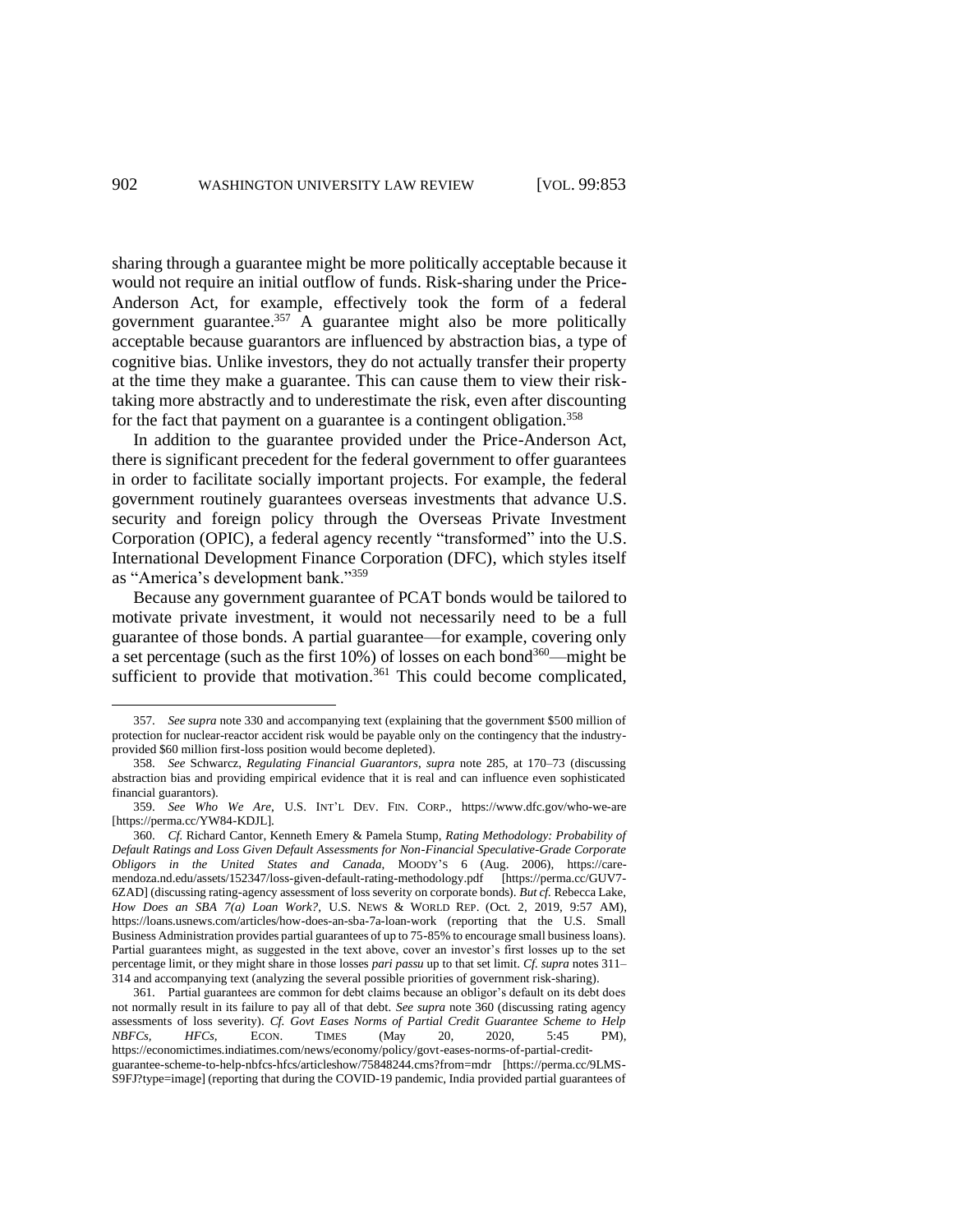sharing through a guarantee might be more politically acceptable because it would not require an initial outflow of funds. Risk-sharing under the Price-Anderson Act, for example, effectively took the form of a federal government guarantee.[357] A guarantee might also be more politically acceptable because guarantors are influenced by abstraction bias, a type of cognitive bias. Unlike investors, they do not actually transfer their property at the time they make a guarantee. This can cause them to view their risk-taking more abstractly and to underestimate the risk, even after discounting for the fact that payment on a guarantee is a contingent obligation.[358]

In addition to the guarantee provided under the Price-Anderson Act, there is significant precedent for the federal government to offer guarantees in order to facilitate socially important projects. For example, the federal government routinely guarantees overseas investments that advance U.S. security and foreign policy through the Overseas Private Investment Corporation (OPIC), a federal agency recently "transformed" into the U.S. International Development Finance Corporation (DFC), which styles itself as "America's development bank."[359]

Because any government guarantee of PCAT bonds would be tailored to motivate private investment, it would not necessarily need to be a full guarantee of those bonds. A partial guarantee—for example, covering only a set percentage (such as the first 10%) of losses on each bond[360]—might be sufficient to provide that motivation.[361] This could become complicated,

---

357. *See supra* note 330 and accompanying text (explaining that the government $500 million of protection for nuclear-reactor accident risk would be payable only on the contingency that the industry-provided $60 million first-loss position would become depleted).

358. *See* Schwarcz, *Regulating Financial Guarantors*, *supra* note 285, at 170–73 (discussing abstraction bias and providing empirical evidence that it is real and can influence even sophisticated financial guarantors).

359. *See Who We Are*, U.S. INT'L DEV. FIN. CORP., https://www.dfc.gov/who-we-are [https://perma.cc/YW84-KDJL].

360. *Cf.* Richard Cantor, Kenneth Emery & Pamela Stump, *Rating Methodology: Probability of Default Ratings and Loss Given Default Assessments for Non-Financial Speculative-Grade Corporate Obligors in the United States and Canada*, MOODY'S 6 (Aug. 2006), https://care-mendoza.nd.edu/assets/152347/loss-given-default-rating-methodology.pdf [https://perma.cc/GUV7-6ZAD] (discussing rating-agency assessment of loss severity on corporate bonds). *But cf.* Rebecca Lake, *How Does an SBA 7(a) Loan Work?*, U.S. NEWS & WORLD REP. (Oct. 2, 2019, 9:57 AM), https://loans.usnews.com/articles/how-does-an-sba-7a-loan-work (reporting that the U.S. Small Business Administration provides partial guarantees of up to 75-85% to encourage small business loans). Partial guarantees might, as suggested in the text above, cover an investor's first losses up to the set percentage limit, or they might share in those losses *pari passu* up to that set limit. *Cf. supra* notes 311–314 and accompanying text (analyzing the several possible priorities of government risk-sharing).

361. Partial guarantees are common for debt claims because an obligor's default on its debt does not normally result in its failure to pay all of that debt. *See supra* note 360 (discussing rating agency assessments of loss severity). *Cf. Govt Eases Norms of Partial Credit Guarantee Scheme to Help NBFCs, HFCs*, ECON. TIMES (May 20, 2020, 5:45 PM), https://economictimes.indiatimes.com/news/economy/policy/govt-eases-norms-of-partial-credit-guarantee-scheme-to-help-nbfcs-hfcs/articleshow/75848244.cms?from=mdr [https://perma.cc/9LMS-S9FJ?type=image] (reporting that during the COVID-19 pandemic, India provided partial guarantees of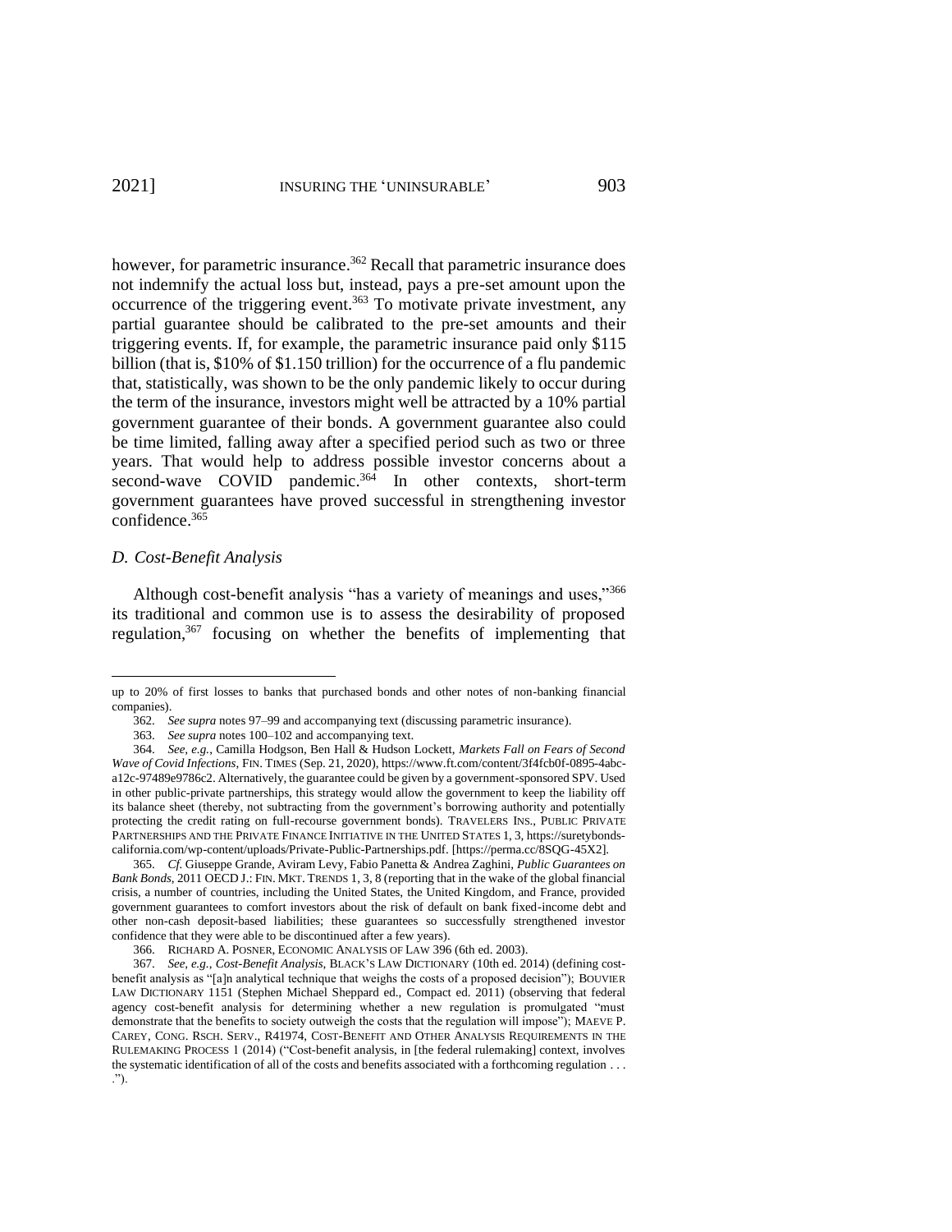however, for parametric insurance.[362] Recall that parametric insurance does not indemnify the actual loss but, instead, pays a pre-set amount upon the occurrence of the triggering event.[363] To motivate private investment, any partial guarantee should be calibrated to the pre-set amounts and their triggering events. If, for example, the parametric insurance paid only $115 billion (that is, $10% of $1.150 trillion) for the occurrence of a flu pandemic that, statistically, was shown to be the only pandemic likely to occur during the term of the insurance, investors might well be attracted by a 10% partial government guarantee of their bonds. A government guarantee also could be time limited, falling away after a specified period such as two or three years. That would help to address possible investor concerns about a second-wave COVID pandemic.[364] In other contexts, short-term government guarantees have proved successful in strengthening investor confidence.[365]

### *D. Cost-Benefit Analysis*

Although cost-benefit analysis "has a variety of meanings and uses,"[366] its traditional and common use is to assess the desirability of proposed regulation,[367] focusing on whether the benefits of implementing that

---

up to 20% of first losses to banks that purchased bonds and other notes of non-banking financial companies).

362. *See supra* notes 97–99 and accompanying text (discussing parametric insurance).

363. *See supra* notes 100–102 and accompanying text.

364. *See, e.g.*, Camilla Hodgson, Ben Hall & Hudson Lockett, *Markets Fall on Fears of Second Wave of Covid Infections*, FIN. TIMES (Sep. 21, 2020), https://www.ft.com/content/3f4fcb0f-0895-4abc-a12c-97489e9786c2. Alternatively, the guarantee could be given by a government-sponsored SPV. Used in other public-private partnerships, this strategy would allow the government to keep the liability off its balance sheet (thereby, not subtracting from the government's borrowing authority and potentially protecting the credit rating on full-recourse government bonds). TRAVELERS INS., PUBLIC PRIVATE PARTNERSHIPS AND THE PRIVATE FINANCE INITIATIVE IN THE UNITED STATES 1, 3, https://suretybonds-california.com/wp-content/uploads/Private-Public-Partnerships.pdf. [https://perma.cc/8SQG-45X2].

365. *Cf.* Giuseppe Grande, Aviram Levy, Fabio Panetta & Andrea Zaghini, *Public Guarantees on Bank Bonds*, 2011 OECD J.: FIN. MKT. TRENDS 1, 3, 8 (reporting that in the wake of the global financial crisis, a number of countries, including the United States, the United Kingdom, and France, provided government guarantees to comfort investors about the risk of default on bank fixed-income debt and other non-cash deposit-based liabilities; these guarantees so successfully strengthened investor confidence that they were able to be discontinued after a few years).

366. RICHARD A. POSNER, ECONOMIC ANALYSIS OF LAW 396 (6th ed. 2003).

367. *See, e.g.*, *Cost-Benefit Analysis*, BLACK'S LAW DICTIONARY (10th ed. 2014) (defining cost-benefit analysis as "[a]n analytical technique that weighs the costs of a proposed decision"); BOUVIER LAW DICTIONARY 1151 (Stephen Michael Sheppard ed., Compact ed. 2011) (observing that federal agency cost-benefit analysis for determining whether a new regulation is promulgated "must demonstrate that the benefits to society outweigh the costs that the regulation will impose"); MAEVE P. CAREY, CONG. RSCH. SERV., R41974, COST-BENEFIT AND OTHER ANALYSIS REQUIREMENTS IN THE RULEMAKING PROCESS 1 (2014) ("Cost-benefit analysis, in [the federal rulemaking] context, involves the systematic identification of all of the costs and benefits associated with a forthcoming regulation . . . .").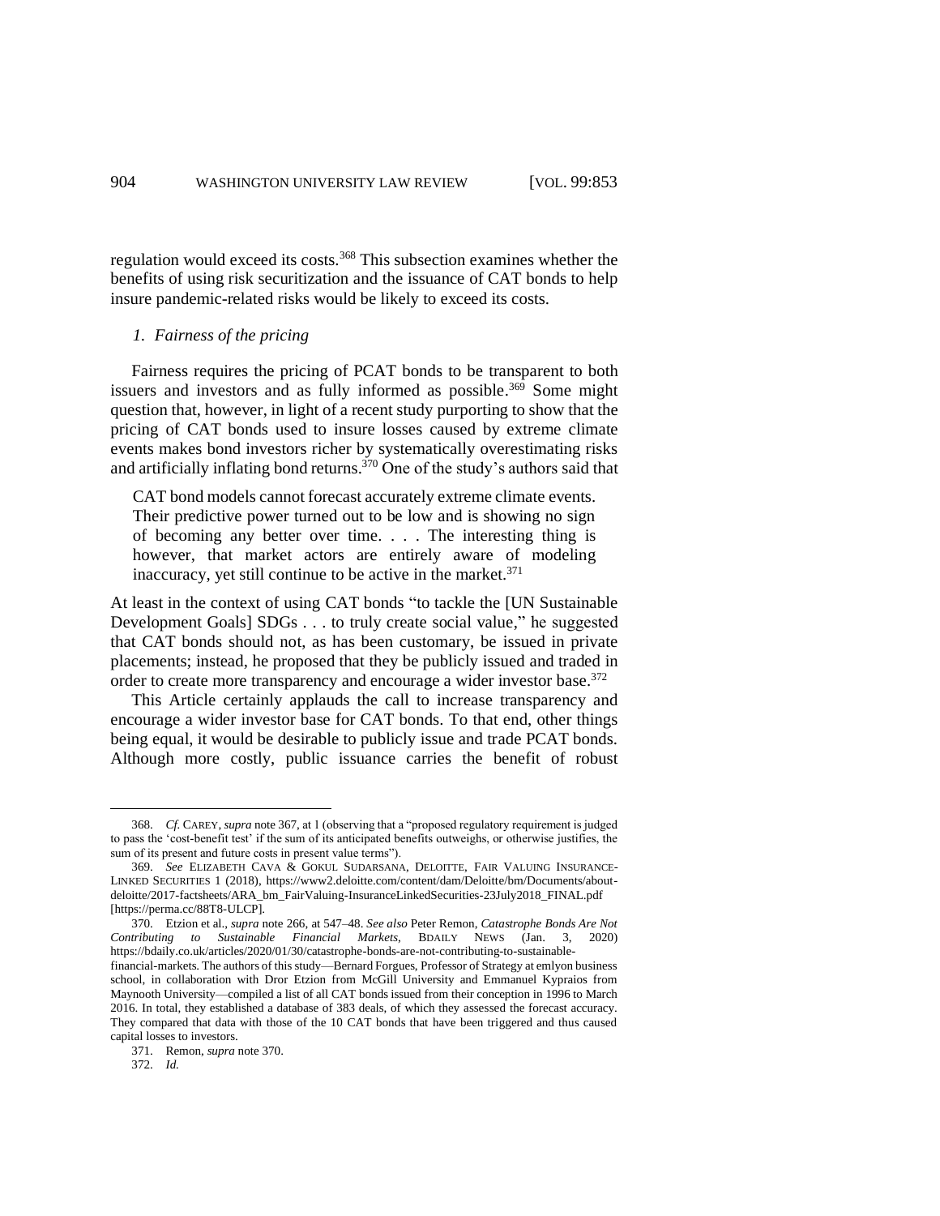regulation would exceed its costs.[368] This subsection examines whether the benefits of using risk securitization and the issuance of CAT bonds to help insure pandemic-related risks would be likely to exceed its costs.

### *1. Fairness of the pricing*

Fairness requires the pricing of PCAT bonds to be transparent to both issuers and investors and as fully informed as possible.[369] Some might question that, however, in light of a recent study purporting to show that the pricing of CAT bonds used to insure losses caused by extreme climate events makes bond investors richer by systematically overestimating risks and artificially inflating bond returns.[370] One of the study's authors said that

> CAT bond models cannot forecast accurately extreme climate events. Their predictive power turned out to be low and is showing no sign of becoming any better over time. . . . The interesting thing is however, that market actors are entirely aware of modeling inaccuracy, yet still continue to be active in the market.[371]

At least in the context of using CAT bonds "to tackle the [UN Sustainable Development Goals] SDGs . . . to truly create social value," he suggested that CAT bonds should not, as has been customary, be issued in private placements; instead, he proposed that they be publicly issued and traded in order to create more transparency and encourage a wider investor base.[372]

This Article certainly applauds the call to increase transparency and encourage a wider investor base for CAT bonds. To that end, other things being equal, it would be desirable to publicly issue and trade PCAT bonds. Although more costly, public issuance carries the benefit of robust

---

368. *Cf.* CAREY, *supra* note 367, at 1 (observing that a "proposed regulatory requirement is judged to pass the 'cost-benefit test' if the sum of its anticipated benefits outweighs, or otherwise justifies, the sum of its present and future costs in present value terms").

369. *See* ELIZABETH CAVA & GOKUL SUDARSANA, DELOITTE, FAIR VALUING INSURANCE-LINKED SECURITIES 1 (2018), https://www2.deloitte.com/content/dam/Deloitte/bm/Documents/about-deloitte/2017-factsheets/ARA_bm_FairValuing-InsuranceLinkedSecurities-23July2018_FINAL.pdf [https://perma.cc/88T8-ULCP].

370. Etzion et al., *supra* note 266, at 547–48. *See also* Peter Remon, *Catastrophe Bonds Are Not Contributing to Sustainable Financial Markets*, BDAILY NEWS (Jan. 3, 2020) https://bdaily.co.uk/articles/2020/01/30/catastrophe-bonds-are-not-contributing-to-sustainable-financial-markets. The authors of this study—Bernard Forgues, Professor of Strategy at emlyon business school, in collaboration with Dror Etzion from McGill University and Emmanuel Kypraios from Maynooth University—compiled a list of all CAT bonds issued from their conception in 1996 to March 2016. In total, they established a database of 383 deals, of which they assessed the forecast accuracy. They compared that data with those of the 10 CAT bonds that have been triggered and thus caused capital losses to investors.

371. Remon, *supra* note 370.

372. *Id.*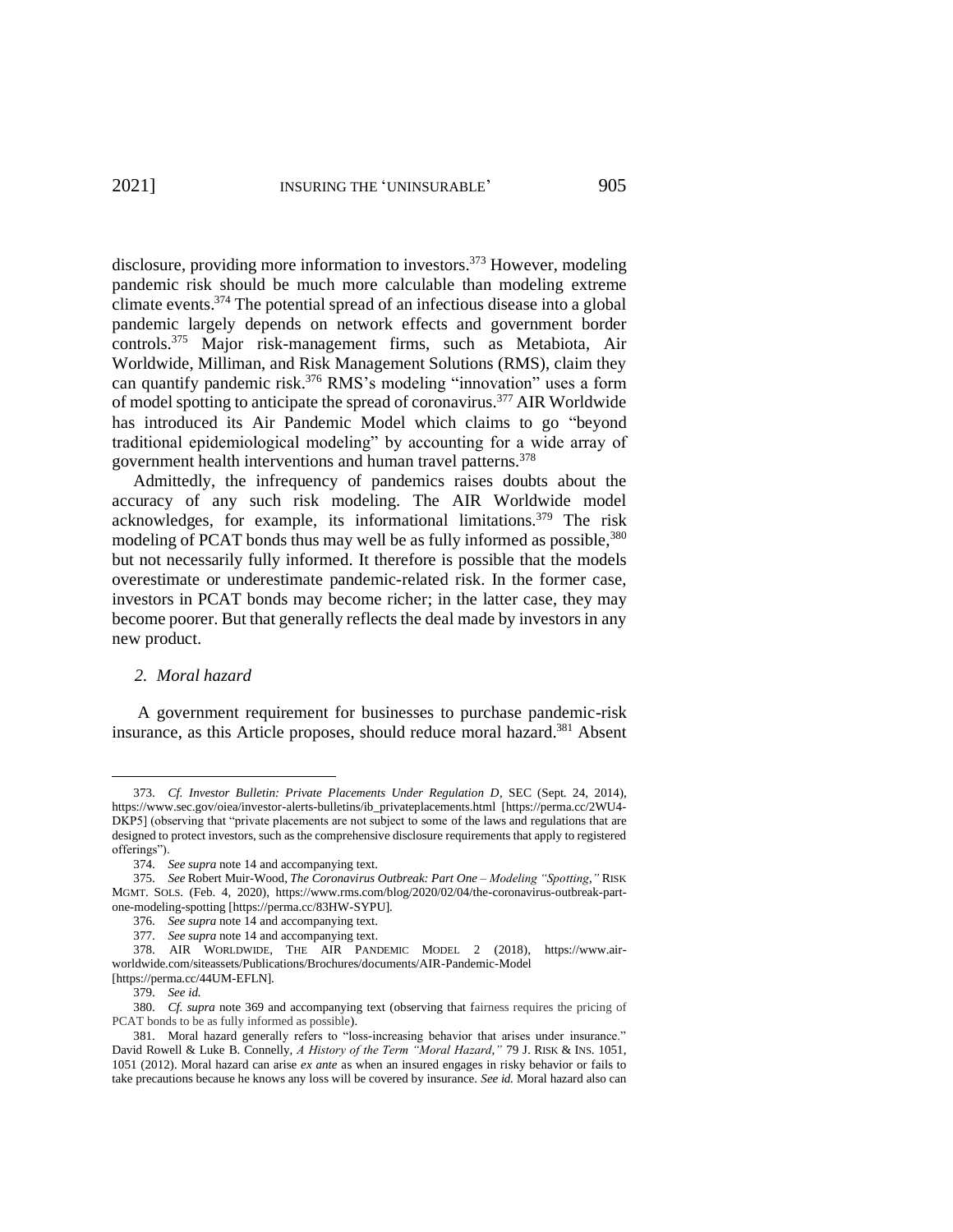disclosure, providing more information to investors.[373] However, modeling pandemic risk should be much more calculable than modeling extreme climate events.[374] The potential spread of an infectious disease into a global pandemic largely depends on network effects and government border controls.[375] Major risk-management firms, such as Metabiota, Air Worldwide, Milliman, and Risk Management Solutions (RMS), claim they can quantify pandemic risk.[376] RMS's modeling "innovation" uses a form of model spotting to anticipate the spread of coronavirus.[377] AIR Worldwide has introduced its Air Pandemic Model which claims to go "beyond traditional epidemiological modeling" by accounting for a wide array of government health interventions and human travel patterns.[378]

Admittedly, the infrequency of pandemics raises doubts about the accuracy of any such risk modeling. The AIR Worldwide model acknowledges, for example, its informational limitations.[379] The risk modeling of PCAT bonds thus may well be as fully informed as possible,[380] but not necessarily fully informed. It therefore is possible that the models overestimate or underestimate pandemic-related risk. In the former case, investors in PCAT bonds may become richer; in the latter case, they may become poorer. But that generally reflects the deal made by investors in any new product.

### *2. Moral hazard*

A government requirement for businesses to purchase pandemic-risk insurance, as this Article proposes, should reduce moral hazard.[381] Absent

---

373. *Cf. Investor Bulletin: Private Placements Under Regulation D*, SEC (Sept. 24, 2014), https://www.sec.gov/oiea/investor-alerts-bulletins/ib_privateplacements.html [https://perma.cc/2WU4-DKP5] (observing that "private placements are not subject to some of the laws and regulations that are designed to protect investors, such as the comprehensive disclosure requirements that apply to registered offerings").

374. *See supra* note 14 and accompanying text.

375. *See* Robert Muir-Wood, *The Coronavirus Outbreak: Part One – Modeling "Spotting,"* RISK MGMT. SOLS. (Feb. 4, 2020), https://www.rms.com/blog/2020/02/04/the-coronavirus-outbreak-part-one-modeling-spotting [https://perma.cc/83HW-SYPU].

376. *See supra* note 14 and accompanying text.

377. *See supra* note 14 and accompanying text.

378. AIR WORLDWIDE, THE AIR PANDEMIC MODEL 2 (2018), https://www.air-worldwide.com/siteassets/Publications/Brochures/documents/AIR-Pandemic-Model [https://perma.cc/44UM-EFLN].

379. *See id.*

380. *Cf. supra* note 369 and accompanying text (observing that fairness requires the pricing of PCAT bonds to be as fully informed as possible).

381. Moral hazard generally refers to "loss-increasing behavior that arises under insurance." David Rowell & Luke B. Connelly, *A History of the Term "Moral Hazard,"* 79 J. RISK & INS. 1051, 1051 (2012). Moral hazard can arise *ex ante* as when an insured engages in risky behavior or fails to take precautions because he knows any loss will be covered by insurance. *See id.* Moral hazard also can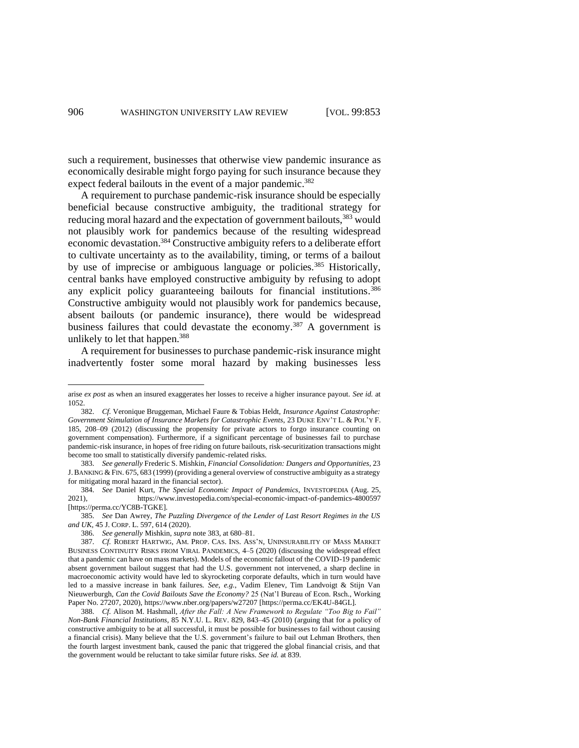such a requirement, businesses that otherwise view pandemic insurance as economically desirable might forgo paying for such insurance because they expect federal bailouts in the event of a major pandemic.[382]

A requirement to purchase pandemic-risk insurance should be especially beneficial because constructive ambiguity, the traditional strategy for reducing moral hazard and the expectation of government bailouts,[383] would not plausibly work for pandemics because of the resulting widespread economic devastation.[384] Constructive ambiguity refers to a deliberate effort to cultivate uncertainty as to the availability, timing, or terms of a bailout by use of imprecise or ambiguous language or policies.[385] Historically, central banks have employed constructive ambiguity by refusing to adopt any explicit policy guaranteeing bailouts for financial institutions.[386] Constructive ambiguity would not plausibly work for pandemics because, absent bailouts (or pandemic insurance), there would be widespread business failures that could devastate the economy.[387] A government is unlikely to let that happen.[388]

A requirement for businesses to purchase pandemic-risk insurance might inadvertently foster some moral hazard by making businesses less

---

arise *ex post* as when an insured exaggerates her losses to receive a higher insurance payout. *See id.* at 1052.

382. *Cf.* Veronique Bruggeman, Michael Faure & Tobias Heldt, *Insurance Against Catastrophe: Government Stimulation of Insurance Markets for Catastrophic Events*, 23 DUKE ENV'T L. & POL'Y F. 185, 208–09 (2012) (discussing the propensity for private actors to forgo insurance counting on government compensation). Furthermore, if a significant percentage of businesses fail to purchase pandemic-risk insurance, in hopes of free riding on future bailouts, risk-securitization transactions might become too small to statistically diversify pandemic-related risks.

383. *See generally* Frederic S. Mishkin, *Financial Consolidation: Dangers and Opportunities*, 23 J. BANKING & FIN. 675, 683 (1999) (providing a general overview of constructive ambiguity as a strategy for mitigating moral hazard in the financial sector).

384. *See* Daniel Kurt, *The Special Economic Impact of Pandemics*, INVESTOPEDIA (Aug. 25, 2021), https://www.investopedia.com/special-economic-impact-of-pandemics-4800597 [https://perma.cc/YC8B-TGKE].

385. *See* Dan Awrey, *The Puzzling Divergence of the Lender of Last Resort Regimes in the US and UK*, 45 J. CORP. L. 597, 614 (2020).

386. *See generally* Mishkin, *supra* note 383, at 680–81.

387. *Cf.* ROBERT HARTWIG, AM. PROP. CAS. INS. ASS'N, UNINSURABILITY OF MASS MARKET BUSINESS CONTINUITY RISKS FROM VIRAL PANDEMICS, 4–5 (2020) (discussing the widespread effect that a pandemic can have on mass markets). Models of the economic fallout of the COVID-19 pandemic absent government bailout suggest that had the U.S. government not intervened, a sharp decline in macroeconomic activity would have led to skyrocketing corporate defaults, which in turn would have led to a massive increase in bank failures. *See, e.g.*, Vadim Elenev, Tim Landvoigt & Stijn Van Nieuwerburgh, *Can the Covid Bailouts Save the Economy?* 25 (Nat'l Bureau of Econ. Rsch., Working Paper No. 27207, 2020), https://www.nber.org/papers/w27207 [https://perma.cc/EK4U-84GL].

388. *Cf.* Alison M. Hashmall, *After the Fall: A New Framework to Regulate "Too Big to Fail" Non-Bank Financial Institutions*, 85 N.Y.U. L. REV. 829, 843–45 (2010) (arguing that for a policy of constructive ambiguity to be at all successful, it must be possible for businesses to fail without causing a financial crisis). Many believe that the U.S. government's failure to bail out Lehman Brothers, then the fourth largest investment bank, caused the panic that triggered the global financial crisis, and that the government would be reluctant to take similar future risks. *See id.* at 839.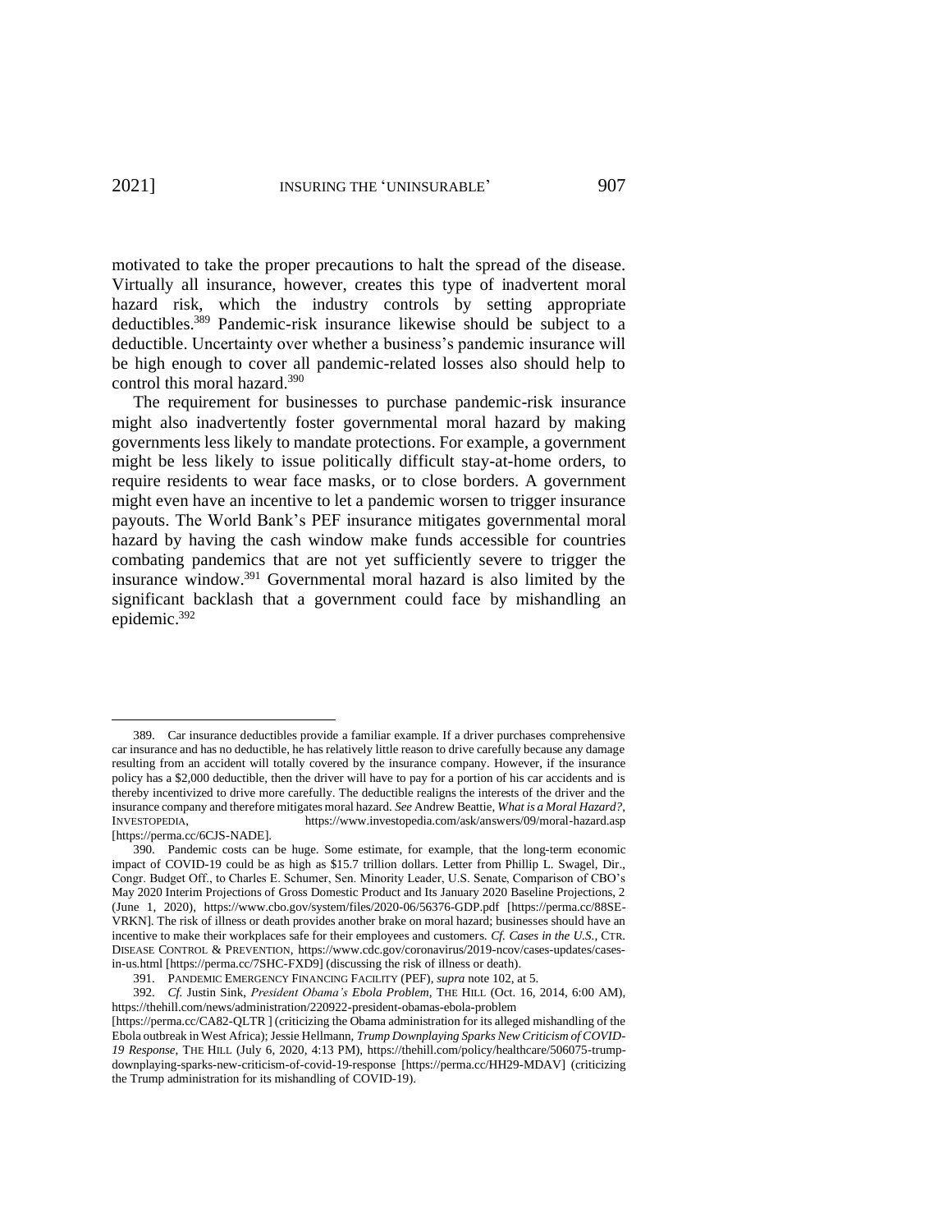motivated to take the proper precautions to halt the spread of the disease. Virtually all insurance, however, creates this type of inadvertent moral hazard risk, which the industry controls by setting appropriate deductibles.[389] Pandemic-risk insurance likewise should be subject to a deductible. Uncertainty over whether a business's pandemic insurance will be high enough to cover all pandemic-related losses also should help to control this moral hazard.[390]

The requirement for businesses to purchase pandemic-risk insurance might also inadvertently foster governmental moral hazard by making governments less likely to mandate protections. For example, a government might be less likely to issue politically difficult stay-at-home orders, to require residents to wear face masks, or to close borders. A government might even have an incentive to let a pandemic worsen to trigger insurance payouts. The World Bank's PEF insurance mitigates governmental moral hazard by having the cash window make funds accessible for countries combating pandemics that are not yet sufficiently severe to trigger the insurance window.[391] Governmental moral hazard is also limited by the significant backlash that a government could face by mishandling an epidemic.[392]

---

389. Car insurance deductibles provide a familiar example. If a driver purchases comprehensive car insurance and has no deductible, he has relatively little reason to drive carefully because any damage resulting from an accident will totally covered by the insurance company. However, if the insurance policy has a $2,000 deductible, then the driver will have to pay for a portion of his car accidents and is thereby incentivized to drive more carefully. The deductible realigns the interests of the driver and the insurance company and therefore mitigates moral hazard. *See* Andrew Beattie, *What is a Moral Hazard?*, INVESTOPEDIA, https://www.investopedia.com/ask/answers/09/moral-hazard.asp [https://perma.cc/6CJS-NADE].

390. Pandemic costs can be huge. Some estimate, for example, that the long-term economic impact of COVID-19 could be as high as $15.7 trillion dollars. Letter from Phillip L. Swagel, Dir., Congr. Budget Off., to Charles E. Schumer, Sen. Minority Leader, U.S. Senate, Comparison of CBO's May 2020 Interim Projections of Gross Domestic Product and Its January 2020 Baseline Projections, 2 (June 1, 2020), https://www.cbo.gov/system/files/2020-06/56376-GDP.pdf [https://perma.cc/88SE-VRKN]. The risk of illness or death provides another brake on moral hazard; businesses should have an incentive to make their workplaces safe for their employees and customers. *Cf. Cases in the U.S.*, CTR. DISEASE CONTROL & PREVENTION, https://www.cdc.gov/coronavirus/2019-ncov/cases-updates/cases-in-us.html [https://perma.cc/7SHC-FXD9] (discussing the risk of illness or death).

391. PANDEMIC EMERGENCY FINANCING FACILITY (PEF), *supra* note 102, at 5.

392. *Cf.* Justin Sink, *President Obama's Ebola Problem*, THE HILL (Oct. 16, 2014, 6:00 AM), https://thehill.com/news/administration/220922-president-obamas-ebola-problem [https://perma.cc/CA82-QLTR ] (criticizing the Obama administration for its alleged mishandling of the Ebola outbreak in West Africa); Jessie Hellmann, *Trump Downplaying Sparks New Criticism of COVID-19 Response*, THE HILL (July 6, 2020, 4:13 PM), https://thehill.com/policy/healthcare/506075-trump-downplaying-sparks-new-criticism-of-covid-19-response [https://perma.cc/HH29-MDAV] (criticizing the Trump administration for its mishandling of COVID-19).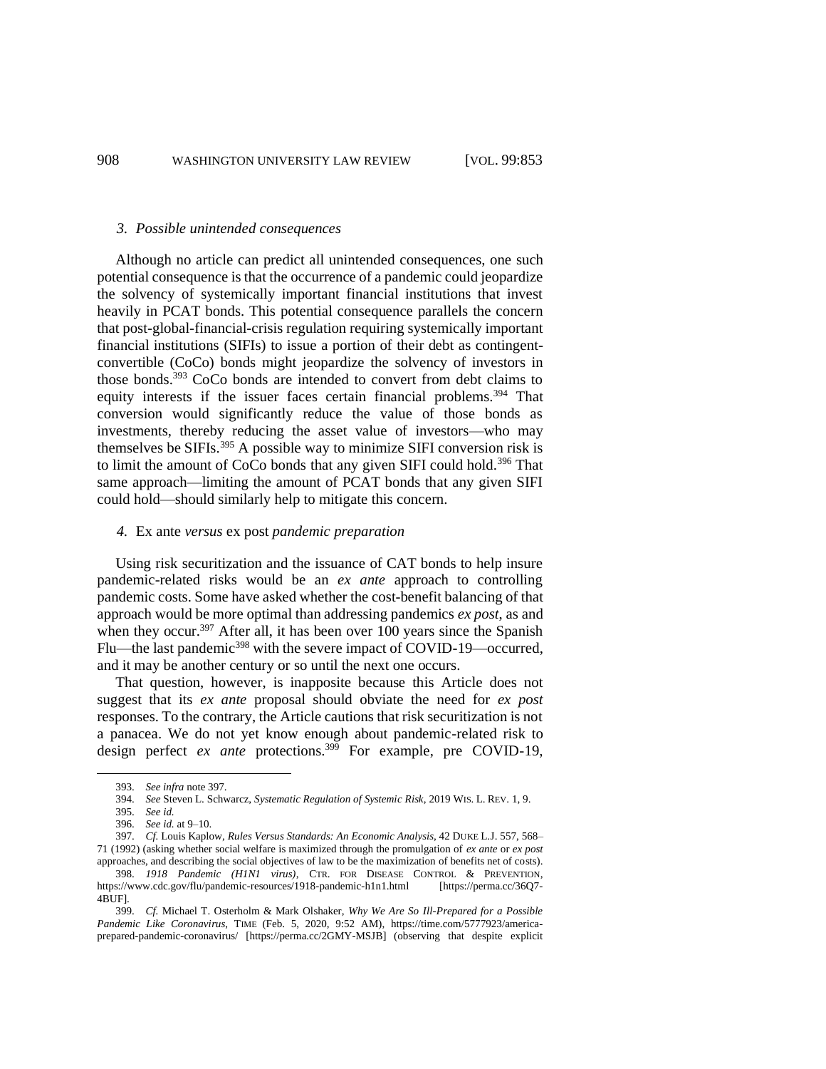### 3. *Possible unintended consequences*

Although no article can predict all unintended consequences, one such potential consequence is that the occurrence of a pandemic could jeopardize the solvency of systemically important financial institutions that invest heavily in PCAT bonds. This potential consequence parallels the concern that post-global-financial-crisis regulation requiring systemically important financial institutions (SIFIs) to issue a portion of their debt as contingent-convertible (CoCo) bonds might jeopardize the solvency of investors in those bonds.[393] CoCo bonds are intended to convert from debt claims to equity interests if the issuer faces certain financial problems.[394] That conversion would significantly reduce the value of those bonds as investments, thereby reducing the asset value of investors—who may themselves be SIFIs.[395] A possible way to minimize SIFI conversion risk is to limit the amount of CoCo bonds that any given SIFI could hold.[396] That same approach—limiting the amount of PCAT bonds that any given SIFI could hold—should similarly help to mitigate this concern.

### 4. Ex ante *versus* ex post *pandemic preparation*

Using risk securitization and the issuance of CAT bonds to help insure pandemic-related risks would be an *ex ante* approach to controlling pandemic costs. Some have asked whether the cost-benefit balancing of that approach would be more optimal than addressing pandemics *ex post*, as and when they occur.[397] After all, it has been over 100 years since the Spanish Flu—the last pandemic[398] with the severe impact of COVID-19—occurred, and it may be another century or so until the next one occurs.

That question, however, is inapposite because this Article does not suggest that its *ex ante* proposal should obviate the need for *ex post* responses. To the contrary, the Article cautions that risk securitization is not a panacea. We do not yet know enough about pandemic-related risk to design perfect *ex ante* protections.[399] For example, pre COVID-19,

---

393. *See infra* note 397.

394. *See* Steven L. Schwarcz, *Systematic Regulation of Systemic Risk*, 2019 WIS. L. REV. 1, 9.

395. *See id.*

396. *See id.* at 9–10.

397. *Cf.* Louis Kaplow, *Rules Versus Standards: An Economic Analysis*, 42 DUKE L.J. 557, 568–71 (1992) (asking whether social welfare is maximized through the promulgation of *ex ante* or *ex post* approaches, and describing the social objectives of law to be the maximization of benefits net of costs).

398. *1918 Pandemic (H1N1 virus)*, CTR. FOR DISEASE CONTROL & PREVENTION, https://www.cdc.gov/flu/pandemic-resources/1918-pandemic-h1n1.html [https://perma.cc/36Q7-4BUF].

399. *Cf.* Michael T. Osterholm & Mark Olshaker, *Why We Are So Ill-Prepared for a Possible Pandemic Like Coronavirus*, TIME (Feb. 5, 2020, 9:52 AM), https://time.com/5777923/america-prepared-pandemic-coronavirus/ [https://perma.cc/2GMY-MSJB] (observing that despite explicit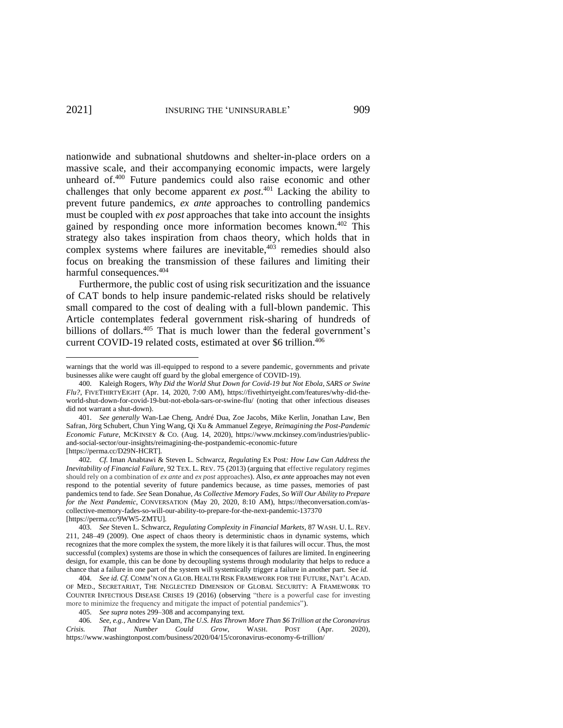nationwide and subnational shutdowns and shelter-in-place orders on a massive scale, and their accompanying economic impacts, were largely unheard of.[400] Future pandemics could also raise economic and other challenges that only become apparent *ex post*.[401] Lacking the ability to prevent future pandemics, *ex ante* approaches to controlling pandemics must be coupled with *ex post* approaches that take into account the insights gained by responding once more information becomes known.[402] This strategy also takes inspiration from chaos theory, which holds that in complex systems where failures are inevitable,[403] remedies should also focus on breaking the transmission of these failures and limiting their harmful consequences.[404]

Furthermore, the public cost of using risk securitization and the issuance of CAT bonds to help insure pandemic-related risks should be relatively small compared to the cost of dealing with a full-blown pandemic. This Article contemplates federal government risk-sharing of hundreds of billions of dollars.[405] That is much lower than the federal government's current COVID-19 related costs, estimated at over $6 trillion.[406]

---

warnings that the world was ill-equipped to respond to a severe pandemic, governments and private businesses alike were caught off guard by the global emergence of COVID-19).

400. Kaleigh Rogers, *Why Did the World Shut Down for Covid-19 but Not Ebola, SARS or Swine Flu?*, FIVETHIRTYEIGHT (Apr. 14, 2020, 7:00 AM), https://fivethirtyeight.com/features/why-did-the-world-shut-down-for-covid-19-but-not-ebola-sars-or-swine-flu/ (noting that other infectious diseases did not warrant a shut-down).

401. *See generally* Wan-Lae Cheng, André Dua, Zoe Jacobs, Mike Kerlin, Jonathan Law, Ben Safran, Jörg Schubert, Chun Ying Wang, Qi Xu & Ammanuel Zegeye, *Reimagining the Post-Pandemic Economic Future*, MCKINSEY & CO. (Aug. 14, 2020), https://www.mckinsey.com/industries/public-and-social-sector/our-insights/reimagining-the-postpandemic-economic-future [https://perma.cc/D29N-HCRT].

402. *Cf.* Iman Anabtawi & Steven L. Schwarcz, *Regulating* Ex Post*: How Law Can Address the Inevitability of Financial Failure*, 92 TEX. L. REV. 75 (2013) (arguing that effective regulatory regimes should rely on a combination of *ex ante* and *ex post* approaches). Also, *ex ante* approaches may not even respond to the potential severity of future pandemics because, as time passes, memories of past pandemics tend to fade. *See* Sean Donahue, *As Collective Memory Fades, So Will Our Ability to Prepare for the Next Pandemic*, CONVERSATION (May 20, 2020, 8:10 AM), https://theconversation.com/as-collective-memory-fades-so-will-our-ability-to-prepare-for-the-next-pandemic-137370 [https://perma.cc/9WW5-ZMTU].

403. *See* Steven L. Schwarcz, *Regulating Complexity in Financial Markets*, 87 WASH. U. L. REV. 211, 248–49 (2009). One aspect of chaos theory is deterministic chaos in dynamic systems, which recognizes that the more complex the system, the more likely it is that failures will occur. Thus, the most successful (complex) systems are those in which the consequences of failures are limited. In engineering design, for example, this can be done by decoupling systems through modularity that helps to reduce a chance that a failure in one part of the system will systemically trigger a failure in another part. See *id.*

404. *See id. Cf.* COMM'N ON A GLOB. HEALTH RISK FRAMEWORK FOR THE FUTURE, NAT'L ACAD. OF MED., SECRETARIAT, THE NEGLECTED DIMENSION OF GLOBAL SECURITY: A FRAMEWORK TO COUNTER INFECTIOUS DISEASE CRISES 19 (2016) (observing "there is a powerful case for investing more to minimize the frequency and mitigate the impact of potential pandemics").

405. *See supra* notes 299–308 and accompanying text.

406. *See, e.g.*, Andrew Van Dam, *The U.S. Has Thrown More Than $6 Trillion at the Coronavirus Crisis. That Number Could Grow*, WASH. POST (Apr. 2020), https://www.washingtonpost.com/business/2020/04/15/coronavirus-economy-6-trillion/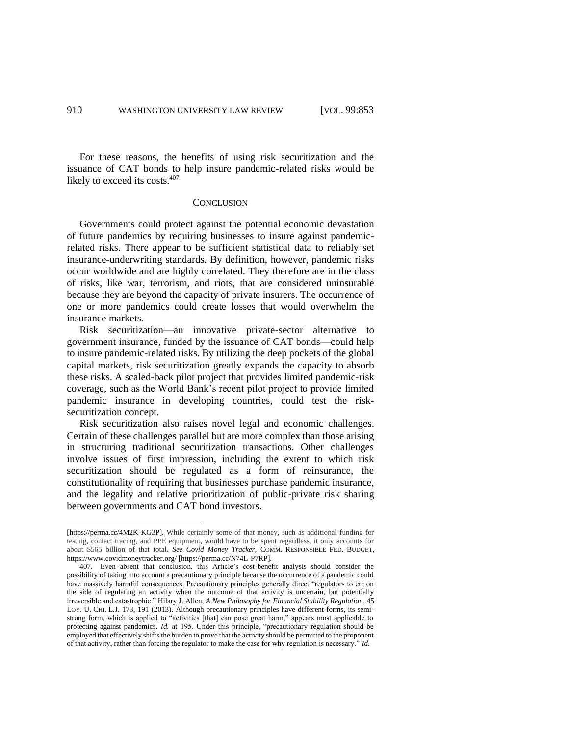For these reasons, the benefits of using risk securitization and the issuance of CAT bonds to help insure pandemic-related risks would be likely to exceed its costs.[407]

## CONCLUSION

Governments could protect against the potential economic devastation of future pandemics by requiring businesses to insure against pandemic-related risks. There appear to be sufficient statistical data to reliably set insurance-underwriting standards. By definition, however, pandemic risks occur worldwide and are highly correlated. They therefore are in the class of risks, like war, terrorism, and riots, that are considered uninsurable because they are beyond the capacity of private insurers. The occurrence of one or more pandemics could create losses that would overwhelm the insurance markets.

Risk securitization—an innovative private-sector alternative to government insurance, funded by the issuance of CAT bonds—could help to insure pandemic-related risks. By utilizing the deep pockets of the global capital markets, risk securitization greatly expands the capacity to absorb these risks. A scaled-back pilot project that provides limited pandemic-risk coverage, such as the World Bank's recent pilot project to provide limited pandemic insurance in developing countries, could test the risk-securitization concept.

Risk securitization also raises novel legal and economic challenges. Certain of these challenges parallel but are more complex than those arising in structuring traditional securitization transactions. Other challenges involve issues of first impression, including the extent to which risk securitization should be regulated as a form of reinsurance, the constitutionality of requiring that businesses purchase pandemic insurance, and the legality and relative prioritization of public-private risk sharing between governments and CAT bond investors.

---

[https://perma.cc/4M2K-KG3P]. While certainly some of that money, such as additional funding for testing, contact tracing, and PPE equipment, would have to be spent regardless, it only accounts for about \$565 billion of that total. *See Covid Money Tracker*, COMM. RESPONSIBLE FED. BUDGET, https://www.covidmoneytracker.org/ [https://perma.cc/N74L-P7RP].

407. Even absent that conclusion, this Article's cost-benefit analysis should consider the possibility of taking into account a precautionary principle because the occurrence of a pandemic could have massively harmful consequences. Precautionary principles generally direct "regulators to err on the side of regulating an activity when the outcome of that activity is uncertain, but potentially irreversible and catastrophic." Hilary J. Allen, *A New Philosophy for Financial Stability Regulation*, 45 LOY. U. CHI. L.J. 173, 191 (2013). Although precautionary principles have different forms, its semi-strong form, which is applied to "activities [that] can pose great harm," appears most applicable to protecting against pandemics. *Id.* at 195. Under this principle, "precautionary regulation should be employed that effectively shifts the burden to prove that the activity should be permitted to the proponent of that activity, rather than forcing the regulator to make the case for why regulation is necessary." *Id.*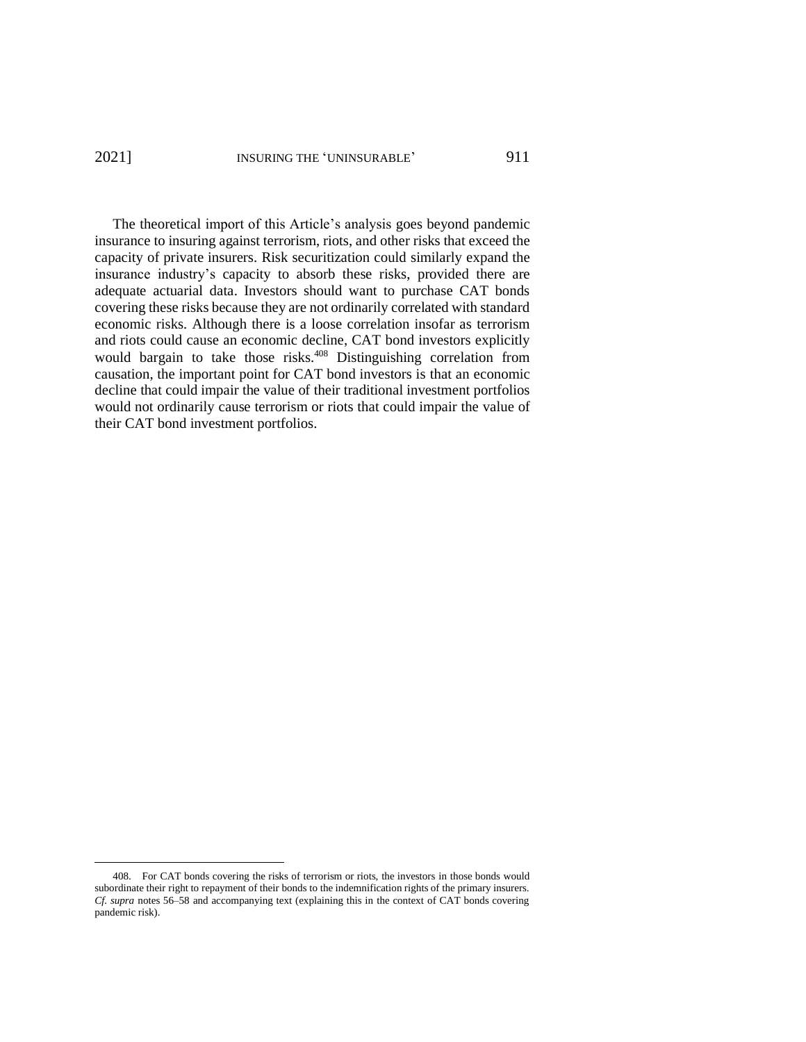The theoretical import of this Article's analysis goes beyond pandemic insurance to insuring against terrorism, riots, and other risks that exceed the capacity of private insurers. Risk securitization could similarly expand the insurance industry's capacity to absorb these risks, provided there are adequate actuarial data. Investors should want to purchase CAT bonds covering these risks because they are not ordinarily correlated with standard economic risks. Although there is a loose correlation insofar as terrorism and riots could cause an economic decline, CAT bond investors explicitly would bargain to take those risks.[408] Distinguishing correlation from causation, the important point for CAT bond investors is that an economic decline that could impair the value of their traditional investment portfolios would not ordinarily cause terrorism or riots that could impair the value of their CAT bond investment portfolios.

---

408. For CAT bonds covering the risks of terrorism or riots, the investors in those bonds would subordinate their right to repayment of their bonds to the indemnification rights of the primary insurers. *Cf. supra* notes 56–58 and accompanying text (explaining this in the context of CAT bonds covering pandemic risk).